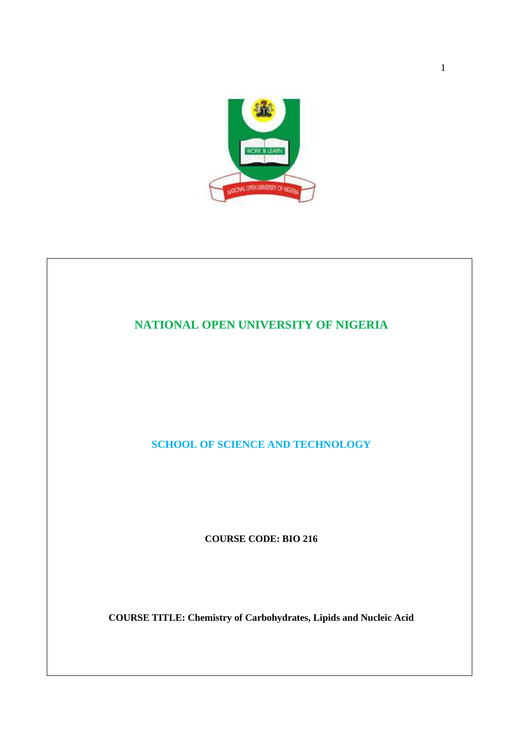# NATIONAL OPEN UNIVERSITY OF NIGERIA

## SCHOOL OF SCIENCE AND TECHNOLOGY

**COURSE CODE: BIO 216**

**COURSE TITLE: Chemistry of Carbohydrates, Lipids and Nucleic Acid**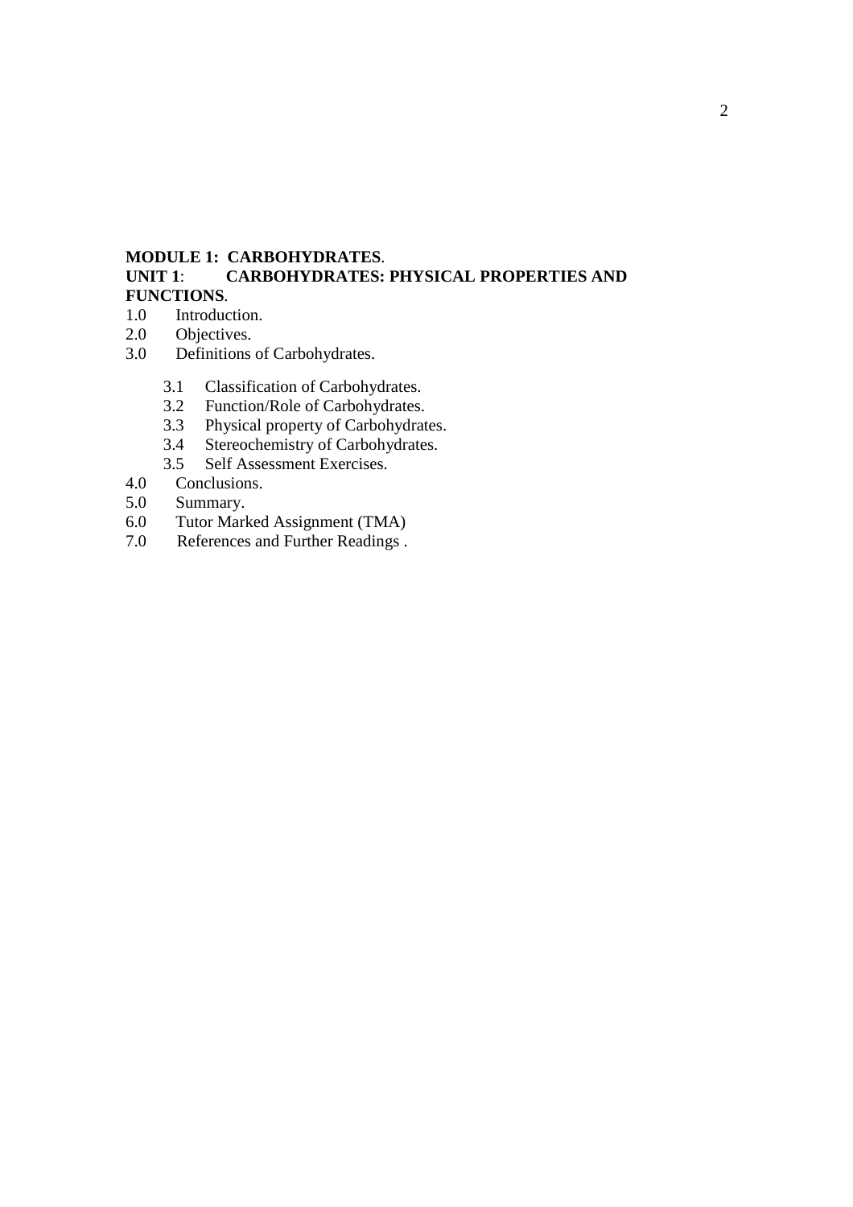**MODULE 1: CARBOHYDRATES**.

**UNIT 1**: **CARBOHYDRATES: PHYSICAL PROPERTIES AND FUNCTIONS**.

1.0 Introduction.

2.0 Objectives.

3.0 Definitions of Carbohydrates.

- 3.1 Classification of Carbohydrates.
- 3.2 Function/Role of Carbohydrates.
- 3.3 Physical property of Carbohydrates.
- 3.4 Stereochemistry of Carbohydrates.
- 3.5 Self Assessment Exercises.

4.0 Conclusions.

5.0 Summary.

6.0 Tutor Marked Assignment (TMA)

7.0 References and Further Readings .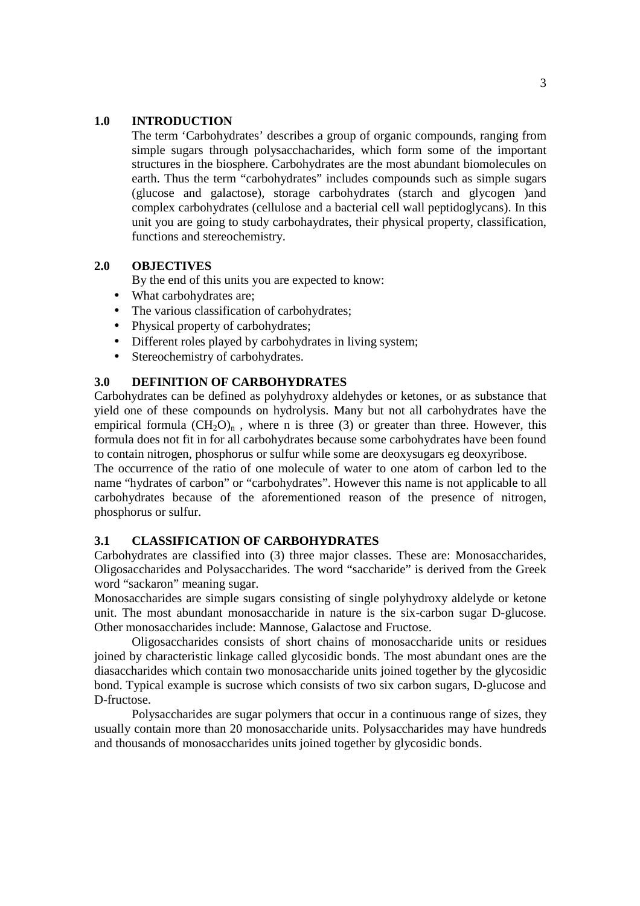## 1.0 INTRODUCTION

The term 'Carbohydrates' describes a group of organic compounds, ranging from simple sugars through polysacchacharides, which form some of the important structures in the biosphere. Carbohydrates are the most abundant biomolecules on earth. Thus the term "carbohydrates" includes compounds such as simple sugars (glucose and galactose), storage carbohydrates (starch and glycogen )and complex carbohydrates (cellulose and a bacterial cell wall peptidoglycans). In this unit you are going to study carbohaydrates, their physical property, classification, functions and stereochemistry.

## 2.0 OBJECTIVES

By the end of this units you are expected to know:

- What carbohydrates are;
- The various classification of carbohydrates;
- Physical property of carbohydrates;
- Different roles played by carbohydrates in living system;
- Stereochemistry of carbohydrates.

## 3.0 DEFINITION OF CARBOHYDRATES

Carbohydrates can be defined as polyhydroxy aldehydes or ketones, or as substance that yield one of these compounds on hydrolysis. Many but not all carbohydrates have the empirical formula $(CH_2O)_n$ , where n is three (3) or greater than three. However, this formula does not fit in for all carbohydrates because some carbohydrates have been found to contain nitrogen, phosphorus or sulfur while some are deoxysugars eg deoxyribose.

The occurrence of the ratio of one molecule of water to one atom of carbon led to the name "hydrates of carbon" or "carbohydrates". However this name is not applicable to all carbohydrates because of the aforementioned reason of the presence of nitrogen, phosphorus or sulfur.

### 3.1 CLASSIFICATION OF CARBOHYDRATES

Carbohydrates are classified into (3) three major classes. These are: Monosaccharides, Oligosaccharides and Polysaccharides. The word "saccharide" is derived from the Greek word "sackaron" meaning sugar.

Monosaccharides are simple sugars consisting of single polyhydroxy aldelyde or ketone unit. The most abundant monosaccharide in nature is the six-carbon sugar D-glucose. Other monosaccharides include: Mannose, Galactose and Fructose.

Oligosaccharides consists of short chains of monosaccharide units or residues joined by characteristic linkage called glycosidic bonds. The most abundant ones are the diasaccharides which contain two monosaccharide units joined together by the glycosidic bond. Typical example is sucrose which consists of two six carbon sugars, D-glucose and D-fructose.

Polysaccharides are sugar polymers that occur in a continuous range of sizes, they usually contain more than 20 monosaccharide units. Polysaccharides may have hundreds and thousands of monosaccharides units joined together by glycosidic bonds.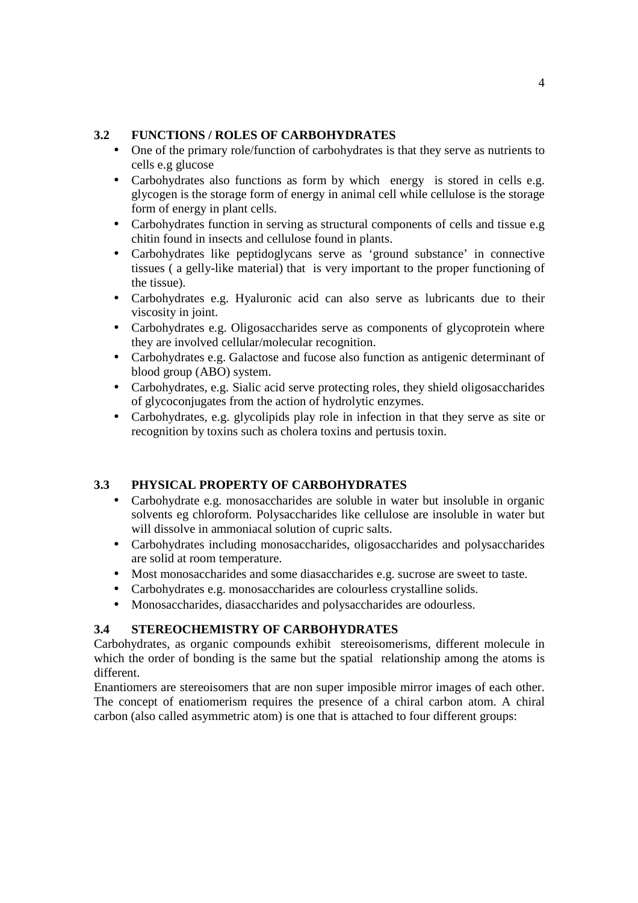### 3.2 FUNCTIONS / ROLES OF CARBOHYDRATES

- One of the primary role/function of carbohydrates is that they serve as nutrients to cells e.g glucose
- Carbohydrates also functions as form by which energy is stored in cells e.g. glycogen is the storage form of energy in animal cell while cellulose is the storage form of energy in plant cells.
- Carbohydrates function in serving as structural components of cells and tissue e.g chitin found in insects and cellulose found in plants.
- Carbohydrates like peptidoglycans serve as 'ground substance' in connective tissues ( a gelly-like material) that is very important to the proper functioning of the tissue).
- Carbohydrates e.g. Hyaluronic acid can also serve as lubricants due to their viscosity in joint.
- Carbohydrates e.g. Oligosaccharides serve as components of glycoprotein where they are involved cellular/molecular recognition.
- Carbohydrates e.g. Galactose and fucose also function as antigenic determinant of blood group (ABO) system.
- Carbohydrates, e.g. Sialic acid serve protecting roles, they shield oligosaccharides of glycoconjugates from the action of hydrolytic enzymes.
- Carbohydrates, e.g. glycolipids play role in infection in that they serve as site or recognition by toxins such as cholera toxins and pertusis toxin.

### 3.3 PHYSICAL PROPERTY OF CARBOHYDRATES

- Carbohydrate e.g. monosaccharides are soluble in water but insoluble in organic solvents eg chloroform. Polysaccharides like cellulose are insoluble in water but will dissolve in ammoniacal solution of cupric salts.
- Carbohydrates including monosaccharides, oligosaccharides and polysaccharides are solid at room temperature.
- Most monosaccharides and some diasaccharides e.g. sucrose are sweet to taste.
- Carbohydrates e.g. monosaccharides are colourless crystalline solids.
- Monosaccharides, diasaccharides and polysaccharides are odourless.

### 3.4 STEREOCHEMISTRY OF CARBOHYDRATES

Carbohydrates, as organic compounds exhibit stereoisomerisms, different molecule in which the order of bonding is the same but the spatial relationship among the atoms is different.

Enantiomers are stereoisomers that are non super imposible mirror images of each other. The concept of enatiomerism requires the presence of a chiral carbon atom. A chiral carbon (also called asymmetric atom) is one that is attached to four different groups: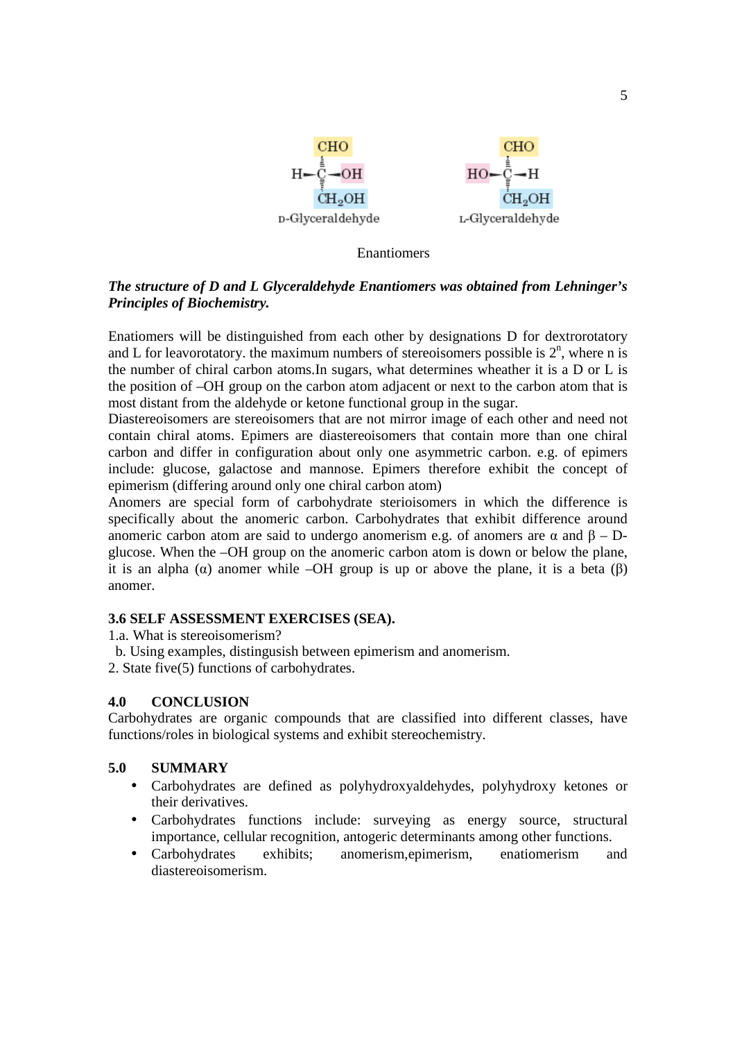CHO
H—C—OH
CH₂OH
D-Glyceraldehyde

CHO
HO—C—H
CH₂OH
L-Glyceraldehyde

Enantiomers

***The structure of D and L Glyceraldehyde Enantiomers was obtained from Lehninger's Principles of Biochemistry.***

Enatiomers will be distinguished from each other by designations D for dextrorotatory and L for leavorotatory. the maximum numbers of stereoisomers possible is $2^n$, where n is the number of chiral carbon atoms.In sugars, what determines wheather it is a D or L is the position of –OH group on the carbon atom adjacent or next to the carbon atom that is most distant from the aldehyde or ketone functional group in the sugar.
Diastereoisomers are stereoisomers that are not mirror image of each other and need not contain chiral atoms. Epimers are diastereoisomers that contain more than one chiral carbon and differ in configuration about only one asymmetric carbon. e.g. of epimers include: glucose, galactose and mannose. Epimers therefore exhibit the concept of epimerism (differing around only one chiral carbon atom)
Anomers are special form of carbohydrate sterioisomers in which the difference is specifically about the anomeric carbon. Carbohydrates that exhibit difference around anomeric carbon atom are said to undergo anomerism e.g. of anomers are α and β – D-glucose. When the –OH group on the anomeric carbon atom is down or below the plane, it is an alpha (α) anomer while –OH group is up or above the plane, it is a beta (β) anomer.

### 3.6 SELF ASSESSMENT EXERCISES (SEA).

1.a. What is stereoisomerism?
 b. Using examples, distingusish between epimerism and anomerism.
2. State five(5) functions of carbohydrates.

## 4.0 CONCLUSION

Carbohydrates are organic compounds that are classified into different classes, have functions/roles in biological systems and exhibit stereochemistry.

## 5.0 SUMMARY

- Carbohydrates are defined as polyhydroxyaldehydes, polyhydroxy ketones or their derivatives.
- Carbohydrates functions include: surveying as energy source, structural importance, cellular recognition, antogeric determinants among other functions.
- Carbohydrates exhibits; anomerism,epimerism, enatiomerism and diastereoisomerism.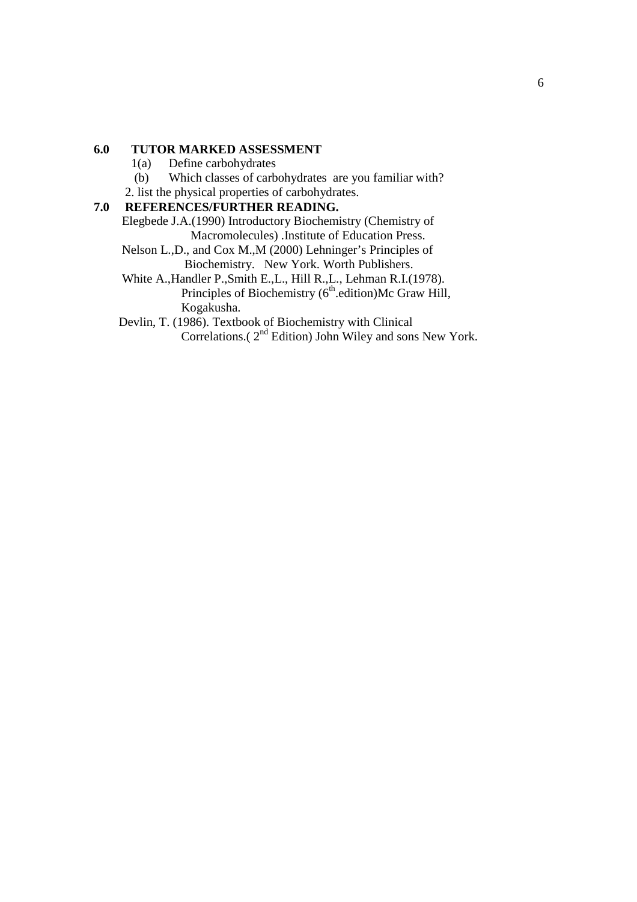## 6.0 TUTOR MARKED ASSESSMENT

1(a) Define carbohydrates

(b) Which classes of carbohydrates are you familiar with?

2. list the physical properties of carbohydrates.

## 7.0 REFERENCES/FURTHER READING.

Elegbede J.A.(1990) Introductory Biochemistry (Chemistry of Macromolecules) .Institute of Education Press.

Nelson L.,D., and Cox M.,M (2000) Lehninger's Principles of Biochemistry. New York. Worth Publishers.

White A.,Handler P.,Smith E.,L., Hill R.,L., Lehman R.I.(1978). Principles of Biochemistry (6th.edition)Mc Graw Hill, Kogakusha.

Devlin, T. (1986). Textbook of Biochemistry with Clinical Correlations.( 2nd Edition) John Wiley and sons New York.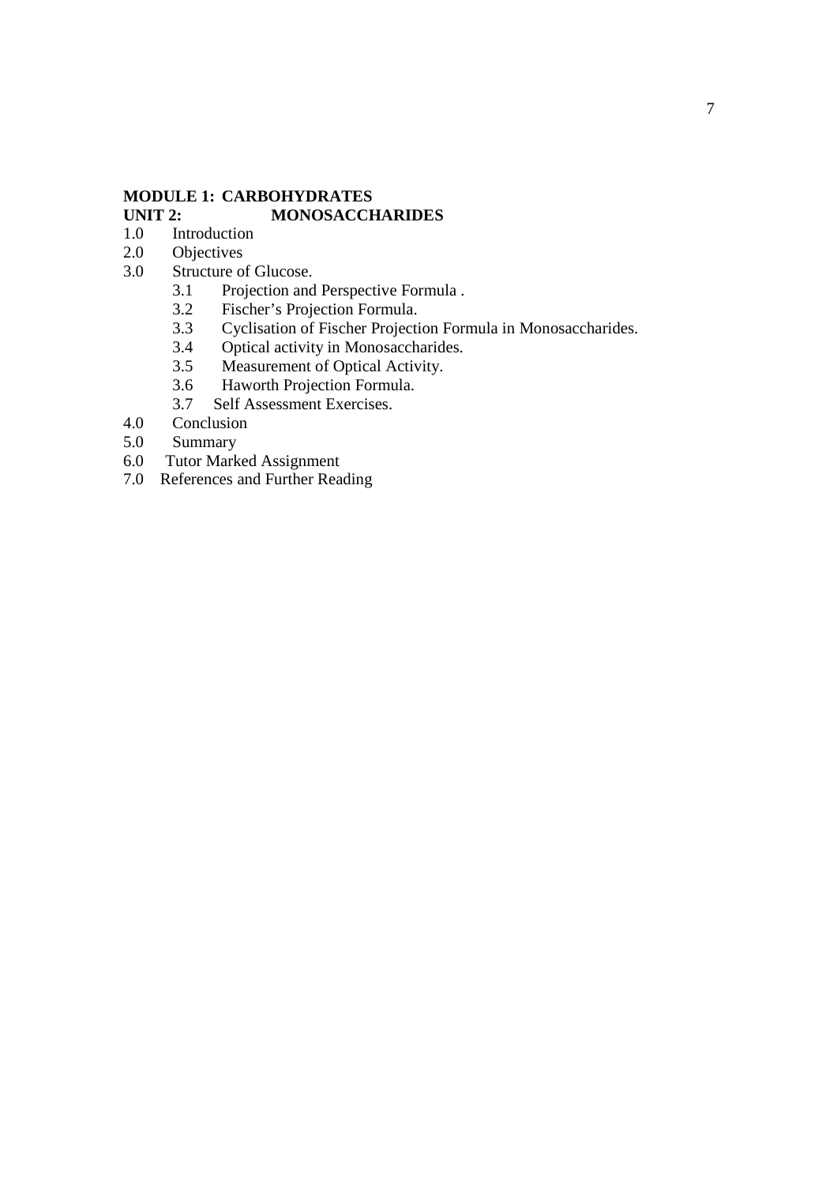**MODULE 1: CARBOHYDRATES**

**UNIT 2: MONOSACCHARIDES**

1.0 Introduction
2.0 Objectives
3.0 Structure of Glucose.
    3.1 Projection and Perspective Formula .
    3.2 Fischer's Projection Formula.
    3.3 Cyclisation of Fischer Projection Formula in Monosaccharides.
    3.4 Optical activity in Monosaccharides.
    3.5 Measurement of Optical Activity.
    3.6 Haworth Projection Formula.
    3.7 Self Assessment Exercises.
4.0 Conclusion
5.0 Summary
6.0 Tutor Marked Assignment
7.0 References and Further Reading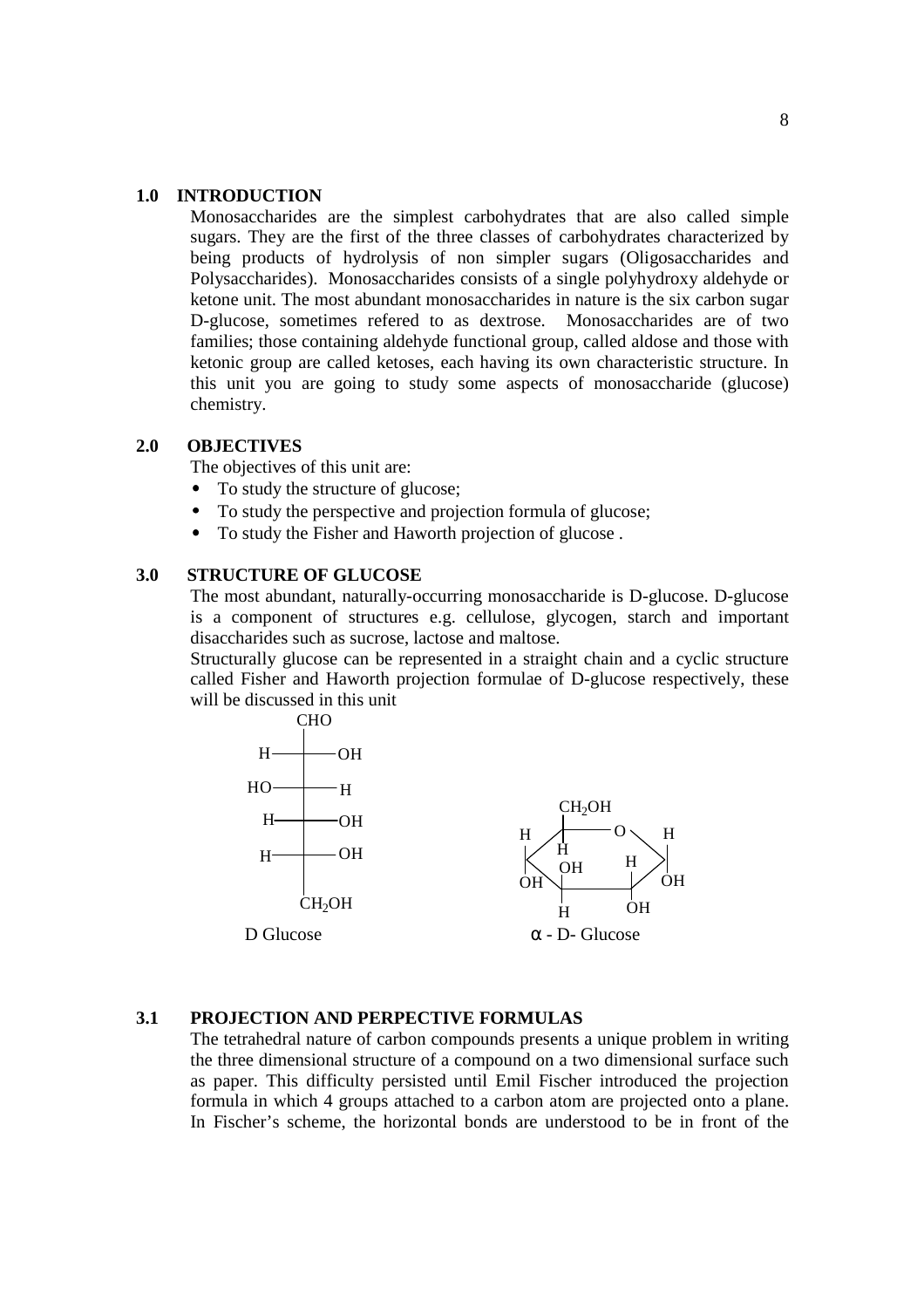## 1.0 INTRODUCTION

Monosaccharides are the simplest carbohydrates that are also called simple sugars. They are the first of the three classes of carbohydrates characterized by being products of hydrolysis of non simpler sugars (Oligosaccharides and Polysaccharides). Monosaccharides consists of a single polyhydroxy aldehyde or ketone unit. The most abundant monosaccharides in nature is the six carbon sugar D-glucose, sometimes refered to as dextrose. Monosaccharides are of two families; those containing aldehyde functional group, called aldose and those with ketonic group are called ketoses, each having its own characteristic structure. In this unit you are going to study some aspects of monosaccharide (glucose) chemistry.

## 2.0 OBJECTIVES

The objectives of this unit are:

- To study the structure of glucose;
- To study the perspective and projection formula of glucose;
- To study the Fisher and Haworth projection of glucose .

## 3.0 STRUCTURE OF GLUCOSE

The most abundant, naturally-occurring monosaccharide is D-glucose. D-glucose is a component of structures e.g. cellulose, glycogen, starch and important disaccharides such as sucrose, lactose and maltose.

Structurally glucose can be represented in a straight chain and a cyclic structure called Fisher and Haworth projection formulae of D-glucose respectively, these will be discussed in this unit

```
        CHO
   H ───┼─── OH
  HO ───┼─── H
   H ───┼─── OH
   H ───┼─── OH
        │
       CH2OH
```

D Glucose

α - D- Glucose

## 3.1 PROJECTION AND PERPECTIVE FORMULAS

The tetrahedral nature of carbon compounds presents a unique problem in writing the three dimensional structure of a compound on a two dimensional surface such as paper. This difficulty persisted until Emil Fischer introduced the projection formula in which 4 groups attached to a carbon atom are projected onto a plane. In Fischer's scheme, the horizontal bonds are understood to be in front of the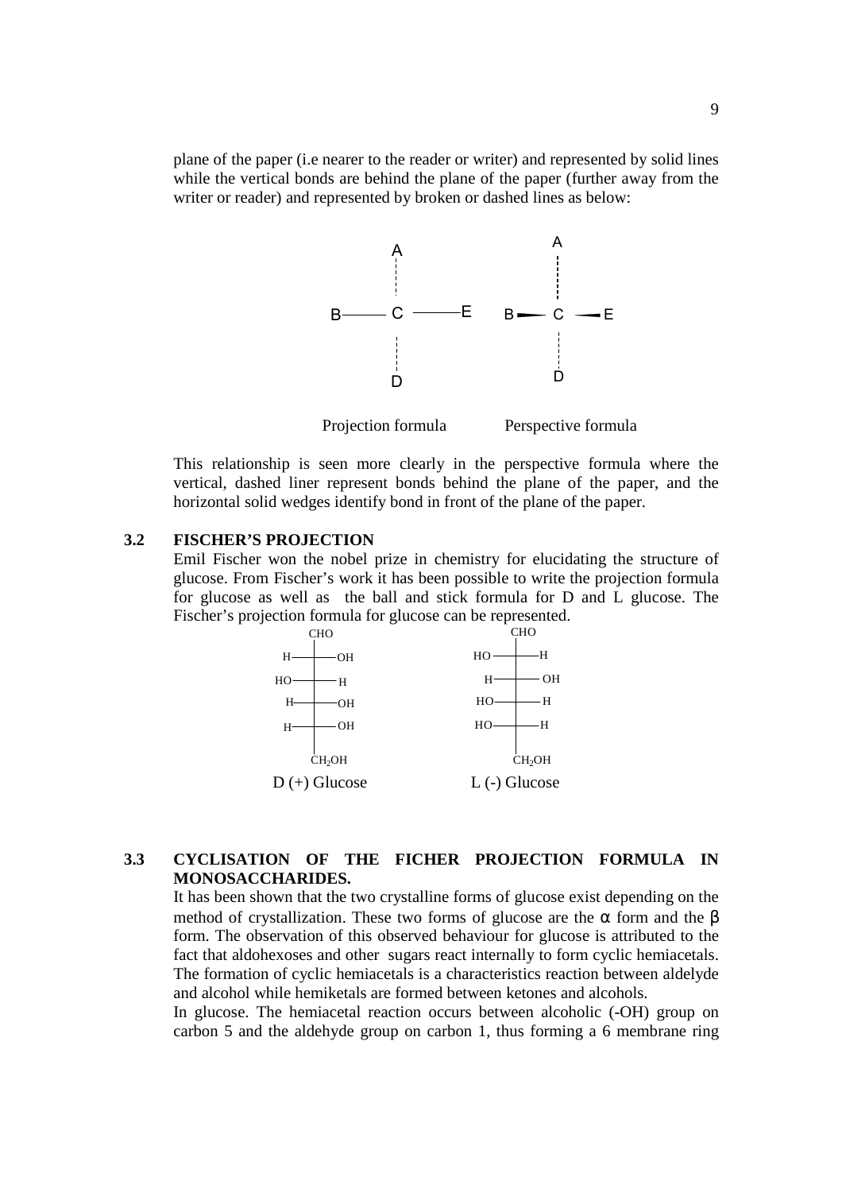plane of the paper (i.e nearer to the reader or writer) and represented by solid lines while the vertical bonds are behind the plane of the paper (further away from the writer or reader) and represented by broken or dashed lines as below:

```
        A                    A
        ¦                    ¦
  B ——— C ——— E        B ◄— C —► E
        ¦                    ¦
        D                    D
```

Projection formula          Perspective formula

This relationship is seen more clearly in the perspective formula where the vertical, dashed liner represent bonds behind the plane of the paper, and the horizontal solid wedges identify bond in front of the plane of the paper.

### 3.2 FISCHER'S PROJECTION

Emil Fischer won the nobel prize in chemistry for elucidating the structure of glucose. From Fischer's work it has been possible to write the projection formula for glucose as well as the ball and stick formula for D and L glucose. The Fischer's projection formula for glucose can be represented.

```
        CHO                      CHO
   H ——+—— OH              HO ——+—— H
  HO ——+—— H                H ——+—— OH
   H ——+—— OH              HO ——+—— H
   H ——+—— OH              HO ——+—— H
       CH2OH                    CH2OH
```

D (+) Glucose          L (-) Glucose

### 3.3 CYCLISATION OF THE FICHER PROJECTION FORMULA IN MONOSACCHARIDES.

It has been shown that the two crystalline forms of glucose exist depending on the method of crystallization. These two forms of glucose are the $\alpha$ form and the $\beta$ form. The observation of this observed behaviour for glucose is attributed to the fact that aldohexoses and other sugars react internally to form cyclic hemiacetals. The formation of cyclic hemiacetals is a characteristics reaction between aldelyde and alcohol while hemiketals are formed between ketones and alcohols.

In glucose. The hemiacetal reaction occurs between alcoholic (-OH) group on carbon 5 and the aldehyde group on carbon 1, thus forming a 6 membrane ring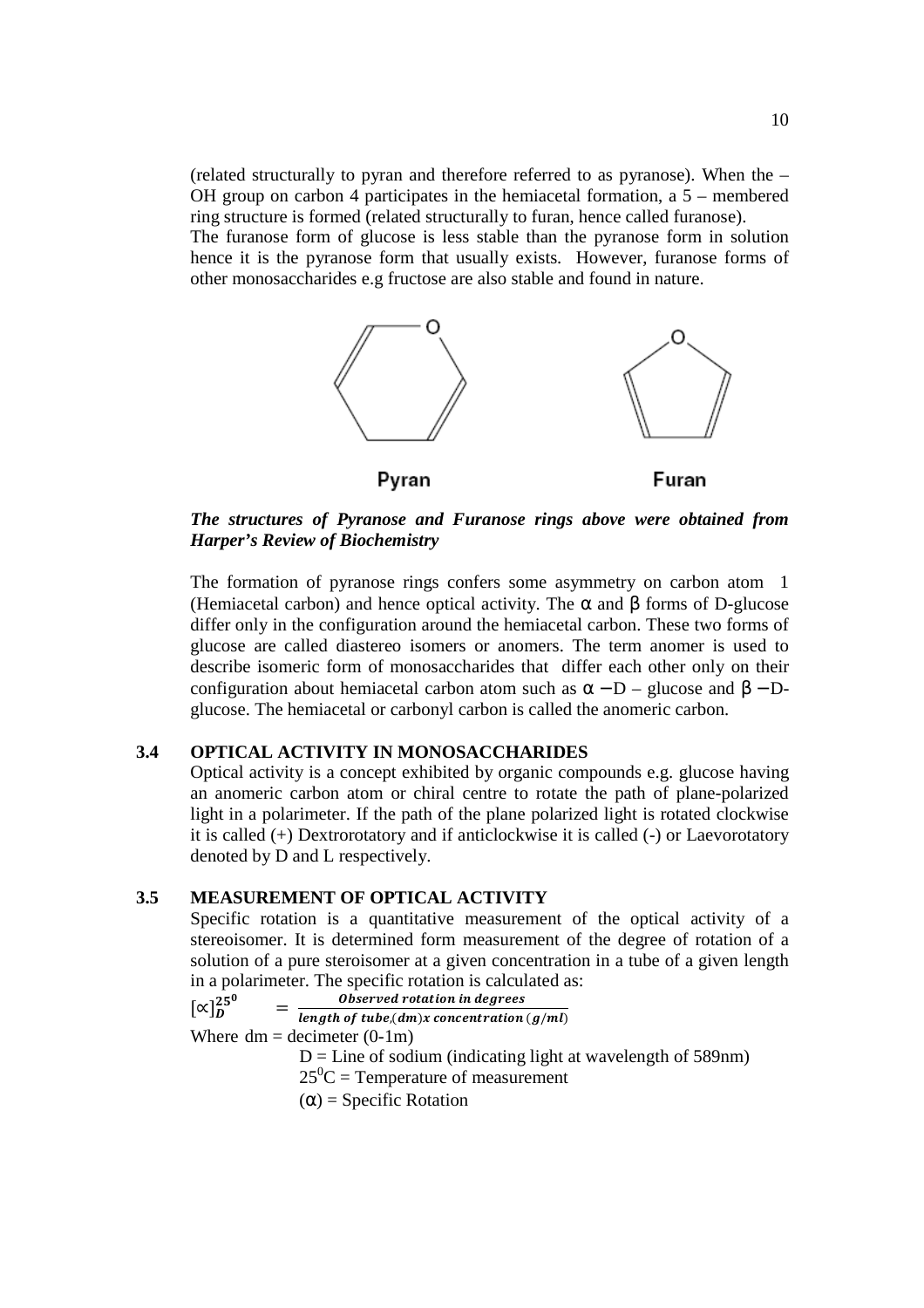(related structurally to pyran and therefore referred to as pyranose). When the –OH group on carbon 4 participates in the hemiacetal formation, a 5 – membered ring structure is formed (related structurally to furan, hence called furanose).
The furanose form of glucose is less stable than the pyranose form in solution hence it is the pyranose form that usually exists. However, furanose forms of other monosaccharides e.g fructose are also stable and found in nature.

Pyran Furan

***The structures of Pyranose and Furanose rings above were obtained from Harper's Review of Biochemistry***

The formation of pyranose rings confers some asymmetry on carbon atom 1 (Hemiacetal carbon) and hence optical activity. The α and β forms of D-glucose differ only in the configuration around the hemiacetal carbon. These two forms of glucose are called diastereo isomers or anomers. The term anomer is used to describe isomeric form of monosaccharides that differ each other only on their configuration about hemiacetal carbon atom such as α – D – glucose and β – D-glucose. The hemiacetal or carbonyl carbon is called the anomeric carbon.

### 3.4 OPTICAL ACTIVITY IN MONOSACCHARIDES

Optical activity is a concept exhibited by organic compounds e.g. glucose having an anomeric carbon atom or chiral centre to rotate the path of plane-polarized light in a polarimeter. If the path of the plane polarized light is rotated clockwise it is called (+) Dextrorotatory and if anticlockwise it is called (-) or Laevorotatory denoted by D and L respectively.

### 3.5 MEASUREMENT OF OPTICAL ACTIVITY

Specific rotation is a quantitative measurement of the optical activity of a stereoisomer. It is determined form measurement of the degree of rotation of a solution of a pure steroisomer at a given concentration in a tube of a given length in a polarimeter. The specific rotation is calculated as:

$$[\propto]_D^{25^0} = \frac{\textit{Observed rotation in degrees}}{\textit{length of tube}(dm) \, x \; \textit{concentration} \, (g/ml)}$$

Where dm = decimeter (0-1m)

D = Line of sodium (indicating light at wavelength of 589nm)

$25^0$C = Temperature of measurement

(α) = Specific Rotation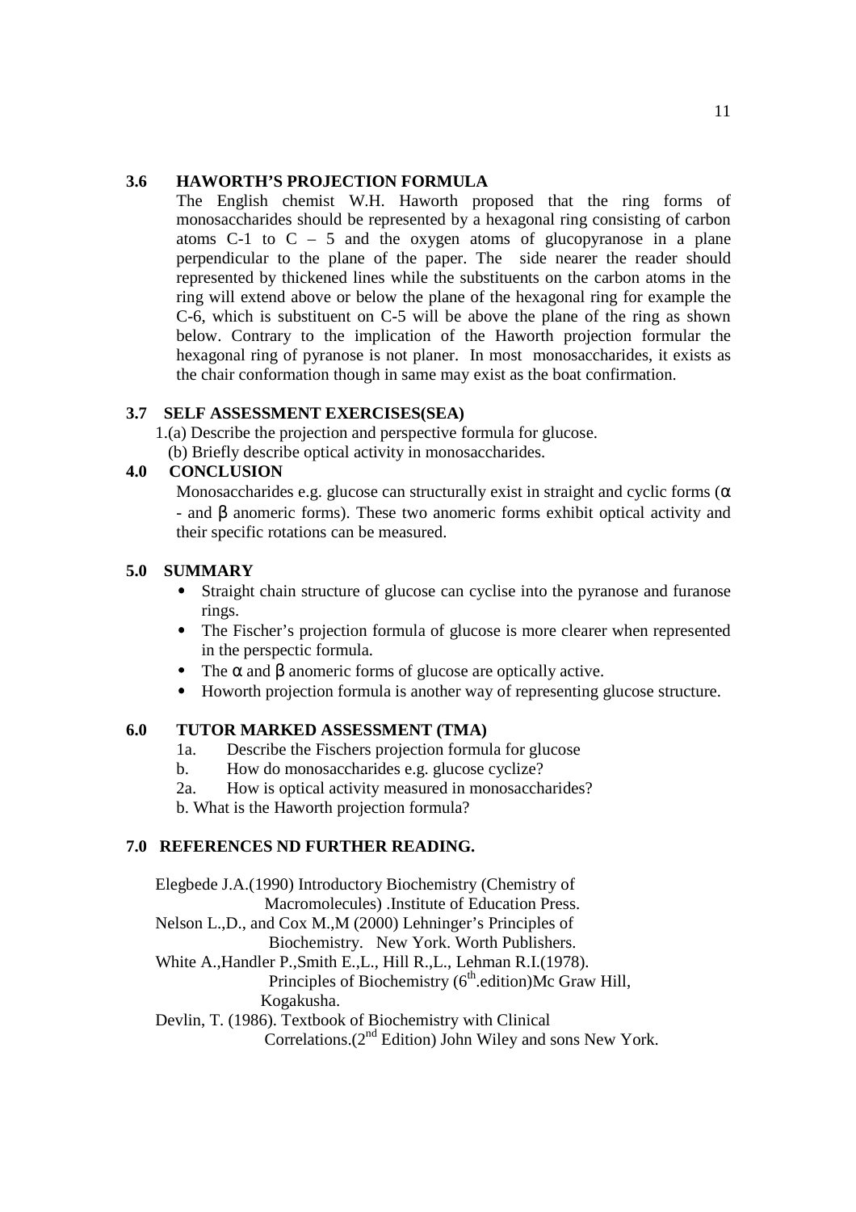### 3.6 HAWORTH'S PROJECTION FORMULA

The English chemist W.H. Haworth proposed that the ring forms of monosaccharides should be represented by a hexagonal ring consisting of carbon atoms C-1 to C – 5 and the oxygen atoms of glucopyranose in a plane perpendicular to the plane of the paper. The side nearer the reader should represented by thickened lines while the substituents on the carbon atoms in the ring will extend above or below the plane of the hexagonal ring for example the C-6, which is substituent on C-5 will be above the plane of the ring as shown below. Contrary to the implication of the Haworth projection formular the hexagonal ring of pyranose is not planer. In most monosaccharides, it exists as the chair conformation though in same may exist as the boat confirmation.

### 3.7 SELF ASSESSMENT EXERCISES(SEA)

1.(a) Describe the projection and perspective formula for glucose.

(b) Briefly describe optical activity in monosaccharides.

## 4.0 CONCLUSION

Monosaccharides e.g. glucose can structurally exist in straight and cyclic forms ($\alpha$ - and $\beta$ anomeric forms). These two anomeric forms exhibit optical activity and their specific rotations can be measured.

## 5.0 SUMMARY

- Straight chain structure of glucose can cyclise into the pyranose and furanose rings.
- The Fischer's projection formula of glucose is more clearer when represented in the perspectic formula.
- The $\alpha$ and $\beta$ anomeric forms of glucose are optically active.
- Howorth projection formula is another way of representing glucose structure.

## 6.0 TUTOR MARKED ASSESSMENT (TMA)

1a. Describe the Fischers projection formula for glucose

b. How do monosaccharides e.g. glucose cyclize?

2a. How is optical activity measured in monosaccharides?

b. What is the Haworth projection formula?

## 7.0 REFERENCES ND FURTHER READING.

Elegbede J.A.(1990) Introductory Biochemistry (Chemistry of Macromolecules) .Institute of Education Press.

Nelson L.,D., and Cox M.,M (2000) Lehninger's Principles of Biochemistry. New York. Worth Publishers.

White A.,Handler P.,Smith E.,L., Hill R.,L., Lehman R.I.(1978). Principles of Biochemistry (6th.edition)Mc Graw Hill, Kogakusha.

Devlin, T. (1986). Textbook of Biochemistry with Clinical Correlations.(2nd Edition) John Wiley and sons New York.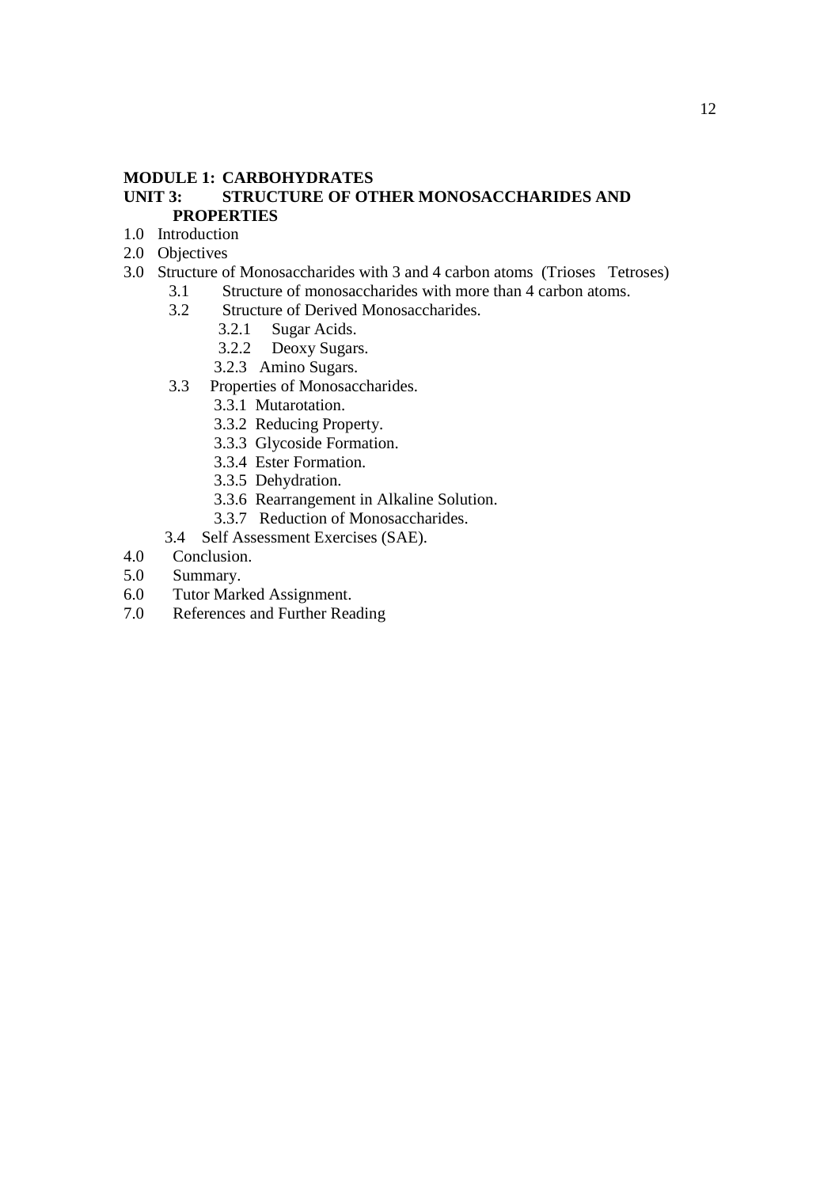## MODULE 1: CARBOHYDRATES

## UNIT 3: STRUCTURE OF OTHER MONOSACCHARIDES AND PROPERTIES

- 1.0 Introduction
- 2.0 Objectives
- 3.0 Structure of Monosaccharides with 3 and 4 carbon atoms (Trioses Tetroses)
  - 3.1 Structure of monosaccharides with more than 4 carbon atoms.
  - 3.2 Structure of Derived Monosaccharides.
    - 3.2.1 Sugar Acids.
    - 3.2.2 Deoxy Sugars.
    - 3.2.3 Amino Sugars.
  - 3.3 Properties of Monosaccharides.
    - 3.3.1 Mutarotation.
    - 3.3.2 Reducing Property.
    - 3.3.3 Glycoside Formation.
    - 3.3.4 Ester Formation.
    - 3.3.5 Dehydration.
    - 3.3.6 Rearrangement in Alkaline Solution.
    - 3.3.7 Reduction of Monosaccharides.
  - 3.4 Self Assessment Exercises (SAE).
- 4.0 Conclusion.
- 5.0 Summary.
- 6.0 Tutor Marked Assignment.
- 7.0 References and Further Reading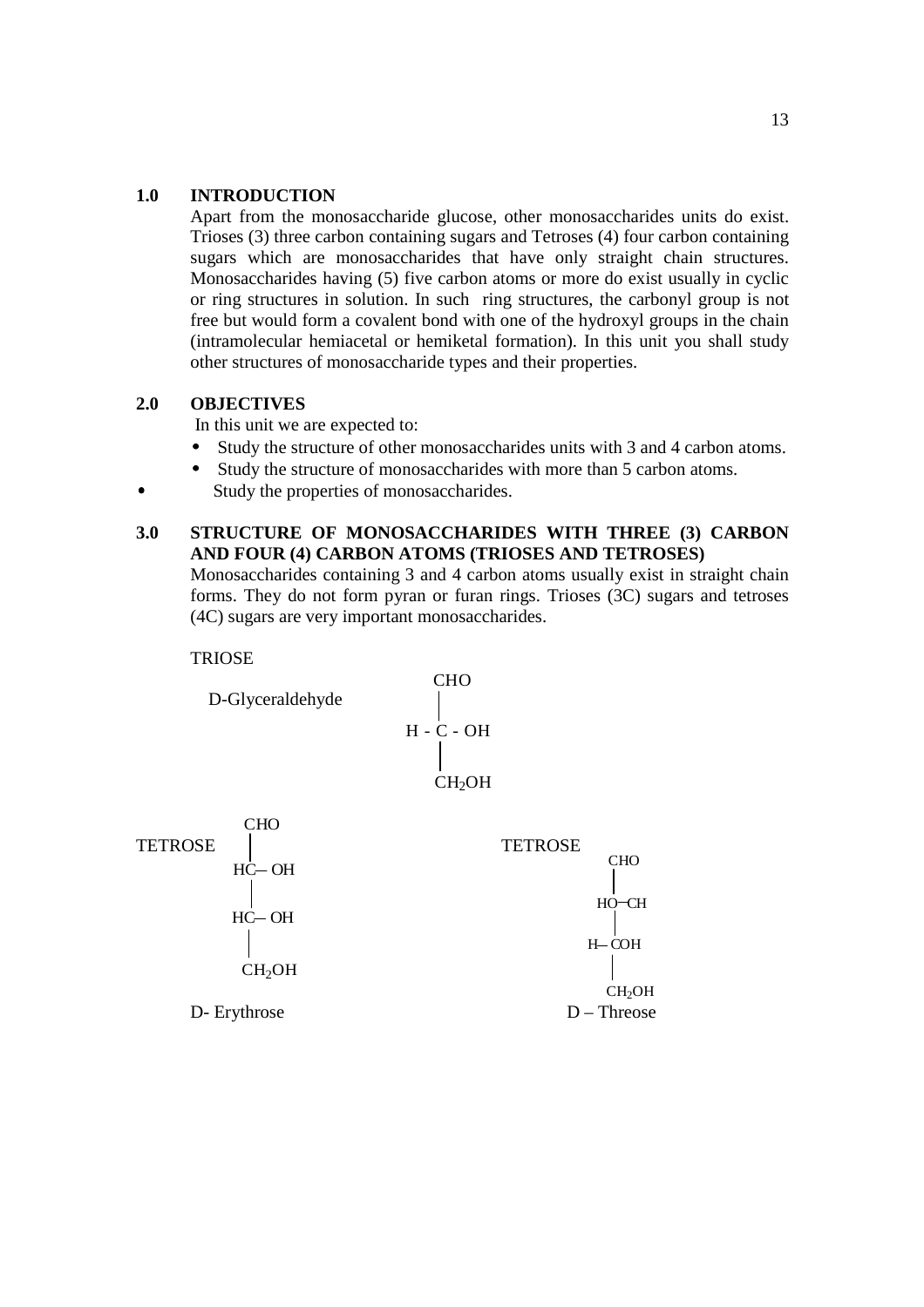## 1.0 INTRODUCTION

Apart from the monosaccharide glucose, other monosaccharides units do exist. Trioses (3) three carbon containing sugars and Tetroses (4) four carbon containing sugars which are monosaccharides that have only straight chain structures. Monosaccharides having (5) five carbon atoms or more do exist usually in cyclic or ring structures in solution. In such ring structures, the carbonyl group is not free but would form a covalent bond with one of the hydroxyl groups in the chain (intramolecular hemiacetal or hemiketal formation). In this unit you shall study other structures of monosaccharide types and their properties.

## 2.0 OBJECTIVES

In this unit we are expected to:

- Study the structure of other monosaccharides units with 3 and 4 carbon atoms.
- Study the structure of monosaccharides with more than 5 carbon atoms.
- Study the properties of monosaccharides.

## 3.0 STRUCTURE OF MONOSACCHARIDES WITH THREE (3) CARBON AND FOUR (4) CARBON ATOMS (TRIOSES AND TETROSES)

Monosaccharides containing 3 and 4 carbon atoms usually exist in straight chain forms. They do not form pyran or furan rings. Trioses (3C) sugars and tetroses (4C) sugars are very important monosaccharides.

TRIOSE

D-Glyceraldehyde

```
      CHO
       |
  H -  C - OH
       |
      CH2OH
```

TETROSE

```
      CHO
       |
     HC— OH
       |
     HC— OH
       |
      CH2OH
```

D- Erythrose

TETROSE

```
      CHO
       |
    HO—CH
       |
    H— COH
       |
      CH2OH
```

D – Threose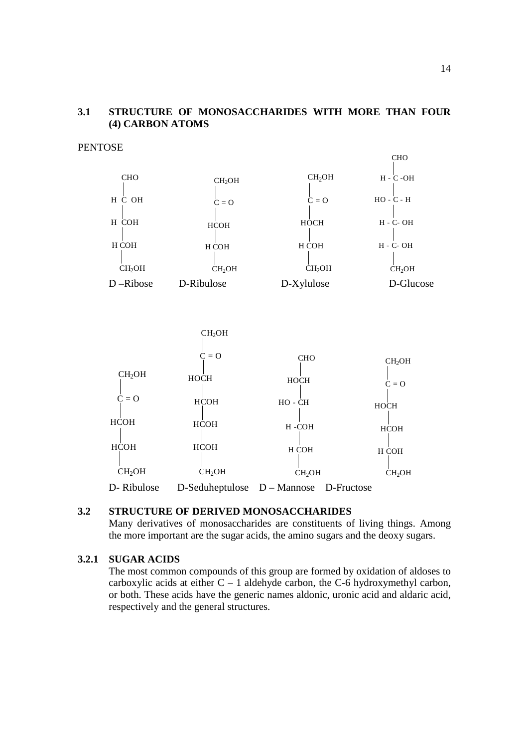### 3.1 STRUCTURE OF MONOSACCHARIDES WITH MORE THAN FOUR (4) CARBON ATOMS

PENTOSE

```
  CHO              CH2OH            CH2OH              CHO
   |                 |                |                 |
 H C OH            C = O            C = O           H - C -OH
   |                 |                |                 |
 H COH             HCOH             HOCH            HO - C - H
   |                 |                |                 |
 H COH             H COH            H COH            H - C- OH
   |                 |                |                 |
  CH2OH            CH2OH            CH2OH            H - C- OH
                                                        |
                                                      CH2OH
D –Ribose        D-Ribulose       D-Xylulose        D-Glucose
```

```
                  CH2OH
                    |
                  C = O             CHO            CH2OH
                    |                |               |
  CH2OH           HOCH             HOCH            C = O
    |               |                |               |
  C = O           HCOH            HO - CH          HOCH
    |               |                |               |
  HCOH            HCOH             H -COH          HCOH
    |               |                |               |
  HCOH            HCOH             H COH           H COH
    |               |                |               |
  CH2OH           CH2OH            CH2OH           CH2OH
D- Ribulose    D-Seduheptulose   D – Mannose    D-Fructose
```

### 3.2 STRUCTURE OF DERIVED MONOSACCHARIDES

Many derivatives of monosaccharides are constituents of living things. Among the more important are the sugar acids, the amino sugars and the deoxy sugars.

#### 3.2.1 SUGAR ACIDS

The most common compounds of this group are formed by oxidation of aldoses to carboxylic acids at either C – 1 aldehyde carbon, the C-6 hydroxymethyl carbon, or both. These acids have the generic names aldonic, uronic acid and aldaric acid, respectively and the general structures.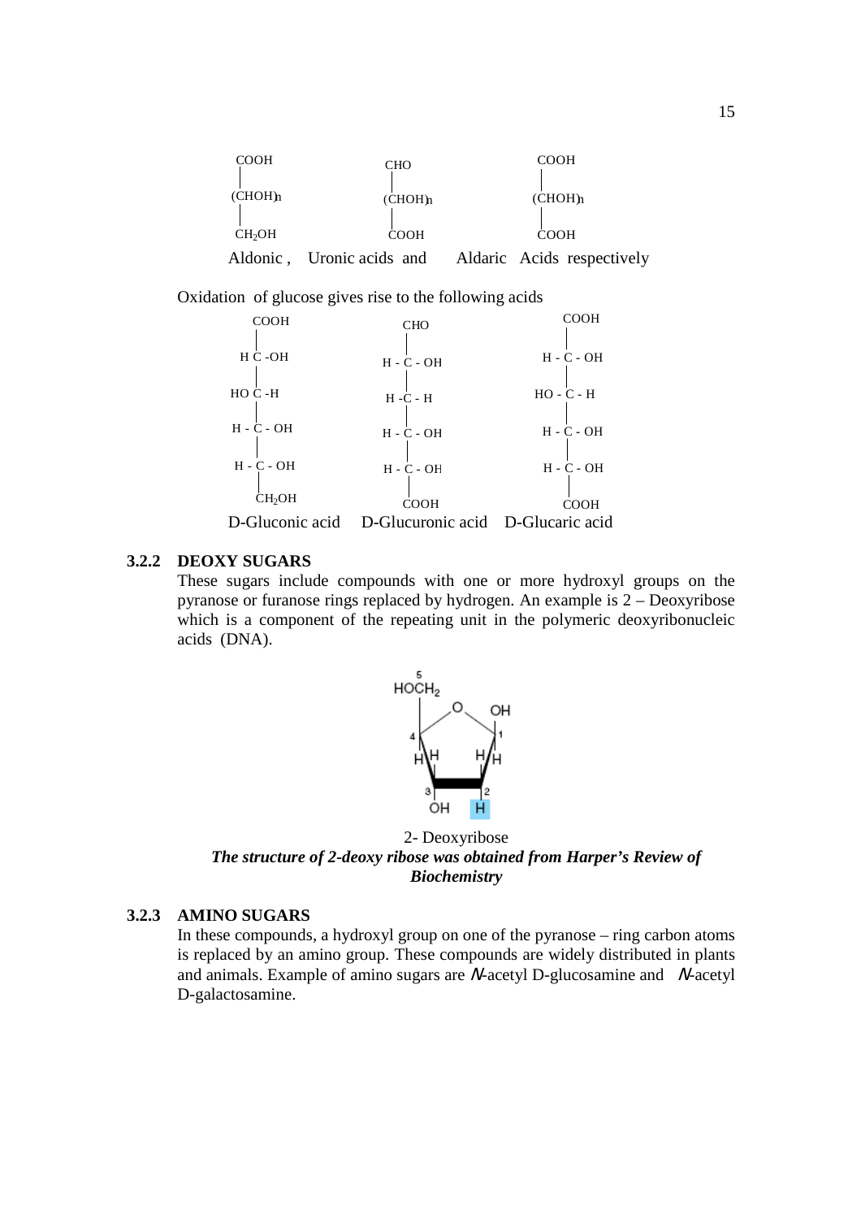$$\begin{array}{ccc}
COOH & CHO & COOH \\
| & | & | \\
(CHOH)_n & (CHOH)_n & (CHOH)_n \\
| & | & | \\
CH_2OH & COOH & COOH
\end{array}$$

Aldonic , Uronic acids and Aldaric Acids respectively

Oxidation of glucose gives rise to the following acids

$$\begin{array}{ccc}
COOH & CHO & COOH \\
| & | & | \\
H\text{ C -OH} & H\text{ - C - OH} & H\text{ - C - OH} \\
| & | & | \\
HO\text{ C -H} & H\text{ -C - H} & HO\text{ - C - H} \\
| & | & | \\
H\text{ - C - OH} & H\text{ - C - OH} & H\text{ - C - OH} \\
| & | & | \\
H\text{ - C - OH} & H\text{ - C - OH} & H\text{ - C - OH} \\
| & | & | \\
CH_2OH & COOH & COOH
\end{array}$$

D-Gluconic acid D-Glucuronic acid D-Glucaric acid

### 3.2.2 DEOXY SUGARS

These sugars include compounds with one or more hydroxyl groups on the pyranose or furanose rings replaced by hydrogen. An example is 2 – Deoxyribose which is a component of the repeating unit in the polymeric deoxyribonucleic acids (DNA).

2- Deoxyribose

***The structure of 2-deoxy ribose was obtained from Harper's Review of Biochemistry***

### 3.2.3 AMINO SUGARS

In these compounds, a hydroxyl group on one of the pyranose – ring carbon atoms is replaced by an amino group. These compounds are widely distributed in plants and animals. Example of amino sugars are *N*-acetyl D-glucosamine and *N*-acetyl D-galactosamine.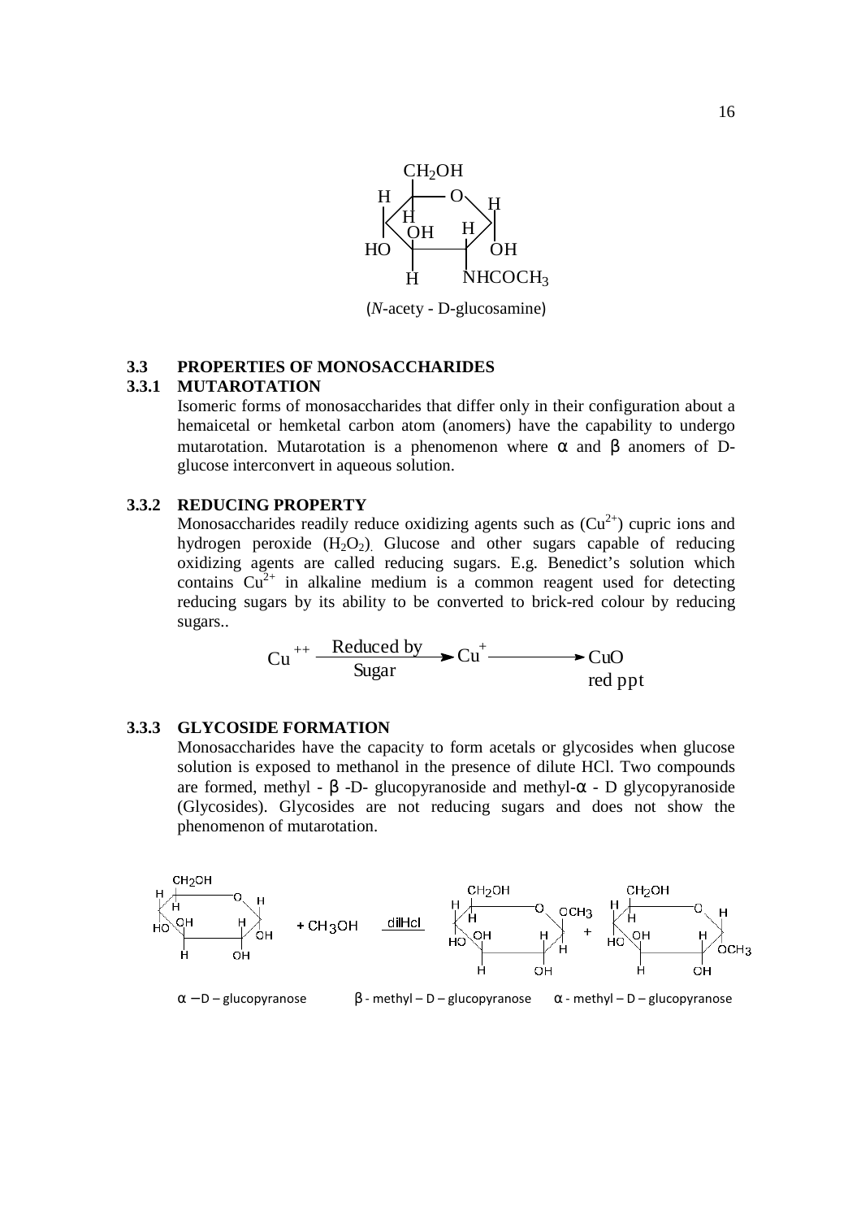(*N*-acety - D-glucosamine)

### 3.3 PROPERTIES OF MONOSACCHARIDES

#### 3.3.1 MUTAROTATION

Isomeric forms of monosaccharides that differ only in their configuration about a hemaicetal or hemketal carbon atom (anomers) have the capability to undergo mutarotation. Mutarotation is a phenomenon where α and β anomers of D-glucose interconvert in aqueous solution.

#### 3.3.2 REDUCING PROPERTY

Monosaccharides readily reduce oxidizing agents such as ($Cu^{2+}$) cupric ions and hydrogen peroxide ($H_2O_2$). Glucose and other sugars capable of reducing oxidizing agents are called reducing sugars. E.g. Benedict's solution which contains $Cu^{2+}$ in alkaline medium is a common reagent used for detecting reducing sugars by its ability to be converted to brick-red colour by reducing sugars..

$$Cu^{++} \xrightarrow[\text{Sugar}]{\text{Reduced by}} Cu^{+} \longrightarrow \underset{\text{red ppt}}{CuO}$$

#### 3.3.3 GLYCOSIDE FORMATION

Monosaccharides have the capacity to form acetals or glycosides when glucose solution is exposed to methanol in the presence of dilute HCl. Two compounds are formed, methyl - β -D- glucopyranoside and methyl-α - D glycopyranoside (Glycosides). Glycosides are not reducing sugars and does not show the phenomenon of mutarotation.

$$\alpha\text{-D-glucopyranose} + CH_3OH \xrightarrow{\text{dilHcl}} \beta\text{-methyl-D-glucopyranose} + \alpha\text{-methyl-D-glucopyranose}$$

α – D – glucopyranose β - methyl – D – glucopyranose α - methyl – D – glucopyranose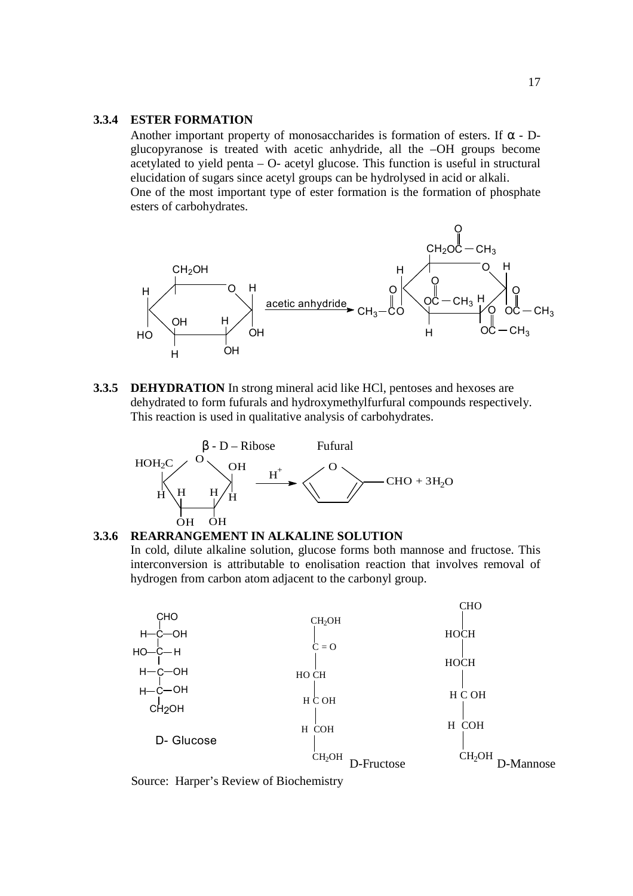### 3.3.4 ESTER FORMATION

Another important property of monosaccharides is formation of esters. If α - D- glucopyranose is treated with acetic anhydride, all the –OH groups become acetylated to yield penta – O- acetyl glucose. This function is useful in structural elucidation of sugars since acetyl groups can be hydrolysed in acid or alkali.

One of the most important type of ester formation is the formation of phosphate esters of carbohydrates.

acetic anhydride

### 3.3.5 DEHYDRATION

**DEHYDRATION** In strong mineral acid like HCl, pentoses and hexoses are dehydrated to form fufurals and hydroxymethylfurfural compounds respectively. This reaction is used in qualitative analysis of carbohydrates.

β - D – Ribose $\xrightarrow{H^+}$ Fufural CHO + $3H_2O$

### 3.3.6 REARRANGEMENT IN ALKALINE SOLUTION

In cold, dilute alkaline solution, glucose forms both mannose and fructose. This interconversion is attributable to enolisation reaction that involves removal of hydrogen from carbon atom adjacent to the carbonyl group.

D- Glucose D-Fructose D-Mannose

Source: Harper's Review of Biochemistry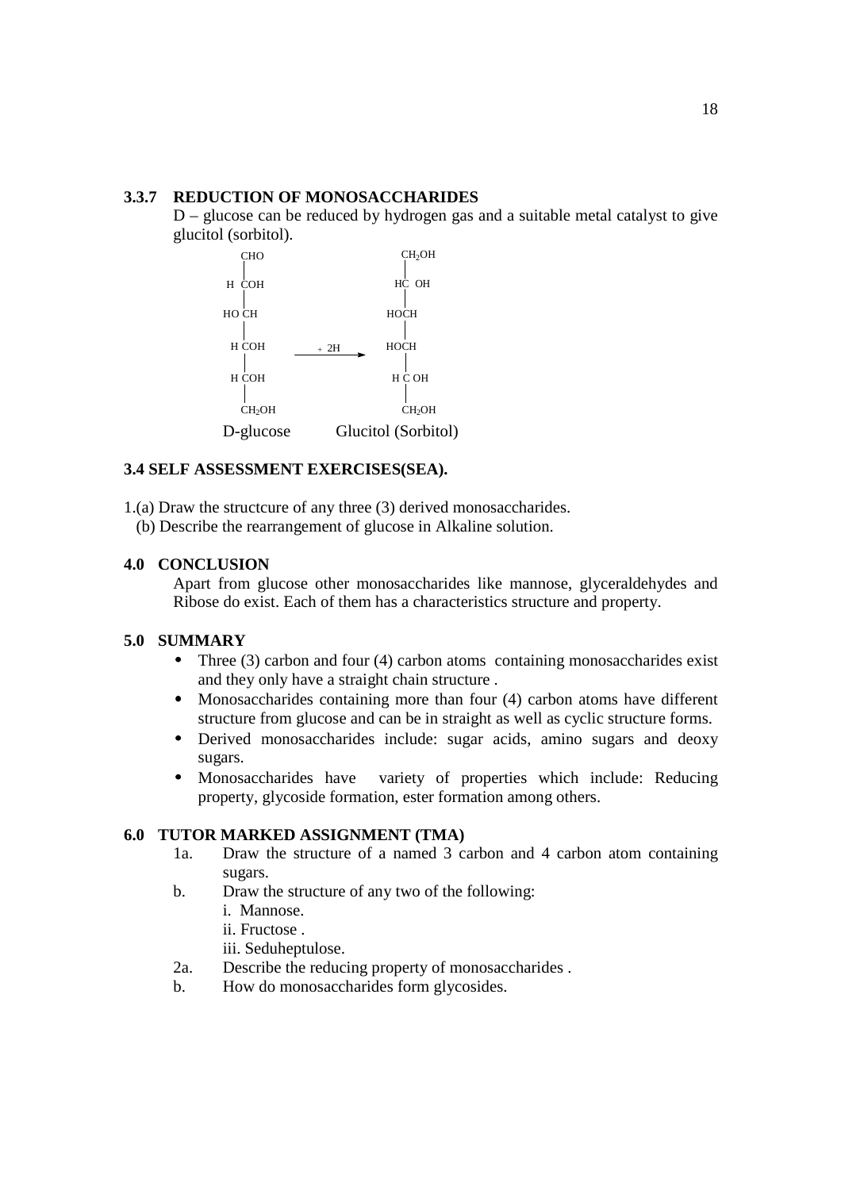### 3.3.7 REDUCTION OF MONOSACCHARIDES

D – glucose can be reduced by hydrogen gas and a suitable metal catalyst to give glucitol (sorbitol).

```
   CHO                          CH2OH
    |                             |
 H  COH                        HC  OH
    |                             |
HO CH                          HOCH
    |                             |
 H COH         + 2H  ------>   HOCH
    |                             |
 H COH                         H C OH
    |                             |
   CH2OH                        CH2OH
```

D-glucose          Glucitol (Sorbitol)

## 3.4 SELF ASSESSMENT EXERCISES(SEA).

1.(a) Draw the structcure of any three (3) derived monosaccharides.
  (b) Describe the rearrangement of glucose in Alkaline solution.

## 4.0 CONCLUSION

Apart from glucose other monosaccharides like mannose, glyceraldehydes and Ribose do exist. Each of them has a characteristics structure and property.

## 5.0 SUMMARY

- Three (3) carbon and four (4) carbon atoms containing monosaccharides exist and they only have a straight chain structure .
- Monosaccharides containing more than four (4) carbon atoms have different structure from glucose and can be in straight as well as cyclic structure forms.
- Derived monosaccharides include: sugar acids, amino sugars and deoxy sugars.
- Monosaccharides have variety of properties which include: Reducing property, glycoside formation, ester formation among others.

## 6.0 TUTOR MARKED ASSIGNMENT (TMA)

1a. Draw the structure of a named 3 carbon and 4 carbon atom containing sugars.

b. Draw the structure of any two of the following:
   i. Mannose.
   ii. Fructose .
   iii. Seduheptulose.

2a. Describe the reducing property of monosaccharides .

b. How do monosaccharides form glycosides.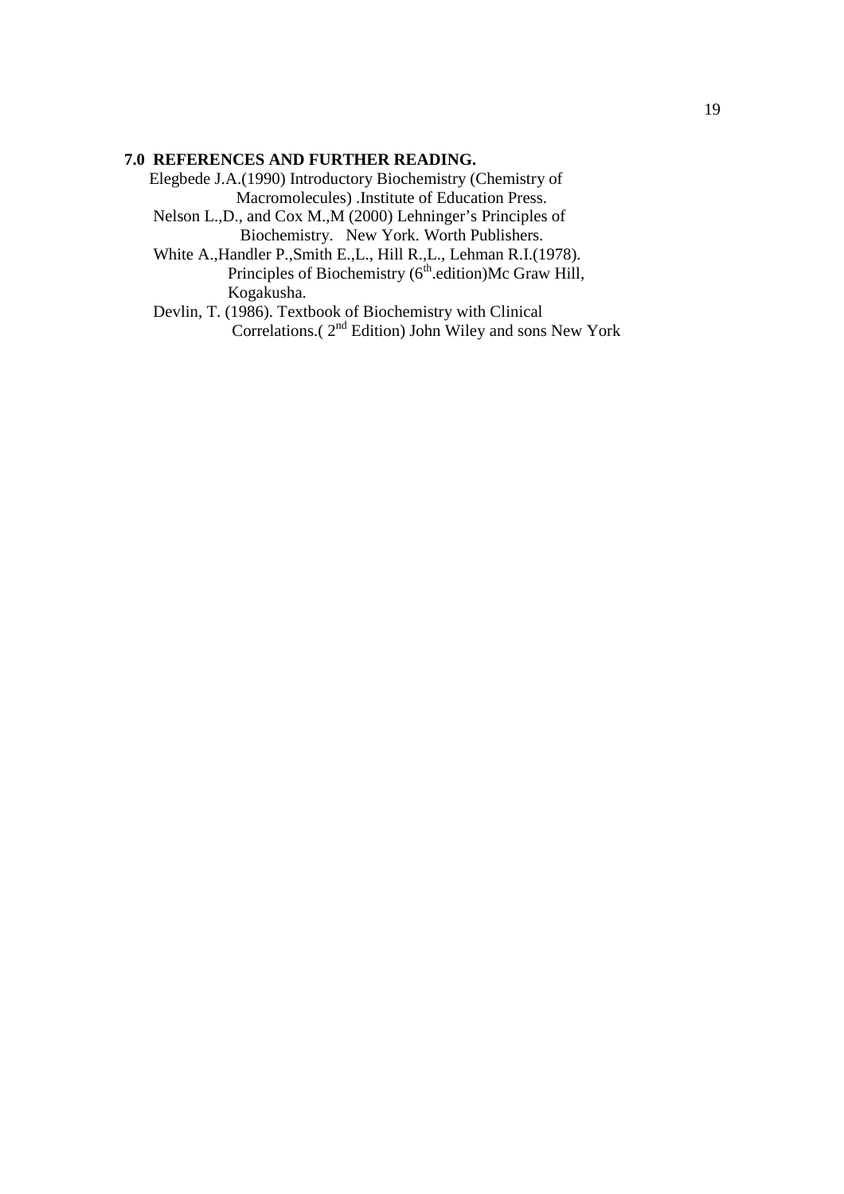## 7.0 REFERENCES AND FURTHER READING.

Elegbede J.A.(1990) Introductory Biochemistry (Chemistry of Macromolecules) .Institute of Education Press.

Nelson L.,D., and Cox M.,M (2000) Lehninger's Principles of Biochemistry. New York. Worth Publishers.

White A.,Handler P.,Smith E.,L., Hill R.,L., Lehman R.I.(1978). Principles of Biochemistry (6th.edition)Mc Graw Hill, Kogakusha.

Devlin, T. (1986). Textbook of Biochemistry with Clinical Correlations.( 2nd Edition) John Wiley and sons New York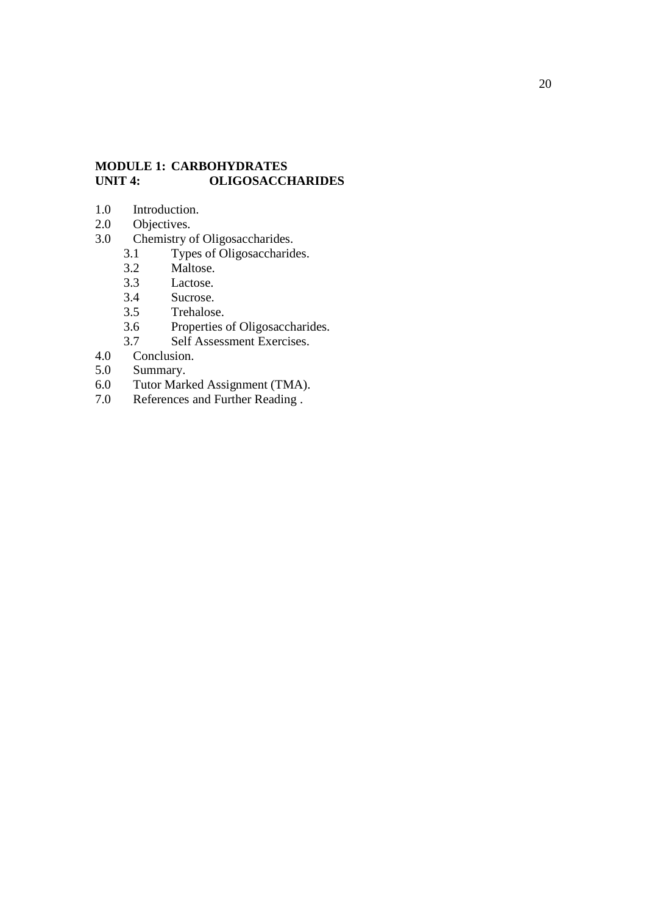**MODULE 1: CARBOHYDRATES**
**UNIT 4: OLIGOSACCHARIDES**

1.0 Introduction.
2.0 Objectives.
3.0 Chemistry of Oligosaccharides.
    3.1 Types of Oligosaccharides.
    3.2 Maltose.
    3.3 Lactose.
    3.4 Sucrose.
    3.5 Trehalose.
    3.6 Properties of Oligosaccharides.
    3.7 Self Assessment Exercises.
4.0 Conclusion.
5.0 Summary.
6.0 Tutor Marked Assignment (TMA).
7.0 References and Further Reading .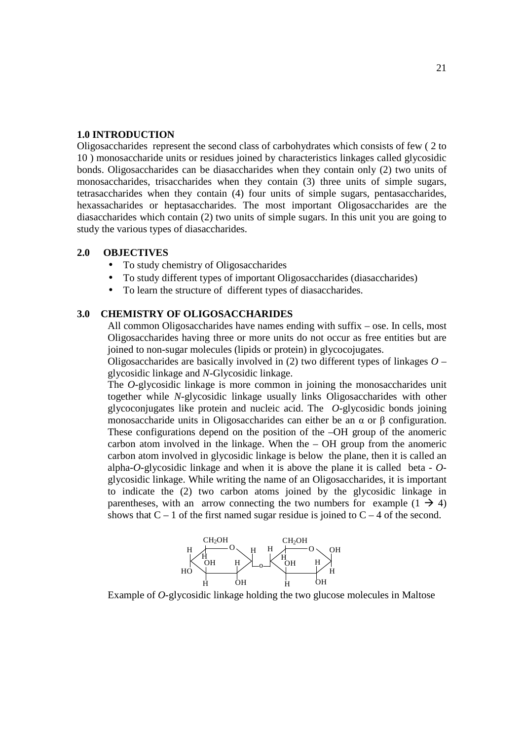## 1.0 INTRODUCTION

Oligosaccharides represent the second class of carbohydrates which consists of few ( 2 to 10 ) monosaccharide units or residues joined by characteristics linkages called glycosidic bonds. Oligosaccharides can be diasaccharides when they contain only (2) two units of monosaccharides, trisaccharides when they contain (3) three units of simple sugars, tetrasaccharides when they contain (4) four units of simple sugars, pentasaccharides, hexassacharides or heptasaccharides. The most important Oligosaccharides are the diasaccharides which contain (2) two units of simple sugars. In this unit you are going to study the various types of diasaccharides.

## 2.0 OBJECTIVES

- To study chemistry of Oligosaccharides
- To study different types of important Oligosaccharides (diasaccharides)
- To learn the structure of different types of diasaccharides.

## 3.0 CHEMISTRY OF OLIGOSACCHARIDES

All common Oligosaccharides have names ending with suffix – ose. In cells, most Oligosaccharides having three or more units do not occur as free entities but are joined to non-sugar molecules (lipids or protein) in glycocojugates.

Oligosaccharides are basically involved in (2) two different types of linkages *O* – glycosidic linkage and *N*-Glycosidic linkage.

The *O*-glycosidic linkage is more common in joining the monosaccharides unit together while *N*-glycosidic linkage usually links Oligosaccharides with other glycoconjugates like protein and nucleic acid. The *O*-glycosidic bonds joining monosaccharide units in Oligosaccharides can either be an α or β configuration. These configurations depend on the position of the –OH group of the anomeric carbon atom involved in the linkage. When the – OH group from the anomeric carbon atom involved in glycosidic linkage is below the plane, then it is called an alpha-*O*-glycosidic linkage and when it is above the plane it is called beta - *O*-glycosidic linkage. While writing the name of an Oligosaccharides, it is important to indicate the (2) two carbon atoms joined by the glycosidic linkage in parentheses, with an arrow connecting the two numbers for example (1 → 4) shows that C – 1 of the first named sugar residue is joined to C – 4 of the second.

Example of *O*-glycosidic linkage holding the two glucose molecules in Maltose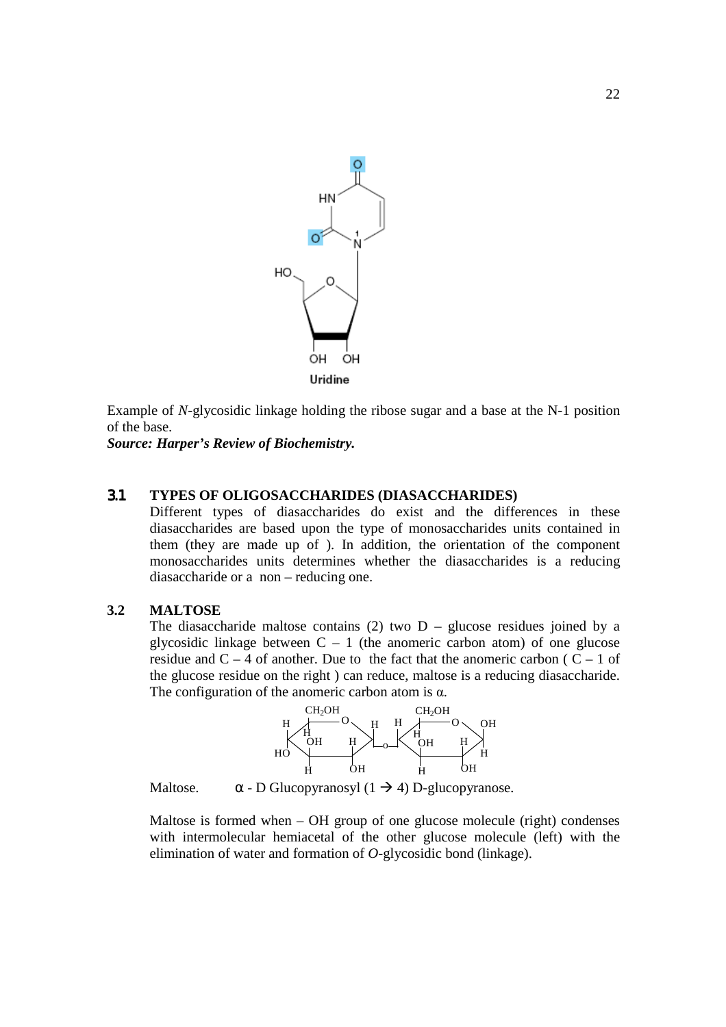Example of *N*-glycosidic linkage holding the ribose sugar and a base at the N-1 position of the base.
***Source: Harper's Review of Biochemistry.***

## 3.1 TYPES OF OLIGOSACCHARIDES (DIASACCHARIDES)

Different types of diasaccharides do exist and the differences in these diasaccharides are based upon the type of monosaccharides units contained in them (they are made up of ). In addition, the orientation of the component monosaccharides units determines whether the diasaccharides is a reducing diasaccharide or a non – reducing one.

## 3.2 MALTOSE

The diasaccharide maltose contains (2) two D – glucose residues joined by a glycosidic linkage between C – 1 (the anomeric carbon atom) of one glucose residue and C – 4 of another. Due to the fact that the anomeric carbon ( C – 1 of the glucose residue on the right ) can reduce, maltose is a reducing diasaccharide. The configuration of the anomeric carbon atom is α.

Maltose. α - D Glucopyranosyl (1 → 4) D-glucopyranose.

Maltose is formed when – OH group of one glucose molecule (right) condenses with intermolecular hemiacetal of the other glucose molecule (left) with the elimination of water and formation of *O*-glycosidic bond (linkage).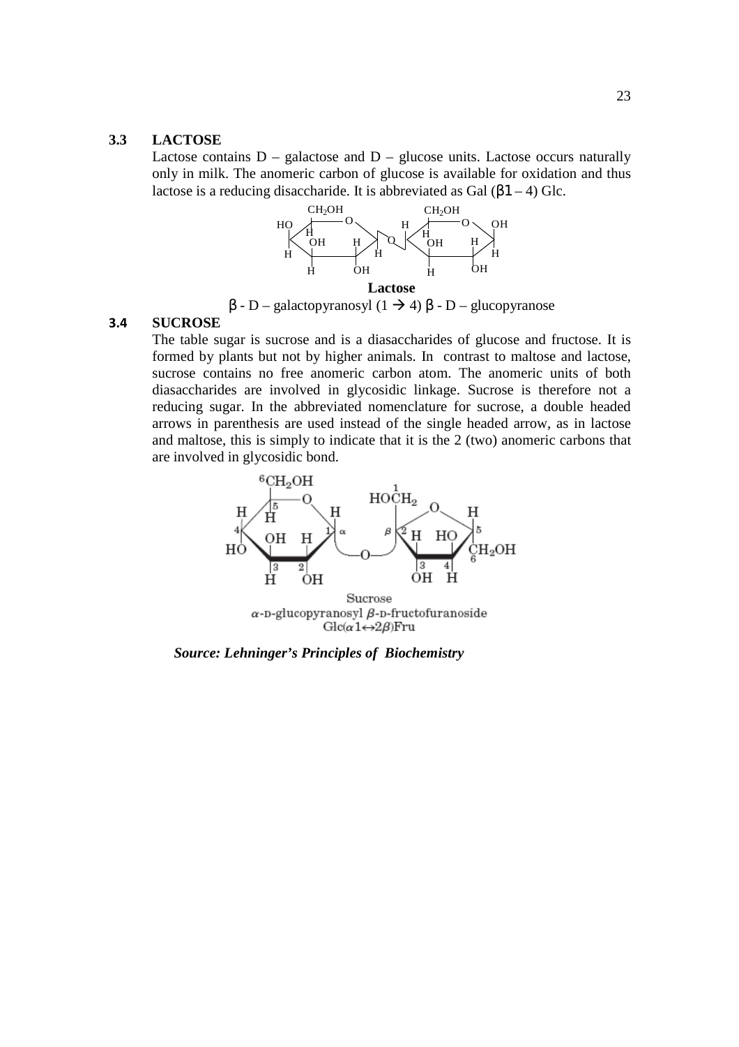### 3.3 LACTOSE

Lactose contains D – galactose and D – glucose units. Lactose occurs naturally only in milk. The anomeric carbon of glucose is available for oxidation and thus lactose is a reducing disaccharide. It is abbreviated as Gal (β1 – 4) Glc.

**Lactose**

β - D – galactopyranosyl (1 → 4) β - D – glucopyranose

### 3.4 SUCROSE

The table sugar is sucrose and is a diasaccharides of glucose and fructose. It is formed by plants but not by higher animals. In contrast to maltose and lactose, sucrose contains no free anomeric carbon atom. The anomeric units of both diasaccharides are involved in glycosidic linkage. Sucrose is therefore not a reducing sugar. In the abbreviated nomenclature for sucrose, a double headed arrows in parenthesis are used instead of the single headed arrow, as in lactose and maltose, this is simply to indicate that it is the 2 (two) anomeric carbons that are involved in glycosidic bond.

Sucrose
α-D-glucopyranosyl β-D-fructofuranoside
Glc(α1↔2β)Fru

***Source: Lehninger's Principles of Biochemistry***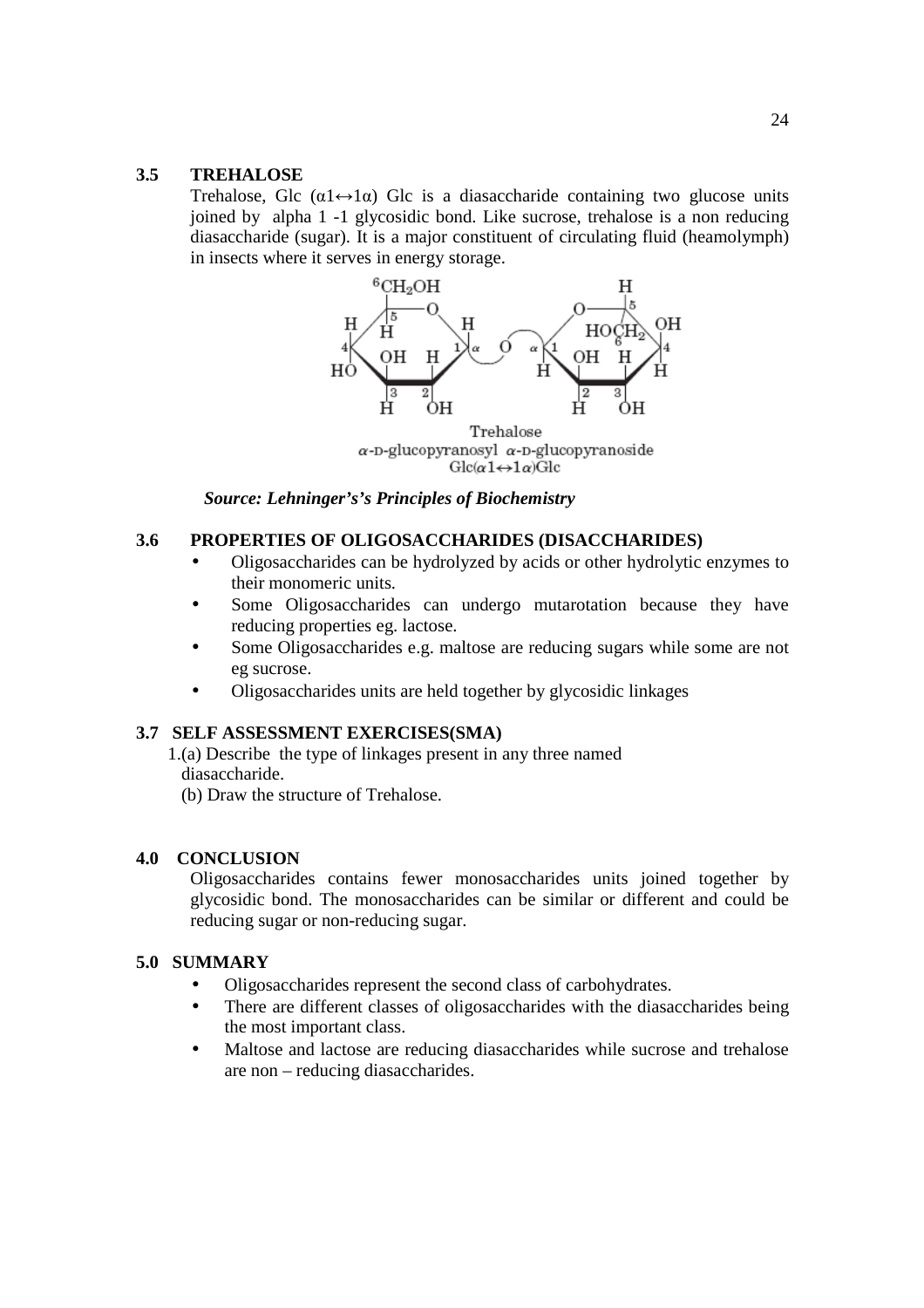### 3.5 TREHALOSE

Trehalose, Glc ($\alpha 1 \leftrightarrow 1\alpha$) Glc is a diasaccharide containing two glucose units joined by alpha 1 -1 glycosidic bond. Like sucrose, trehalose is a non reducing diasaccharide (sugar). It is a major constituent of circulating fluid (heamolymph) in insects where it serves in energy storage.

Trehalose
$\alpha$-D-glucopyranosyl $\alpha$-D-glucopyranoside
Glc($\alpha 1 \leftrightarrow 1\alpha$)Glc

***Source: Lehninger's's Principles of Biochemistry***

### 3.6 PROPERTIES OF OLIGOSACCHARIDES (DISACCHARIDES)

- Oligosaccharides can be hydrolyzed by acids or other hydrolytic enzymes to their monomeric units.
- Some Oligosaccharides can undergo mutarotation because they have reducing properties eg. lactose.
- Some Oligosaccharides e.g. maltose are reducing sugars while some are not eg sucrose.
- Oligosaccharides units are held together by glycosidic linkages

### 3.7 SELF ASSESSMENT EXERCISES(SMA)

1.(a) Describe the type of linkages present in any three named diasaccharide.
(b) Draw the structure of Trehalose.

## 4.0 CONCLUSION

Oligosaccharides contains fewer monosaccharides units joined together by glycosidic bond. The monosaccharides can be similar or different and could be reducing sugar or non-reducing sugar.

## 5.0 SUMMARY

- Oligosaccharides represent the second class of carbohydrates.
- There are different classes of oligosaccharides with the diasaccharides being the most important class.
- Maltose and lactose are reducing diasaccharides while sucrose and trehalose are non – reducing diasaccharides.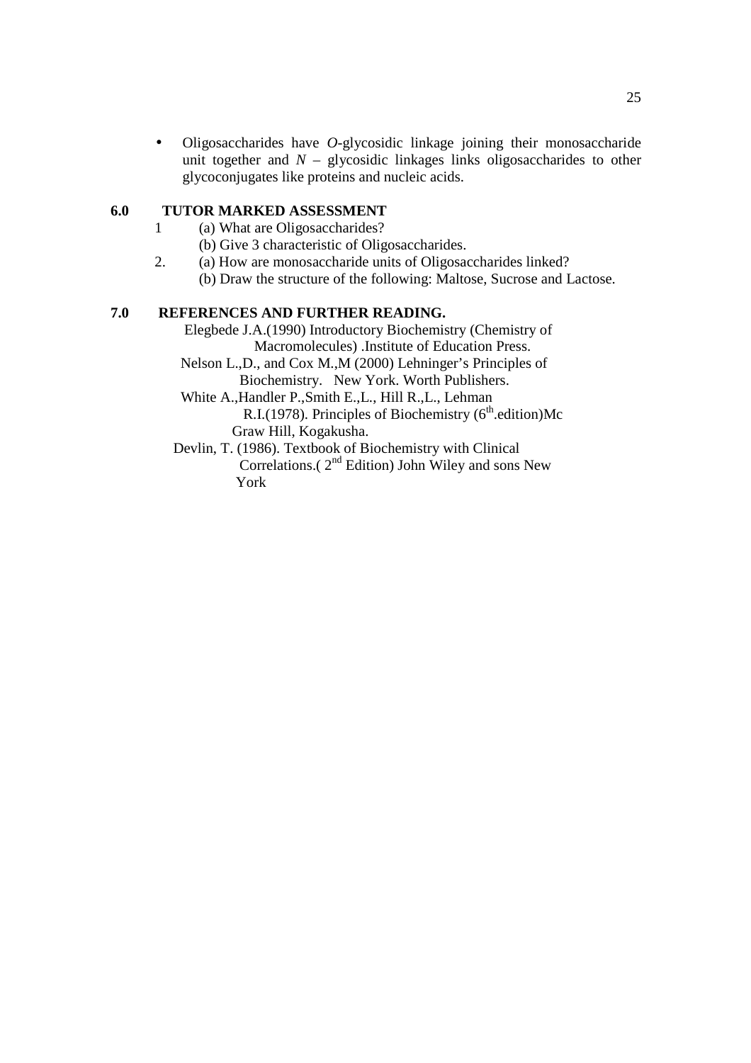- Oligosaccharides have *O*-glycosidic linkage joining their monosaccharide unit together and *N* – glycosidic linkages links oligosaccharides to other glycoconjugates like proteins and nucleic acids.

## 6.0 TUTOR MARKED ASSESSMENT

1. (a) What are Oligosaccharides?
   (b) Give 3 characteristic of Oligosaccharides.
2. (a) How are monosaccharide units of Oligosaccharides linked?
   (b) Draw the structure of the following: Maltose, Sucrose and Lactose.

## 7.0 REFERENCES AND FURTHER READING.

Elegbede J.A.(1990) Introductory Biochemistry (Chemistry of Macromolecules) .Institute of Education Press.

Nelson L.,D., and Cox M.,M (2000) Lehninger's Principles of Biochemistry. New York. Worth Publishers.

White A.,Handler P.,Smith E.,L., Hill R.,L., Lehman R.I.(1978). Principles of Biochemistry (6th.edition)Mc Graw Hill, Kogakusha.

Devlin, T. (1986). Textbook of Biochemistry with Clinical Correlations.( 2nd Edition) John Wiley and sons New York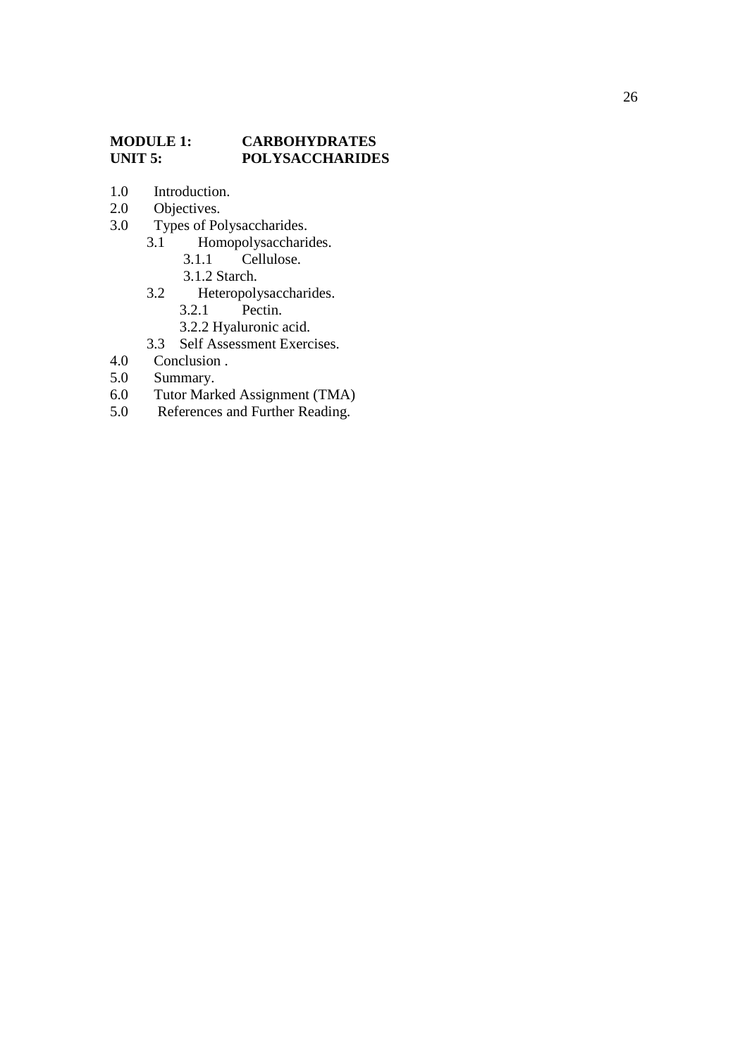**MODULE 1: CARBOHYDRATES**
**UNIT 5: POLYSACCHARIDES**

1.0 Introduction.
2.0 Objectives.
3.0 Types of Polysaccharides.
 3.1 Homopolysaccharides.
  3.1.1 Cellulose.
  3.1.2 Starch.
 3.2 Heteropolysaccharides.
  3.2.1 Pectin.
  3.2.2 Hyaluronic acid.
 3.3 Self Assessment Exercises.
4.0 Conclusion .
5.0 Summary.
6.0 Tutor Marked Assignment (TMA)
5.0 References and Further Reading.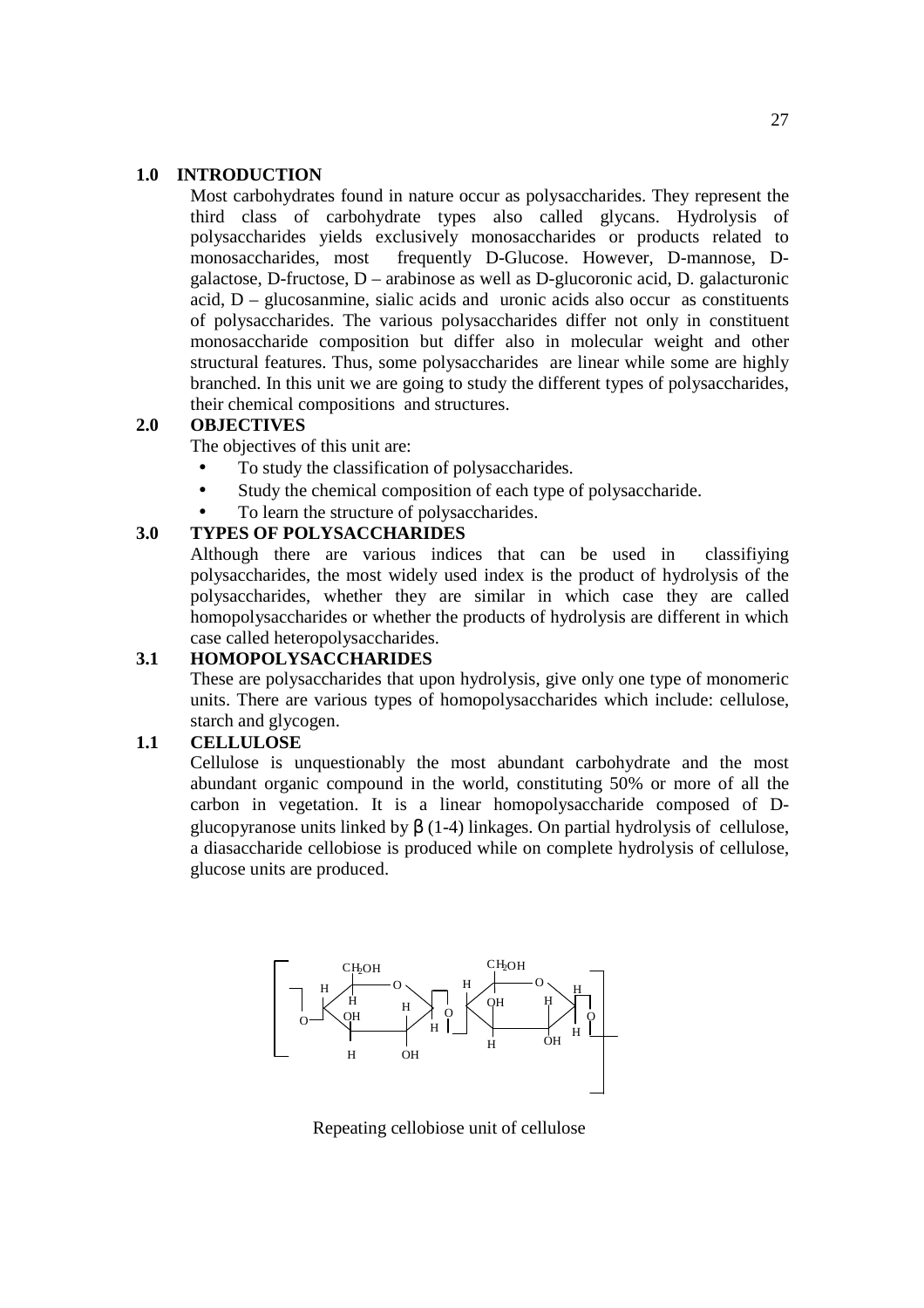## 1.0 INTRODUCTION

Most carbohydrates found in nature occur as polysaccharides. They represent the third class of carbohydrate types also called glycans. Hydrolysis of polysaccharides yields exclusively monosaccharides or products related to monosaccharides, most frequently D-Glucose. However, D-mannose, D-galactose, D-fructose, D – arabinose as well as D-glucoronic acid, D. galacturonic acid, D – glucosanmine, sialic acids and uronic acids also occur as constituents of polysaccharides. The various polysaccharides differ not only in constituent monosaccharide composition but differ also in molecular weight and other structural features. Thus, some polysaccharides are linear while some are highly branched. In this unit we are going to study the different types of polysaccharides, their chemical compositions and structures.

## 2.0 OBJECTIVES

The objectives of this unit are:

- To study the classification of polysaccharides.
- Study the chemical composition of each type of polysaccharide.
- To learn the structure of polysaccharides.

## 3.0 TYPES OF POLYSACCHARIDES

Although there are various indices that can be used in classifiying polysaccharides, the most widely used index is the product of hydrolysis of the polysaccharides, whether they are similar in which case they are called homopolysaccharides or whether the products of hydrolysis are different in which case called heteropolysaccharides.

## 3.1 HOMOPOLYSACCHARIDES

These are polysaccharides that upon hydrolysis, give only one type of monomeric units. There are various types of homopolysaccharides which include: cellulose, starch and glycogen.

## 1.1 CELLULOSE

Cellulose is unquestionably the most abundant carbohydrate and the most abundant organic compound in the world, constituting 50% or more of all the carbon in vegetation. It is a linear homopolysaccharide composed of D-glucopyranose units linked by β (1-4) linkages. On partial hydrolysis of cellulose, a diasaccharide cellobiose is produced while on complete hydrolysis of cellulose, glucose units are produced.

Repeating cellobiose unit of cellulose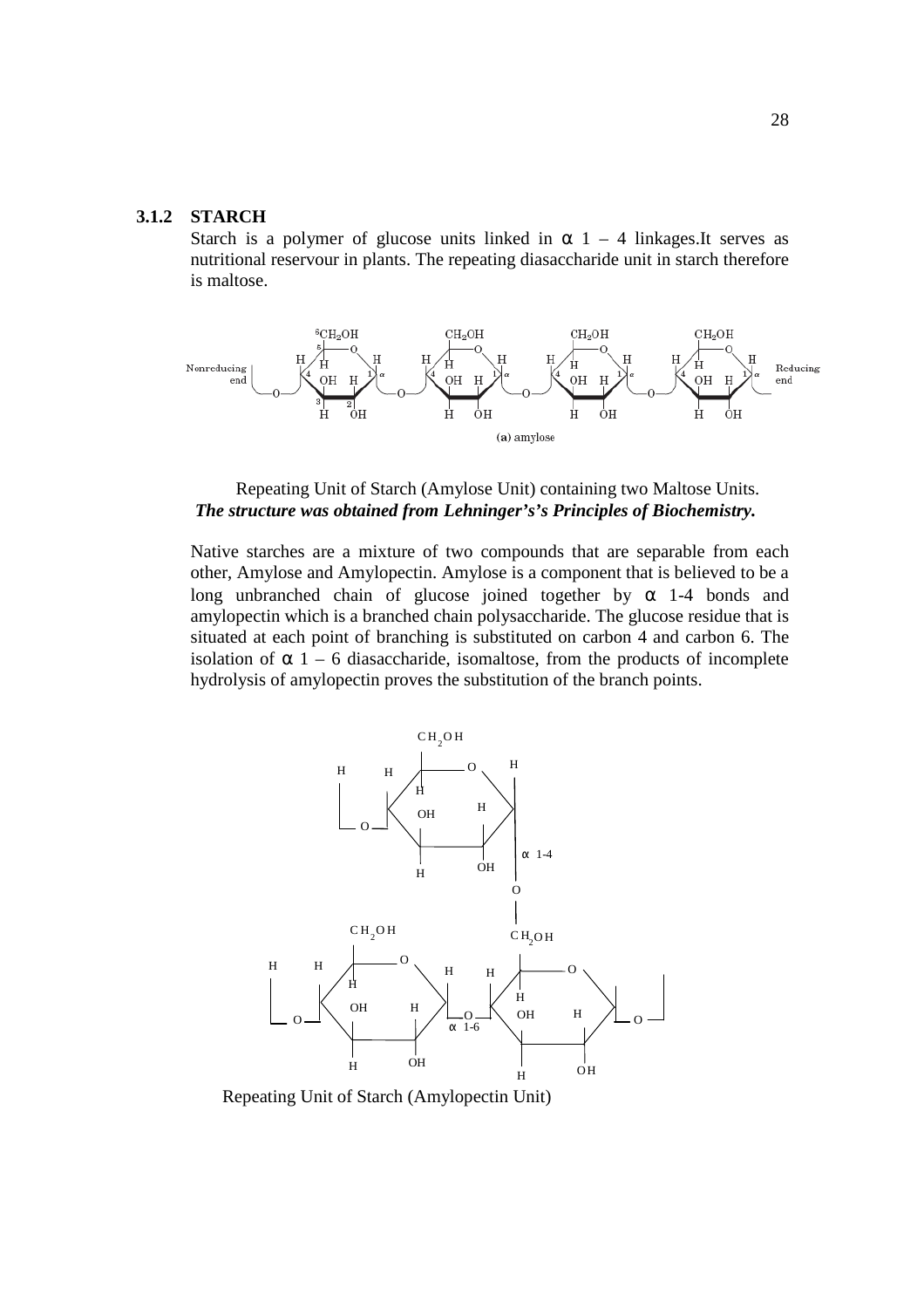### 3.1.2 STARCH

Starch is a polymer of glucose units linked in α 1 – 4 linkages.It serves as nutritional reservour in plants. The repeating diasaccharide unit in starch therefore is maltose.

Repeating Unit of Starch (Amylose Unit) containing two Maltose Units.

***The structure was obtained from Lehninger's's Principles of Biochemistry.***

Native starches are a mixture of two compounds that are separable from each other, Amylose and Amylopectin. Amylose is a component that is believed to be a long unbranched chain of glucose joined together by α 1-4 bonds and amylopectin which is a branched chain polysaccharide. The glucose residue that is situated at each point of branching is substituted on carbon 4 and carbon 6. The isolation of α 1 – 6 diasaccharide, isomaltose, from the products of incomplete hydrolysis of amylopectin proves the substitution of the branch points.

Repeating Unit of Starch (Amylopectin Unit)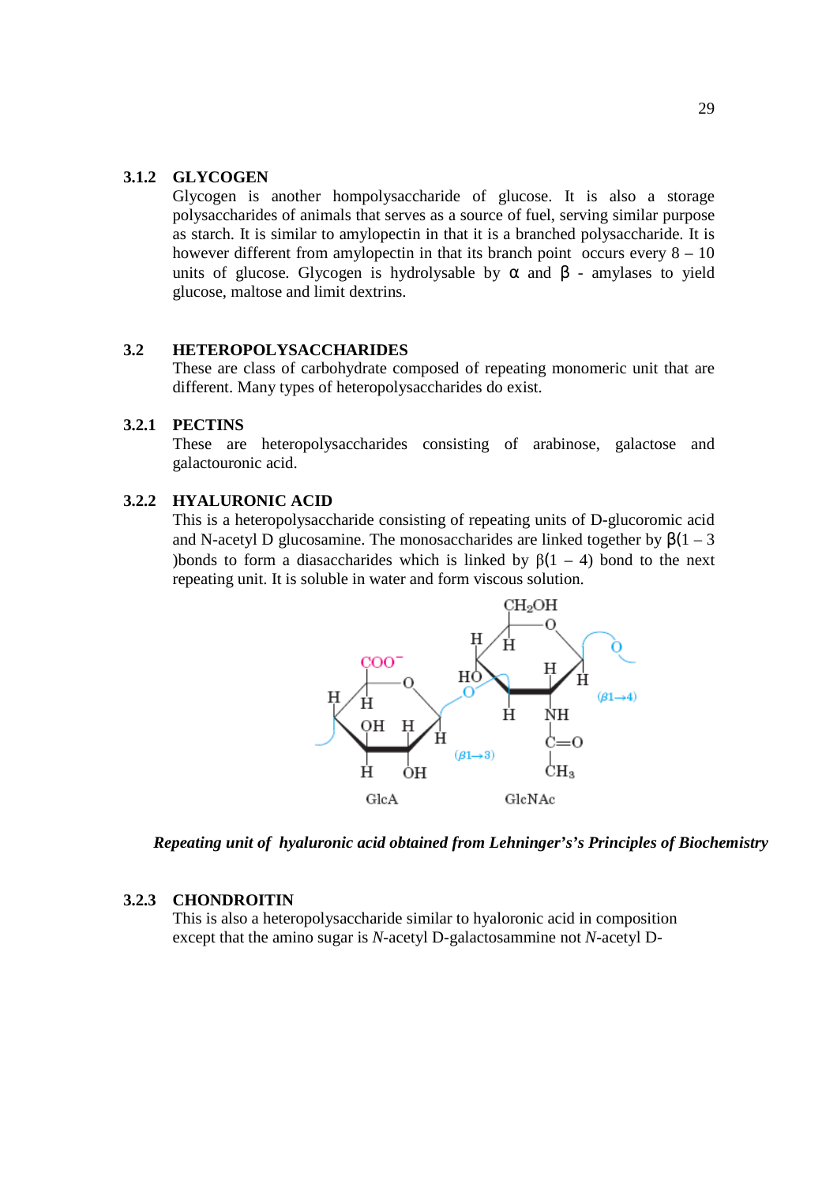### 3.1.2 GLYCOGEN

Glycogen is another hompolysaccharide of glucose. It is also a storage polysaccharides of animals that serves as a source of fuel, serving similar purpose as starch. It is similar to amylopectin in that it is a branched polysaccharide. It is however different from amylopectin in that its branch point occurs every 8 – 10 units of glucose. Glycogen is hydrolysable by α and β - amylases to yield glucose, maltose and limit dextrins.

## 3.2 HETEROPOLYSACCHARIDES

These are class of carbohydrate composed of repeating monomeric unit that are different. Many types of heteropolysaccharides do exist.

### 3.2.1 PECTINS

These are heteropolysaccharides consisting of arabinose, galactose and galactouronic acid.

### 3.2.2 HYALURONIC ACID

This is a heteropolysaccharide consisting of repeating units of D-glucoromic acid and N-acetyl D glucosamine. The monosaccharides are linked together by β(1 – 3 )bonds to form a diasaccharides which is linked by β(1 – 4) bond to the next repeating unit. It is soluble in water and form viscous solution.

*Repeating unit of hyaluronic acid obtained from Lehninger's's Principles of Biochemistry*

### 3.2.3 CHONDROITIN

This is also a heteropolysaccharide similar to hyaloronic acid in composition except that the amino sugar is *N*-acetyl D-galactosammine not *N*-acetyl D-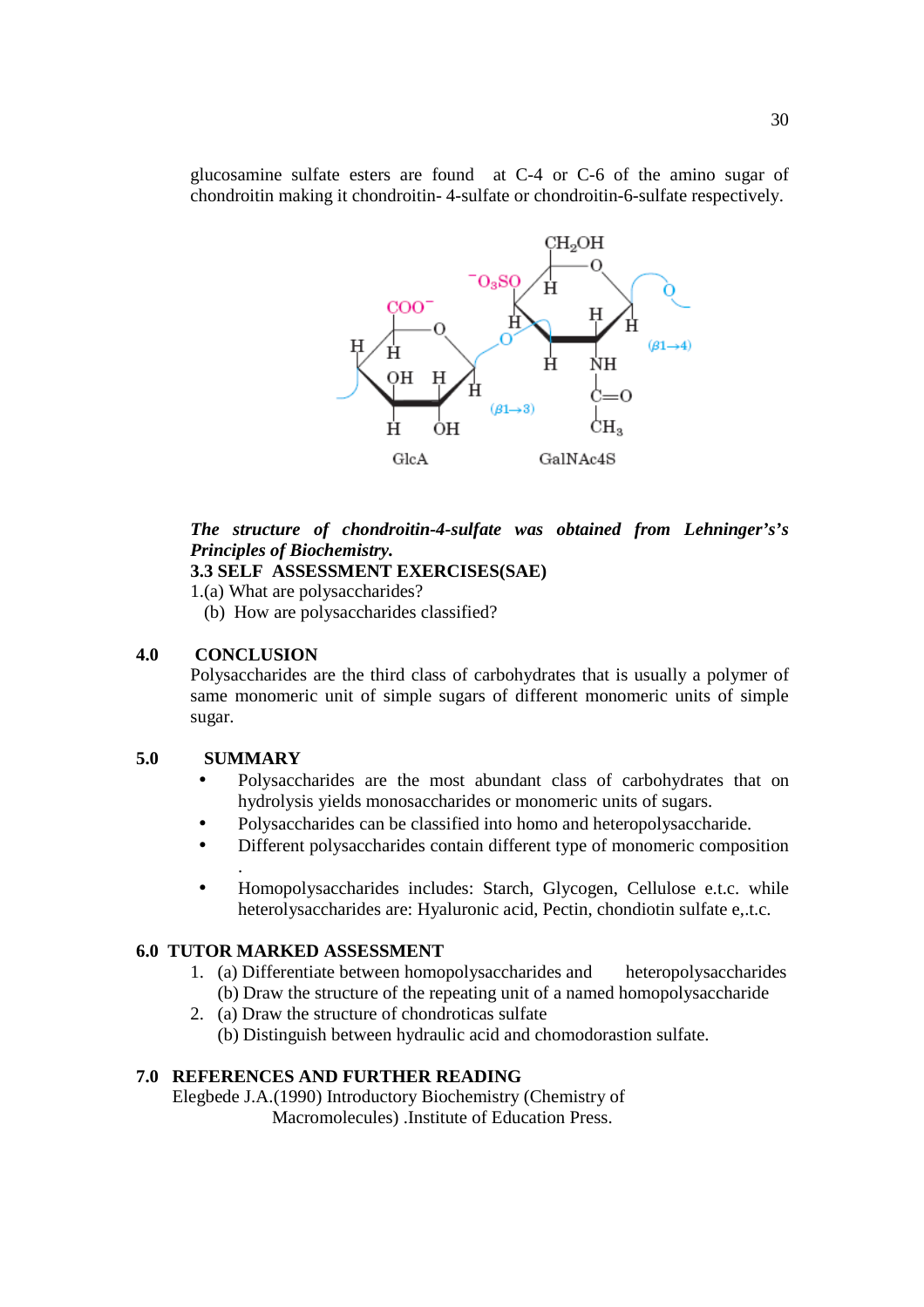glucosamine sulfate esters are found at C-4 or C-6 of the amino sugar of chondroitin making it chondroitin- 4-sulfate or chondroitin-6-sulfate respectively.

***The structure of chondroitin-4-sulfate was obtained from Lehninger's's Principles of Biochemistry.***

**3.3 SELF ASSESSMENT EXERCISES(SAE)**

1.(a) What are polysaccharides?

(b) How are polysaccharides classified?

## 4.0 CONCLUSION

Polysaccharides are the third class of carbohydrates that is usually a polymer of same monomeric unit of simple sugars of different monomeric units of simple sugar.

## 5.0 SUMMARY

- Polysaccharides are the most abundant class of carbohydrates that on hydrolysis yields monosaccharides or monomeric units of sugars.
- Polysaccharides can be classified into homo and heteropolysaccharide.
- Different polysaccharides contain different type of monomeric composition .
- Homopolysaccharides includes: Starch, Glycogen, Cellulose e.t.c. while heterolysaccharides are: Hyaluronic acid, Pectin, chondiotin sulfate e,.t.c.

## 6.0 TUTOR MARKED ASSESSMENT

1. (a) Differentiate between homopolysaccharides and heteropolysaccharides
   (b) Draw the structure of the repeating unit of a named homopolysaccharide
2. (a) Draw the structure of chondroticas sulfate
   (b) Distinguish between hydraulic acid and chomodorastion sulfate.

## 7.0 REFERENCES AND FURTHER READING

Elegbede J.A.(1990) Introductory Biochemistry (Chemistry of Macromolecules) .Institute of Education Press.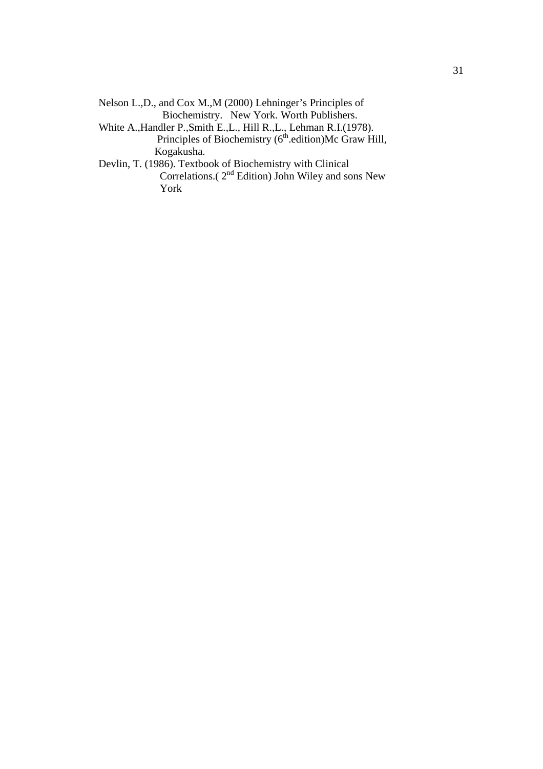Nelson L.,D., and Cox M.,M (2000) Lehninger's Principles of Biochemistry. New York. Worth Publishers.

White A.,Handler P.,Smith E.,L., Hill R.,L., Lehman R.I.(1978). Principles of Biochemistry (6th.edition)Mc Graw Hill, Kogakusha.

Devlin, T. (1986). Textbook of Biochemistry with Clinical Correlations.( 2nd Edition) John Wiley and sons New York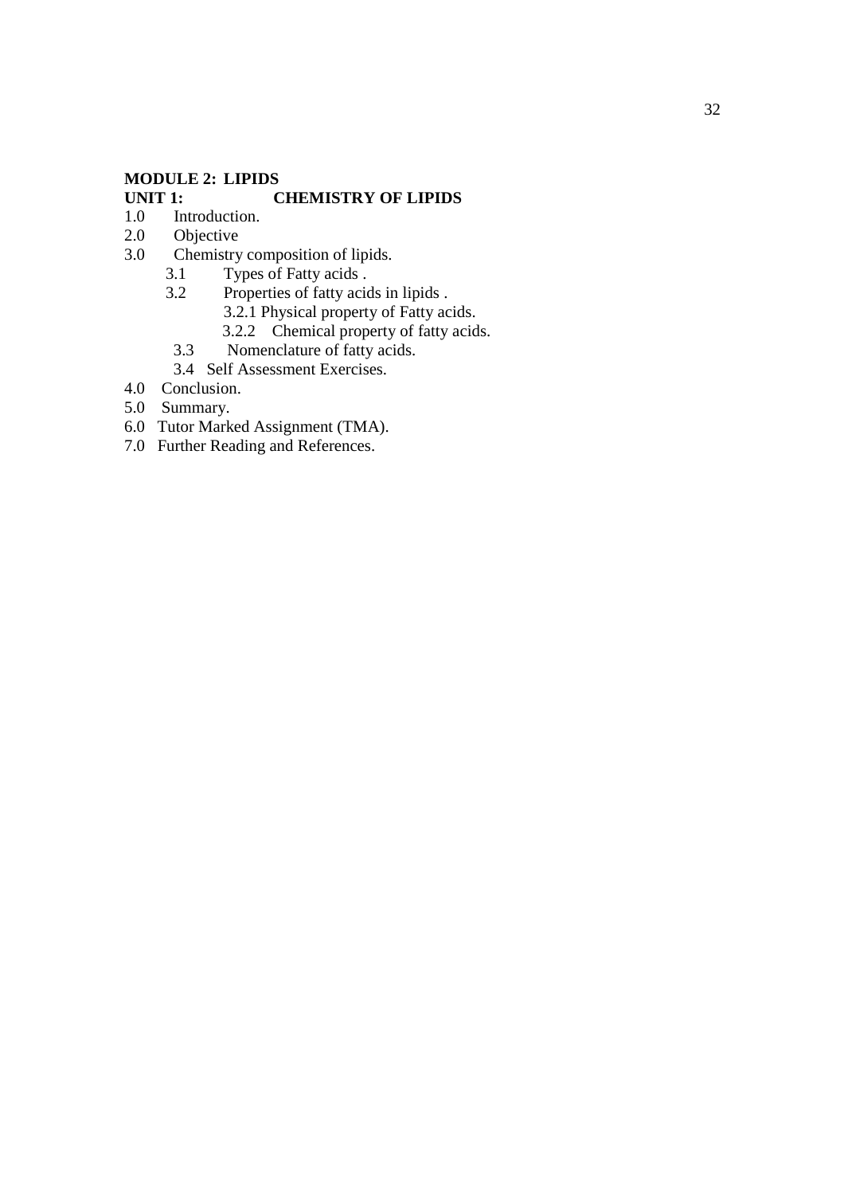# MODULE 2: LIPIDS

## UNIT 1: CHEMISTRY OF LIPIDS

1.0 Introduction.

2.0 Objective

3.0 Chemistry composition of lipids.

- 3.1 Types of Fatty acids .
- 3.2 Properties of fatty acids in lipids .
  - 3.2.1 Physical property of Fatty acids.
  - 3.2.2 Chemical property of fatty acids.
- 3.3 Nomenclature of fatty acids.
- 3.4 Self Assessment Exercises.

4.0 Conclusion.

5.0 Summary.

6.0 Tutor Marked Assignment (TMA).

7.0 Further Reading and References.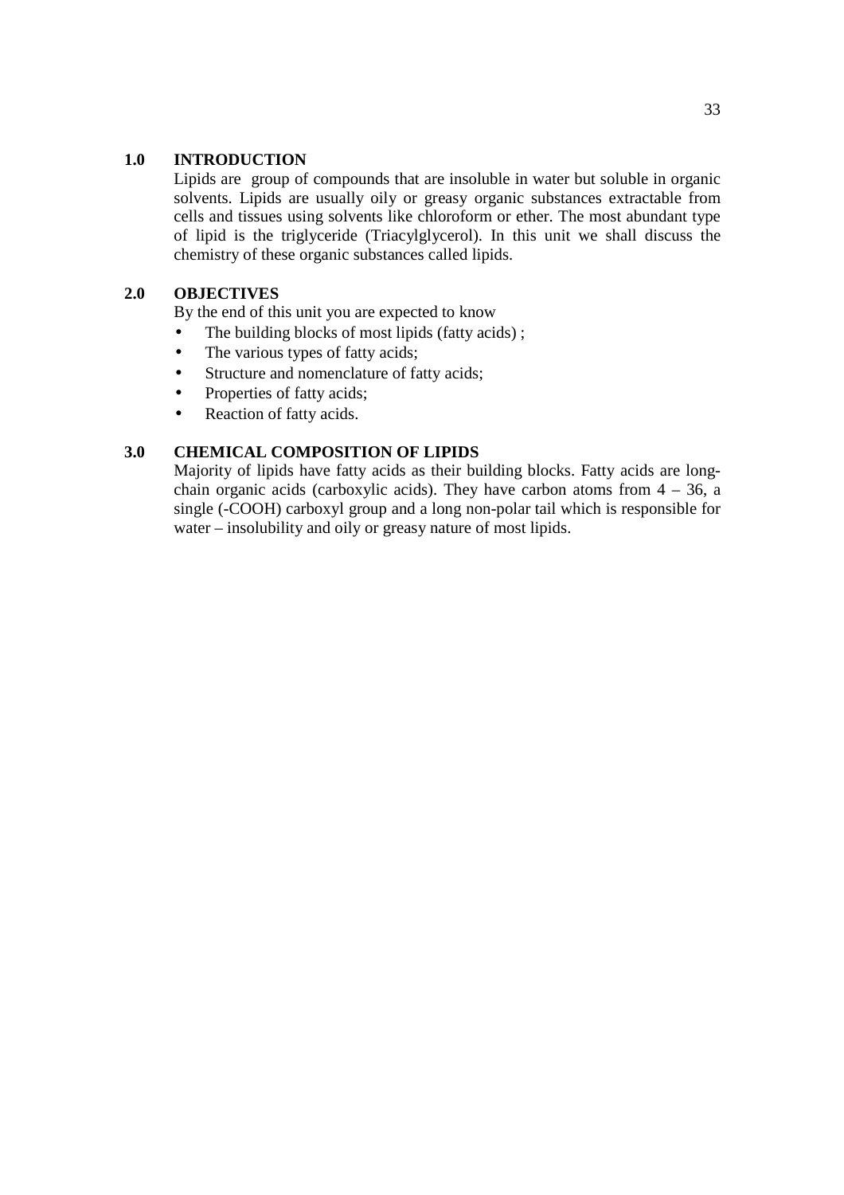## 1.0 INTRODUCTION

Lipids are  group of compounds that are insoluble in water but soluble in organic solvents. Lipids are usually oily or greasy organic substances extractable from cells and tissues using solvents like chloroform or ether. The most abundant type of lipid is the triglyceride (Triacylglycerol). In this unit we shall discuss the chemistry of these organic substances called lipids.

## 2.0 OBJECTIVES

By the end of this unit you are expected to know

- The building blocks of most lipids (fatty acids) ;
- The various types of fatty acids;
- Structure and nomenclature of fatty acids;
- Properties of fatty acids;
- Reaction of fatty acids.

## 3.0 CHEMICAL COMPOSITION OF LIPIDS

Majority of lipids have fatty acids as their building blocks. Fatty acids are long-chain organic acids (carboxylic acids). They have carbon atoms from 4 – 36, a single (-COOH) carboxyl group and a long non-polar tail which is responsible for water – insolubility and oily or greasy nature of most lipids.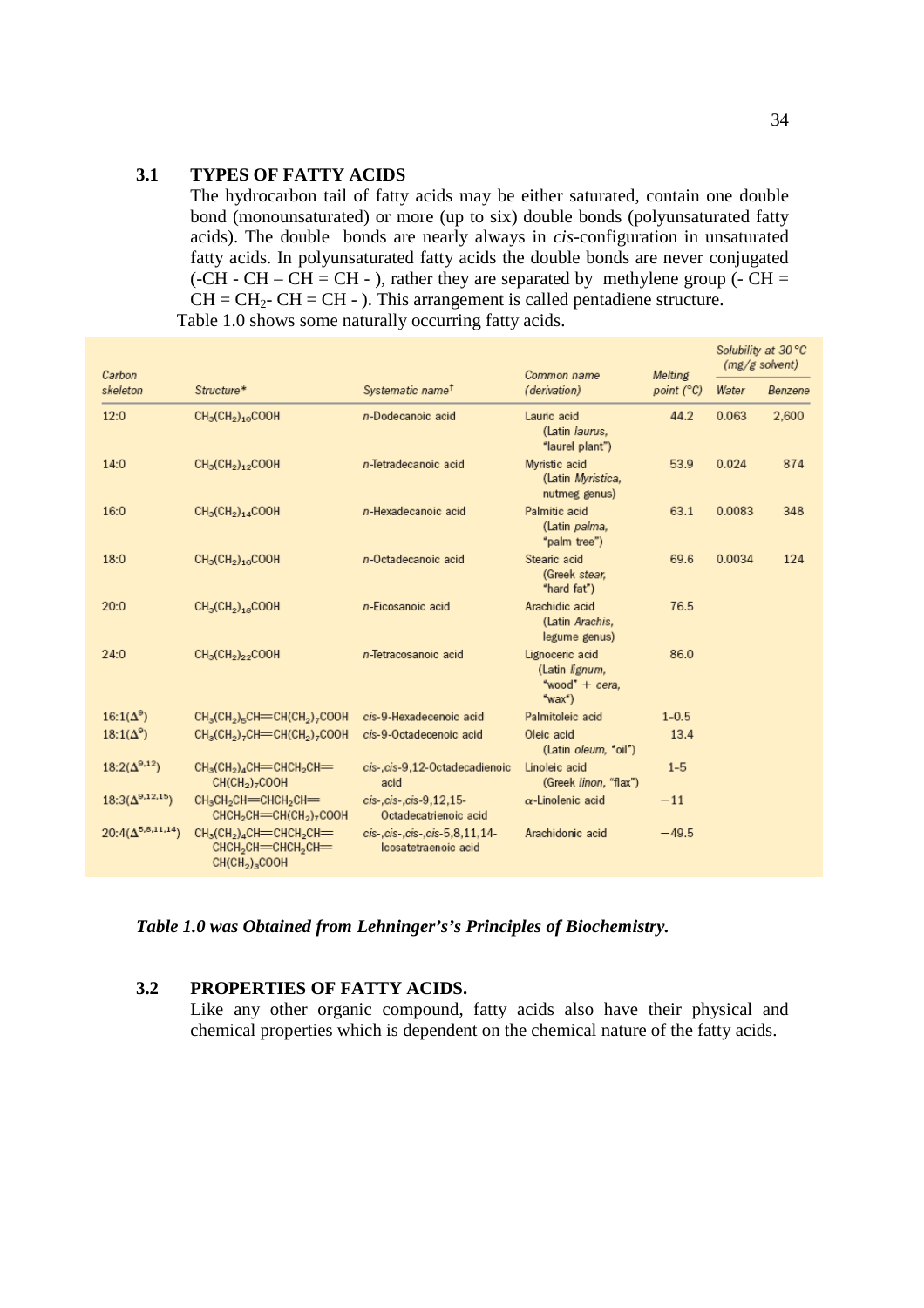### 3.1 TYPES OF FATTY ACIDS

The hydrocarbon tail of fatty acids may be either saturated, contain one double bond (monounsaturated) or more (up to six) double bonds (polyunsaturated fatty acids). The double bonds are nearly always in *cis*-configuration in unsaturated fatty acids. In polyunsaturated fatty acids the double bonds are never conjugated (-CH - CH – CH = CH - ), rather they are separated by methylene group (- CH = CH = $CH_2$- CH = CH - ). This arrangement is called pentadiene structure.

Table 1.0 shows some naturally occurring fatty acids.

| Carbon skeleton | Structure* | Systematic name† | Common name (derivation) | Melting point (°C) | Solubility at 30 °C (mg/g solvent) | |
|---|---|---|---|---|---|---|
| | | | | | Water | Benzene |
| 12:0 | $CH_3(CH_2)_{10}COOH$ | *n*-Dodecanoic acid | Lauric acid (Latin *laurus*, "laurel plant") | 44.2 | 0.063 | 2,600 |
| 14:0 | $CH_3(CH_2)_{12}COOH$ | *n*-Tetradecanoic acid | Myristic acid (Latin *Myristica*, nutmeg genus) | 53.9 | 0.024 | 874 |
| 16:0 | $CH_3(CH_2)_{14}COOH$ | *n*-Hexadecanoic acid | Palmitic acid (Latin *palma*, "palm tree") | 63.1 | 0.0083 | 348 |
| 18:0 | $CH_3(CH_2)_{16}COOH$ | *n*-Octadecanoic acid | Stearic acid (Greek *stear*, "hard fat") | 69.6 | 0.0034 | 124 |
| 20:0 | $CH_3(CH_2)_{18}COOH$ | *n*-Eicosanoic acid | Arachidic acid (Latin *Arachis*, legume genus) | 76.5 | | |
| 24:0 | $CH_3(CH_2)_{22}COOH$ | *n*-Tetracosanoic acid | Lignoceric acid (Latin *lignum*, "wood" + *cera*, "wax") | 86.0 | | |
| 16:1($\Delta^9$) | $CH_3(CH_2)_5CH{=}CH(CH_2)_7COOH$ | *cis*-9-Hexadecenoic acid | Palmitoleic acid | 1–0.5 | | |
| 18:1($\Delta^9$) | $CH_3(CH_2)_7CH{=}CH(CH_2)_7COOH$ | *cis*-9-Octadecenoic acid | Oleic acid (Latin *oleum*, "oil") | 13.4 | | |
| 18:2($\Delta^{9,12}$) | $CH_3(CH_2)_4CH{=}CHCH_2CH{=}CH(CH_2)_7COOH$ | *cis*-,*cis*-9,12-Octadecadienoic acid | Linoleic acid (Greek *linon*, "flax") | 1–5 | | |
| 18:3($\Delta^{9,12,15}$) | $CH_3CH_2CH{=}CHCH_2CH{=}CHCH_2CH{=}CH(CH_2)_7COOH$ | *cis*-,*cis*-,*cis*-9,12,15-Octadecatrienoic acid | α-Linolenic acid | −11 | | |
| 20:4($\Delta^{5,8,11,14}$) | $CH_3(CH_2)_4CH{=}CHCH_2CH{=}CHCH_2CH{=}CHCH_2CH{=}CH(CH_2)_3COOH$ | *cis*-,*cis*-,*cis*-,*cis*-5,8,11,14-Icosatetraenoic acid | Arachidonic acid | −49.5 | | |

***Table 1.0 was Obtained from Lehninger's's Principles of Biochemistry.***

### 3.2 PROPERTIES OF FATTY ACIDS.

Like any other organic compound, fatty acids also have their physical and chemical properties which is dependent on the chemical nature of the fatty acids.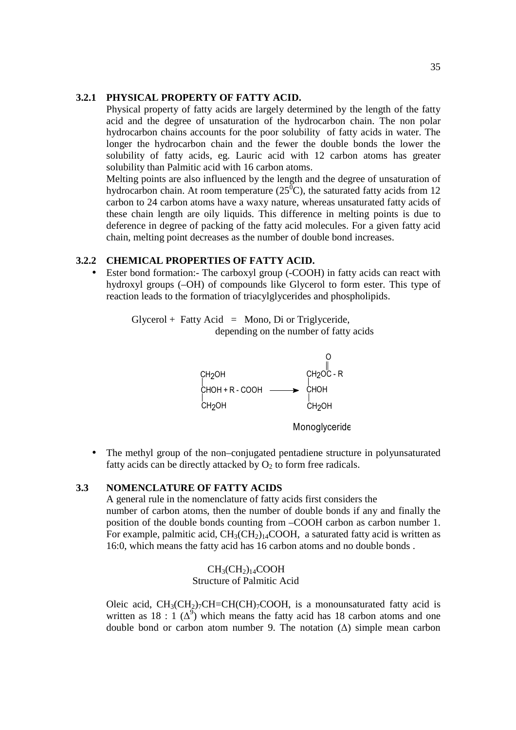### 3.2.1 PHYSICAL PROPERTY OF FATTY ACID.

Physical property of fatty acids are largely determined by the length of the fatty acid and the degree of unsaturation of the hydrocarbon chain. The non polar hydrocarbon chains accounts for the poor solubility of fatty acids in water. The longer the hydrocarbon chain and the fewer the double bonds the lower the solubility of fatty acids, eg. Lauric acid with 12 carbon atoms has greater solubility than Palmitic acid with 16 carbon atoms.

Melting points are also influenced by the length and the degree of unsaturation of hydrocarbon chain. At room temperature ($25^0$C), the saturated fatty acids from 12 carbon to 24 carbon atoms have a waxy nature, whereas unsaturated fatty acids of these chain length are oily liquids. This difference in melting points is due to deference in degree of packing of the fatty acid molecules. For a given fatty acid chain, melting point decreases as the number of double bond increases.

### 3.2.2 CHEMICAL PROPERTIES OF FATTY ACID.

- Ester bond formation:- The carboxyl group (-COOH) in fatty acids can react with hydroxyl groups (–OH) of compounds like Glycerol to form ester. This type of reaction leads to the formation of triacylglycerides and phospholipids.

Glycerol + Fatty Acid = Mono, Di or Triglyceride, depending on the number of fatty acids

$$\begin{array}{l} CH_2OH \\ | \\ CHOH + R - COOH \\ | \\ CH_2OH \end{array} \longrightarrow \begin{array}{l} \quad\;\; O \\ \quad\;\; \| \\ CH_2OC - R \\ | \\ CHOH \\ | \\ CH_2OH \end{array}$$

Monoglyceride

- The methyl group of the non–conjugated pentadiene structure in polyunsaturated fatty acids can be directly attacked by $O_2$ to form free radicals.

## 3.3 NOMENCLATURE OF FATTY ACIDS

A general rule in the nomenclature of fatty acids first considers the number of carbon atoms, then the number of double bonds if any and finally the position of the double bonds counting from –COOH carbon as carbon number 1. For example, palmitic acid, $CH_3(CH_2)_{14}COOH$, a saturated fatty acid is written as 16:0, which means the fatty acid has 16 carbon atoms and no double bonds .

$CH_3(CH_2)_{14}COOH$

Structure of Palmitic Acid

Oleic acid, $CH_3(CH_2)_7CH{=}CH(CH)_7COOH$, is a monounsaturated fatty acid is written as 18 : 1 ($\Delta^9$) which means the fatty acid has 18 carbon atoms and one double bond or carbon atom number 9. The notation ($\Delta$) simple mean carbon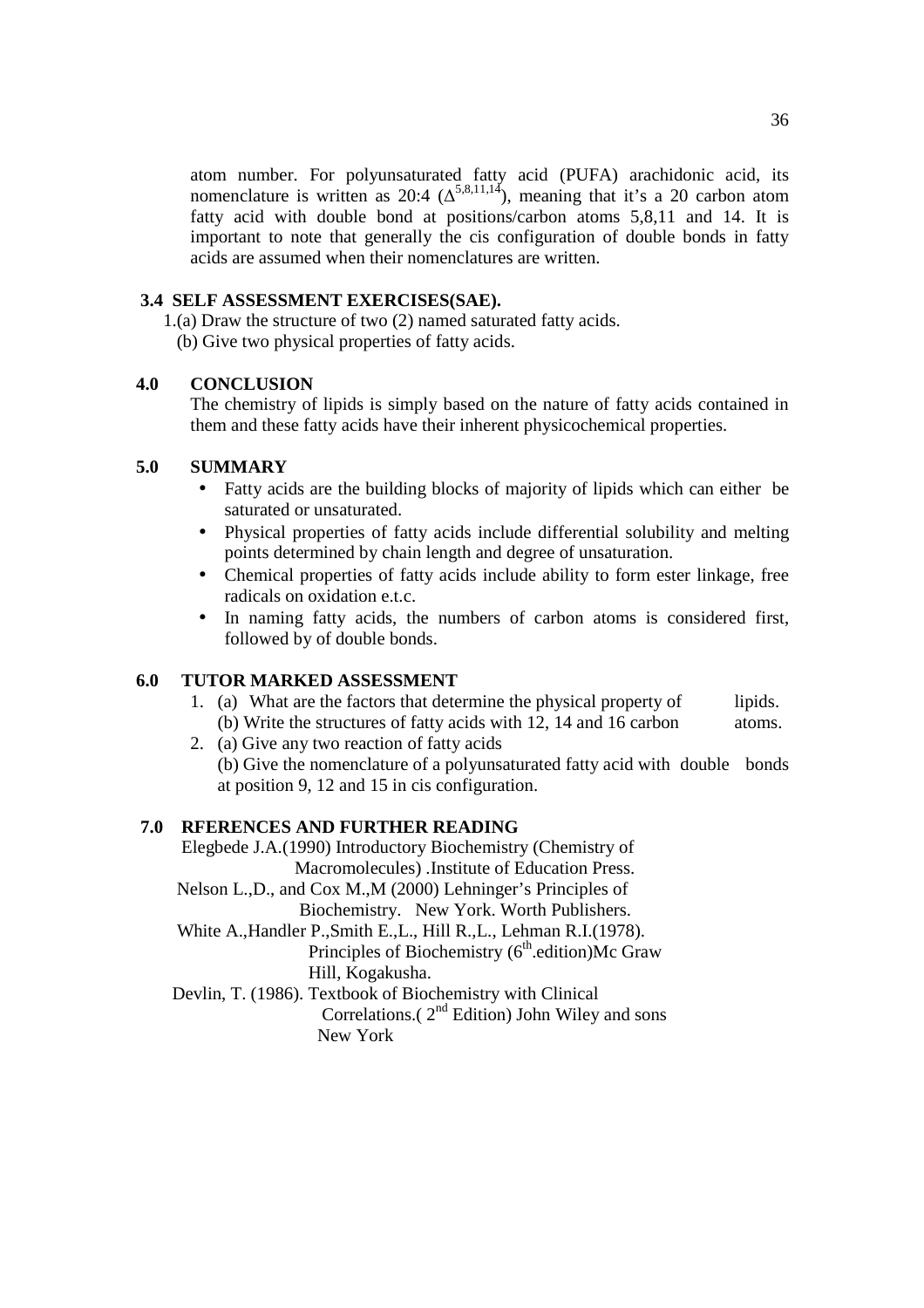atom number. For polyunsaturated fatty acid (PUFA) arachidonic acid, its nomenclature is written as 20:4 ($\Delta^{5,8,11,14}$), meaning that it's a 20 carbon atom fatty acid with double bond at positions/carbon atoms 5,8,11 and 14. It is important to note that generally the cis configuration of double bonds in fatty acids are assumed when their nomenclatures are written.

### 3.4 SELF ASSESSMENT EXERCISES(SAE).

1.(a) Draw the structure of two (2) named saturated fatty acids.
(b) Give two physical properties of fatty acids.

## 4.0 CONCLUSION

The chemistry of lipids is simply based on the nature of fatty acids contained in them and these fatty acids have their inherent physicochemical properties.

## 5.0 SUMMARY

- Fatty acids are the building blocks of majority of lipids which can either be saturated or unsaturated.
- Physical properties of fatty acids include differential solubility and melting points determined by chain length and degree of unsaturation.
- Chemical properties of fatty acids include ability to form ester linkage, free radicals on oxidation e.t.c.
- In naming fatty acids, the numbers of carbon atoms is considered first, followed by of double bonds.

## 6.0 TUTOR MARKED ASSESSMENT

1. (a) What are the factors that determine the physical property of lipids.
   (b) Write the structures of fatty acids with 12, 14 and 16 carbon atoms.
2. (a) Give any two reaction of fatty acids
   (b) Give the nomenclature of a polyunsaturated fatty acid with double bonds at position 9, 12 and 15 in cis configuration.

## 7.0 RFERENCES AND FURTHER READING

Elegbede J.A.(1990) Introductory Biochemistry (Chemistry of Macromolecules) .Institute of Education Press.

Nelson L.,D., and Cox M.,M (2000) Lehninger's Principles of Biochemistry. New York. Worth Publishers.

White A.,Handler P.,Smith E.,L., Hill R.,L., Lehman R.I.(1978). Principles of Biochemistry (6th.edition)Mc Graw Hill, Kogakusha.

Devlin, T. (1986). Textbook of Biochemistry with Clinical Correlations.( 2nd Edition) John Wiley and sons New York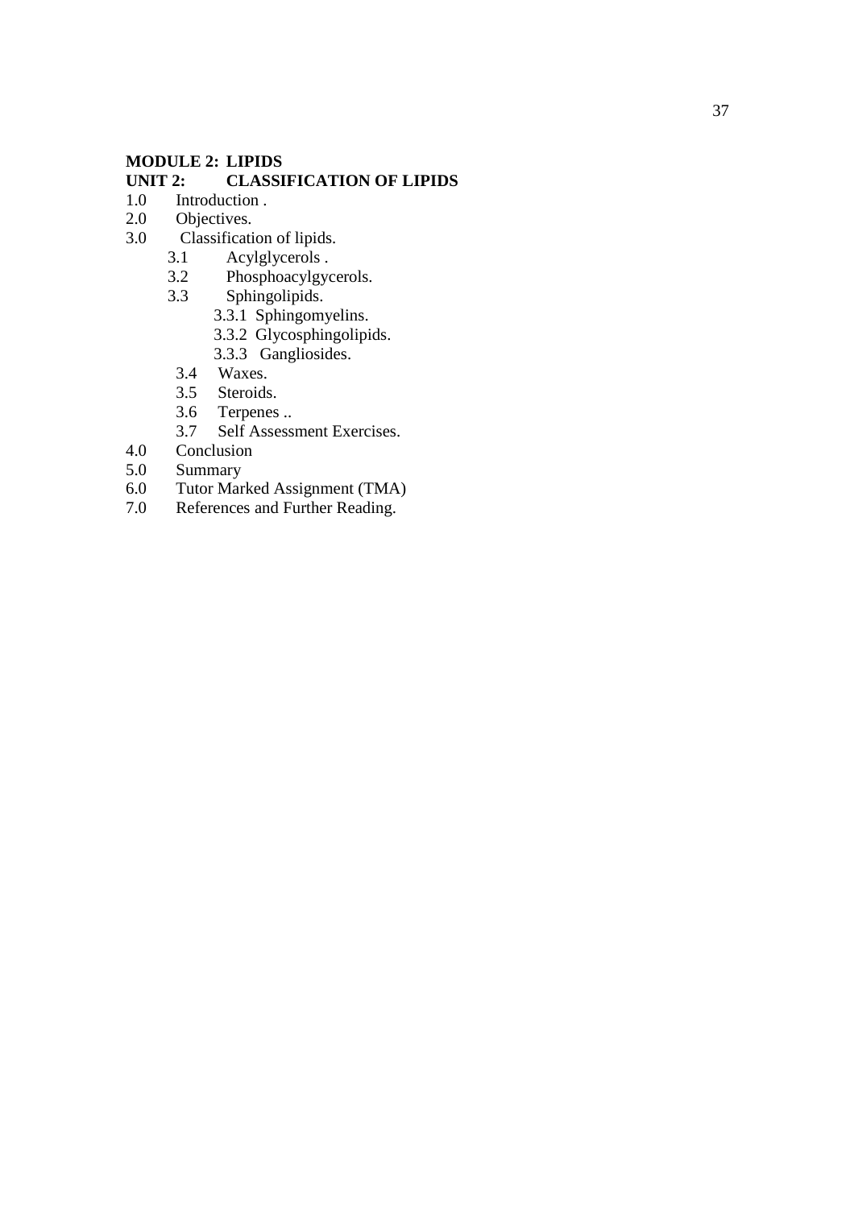**MODULE 2: LIPIDS**

**UNIT 2: CLASSIFICATION OF LIPIDS**

1.0 Introduction .
2.0 Objectives.
3.0 Classification of lipids.
  - 3.1 Acylglycerols .
  - 3.2 Phosphoacylgycerols.
  - 3.3 Sphingolipids.
    - 3.3.1 Sphingomyelins.
    - 3.3.2 Glycosphingolipids.
    - 3.3.3 Gangliosides.
  - 3.4 Waxes.
  - 3.5 Steroids.
  - 3.6 Terpenes ..
  - 3.7 Self Assessment Exercises.

4.0 Conclusion
5.0 Summary
6.0 Tutor Marked Assignment (TMA)
7.0 References and Further Reading.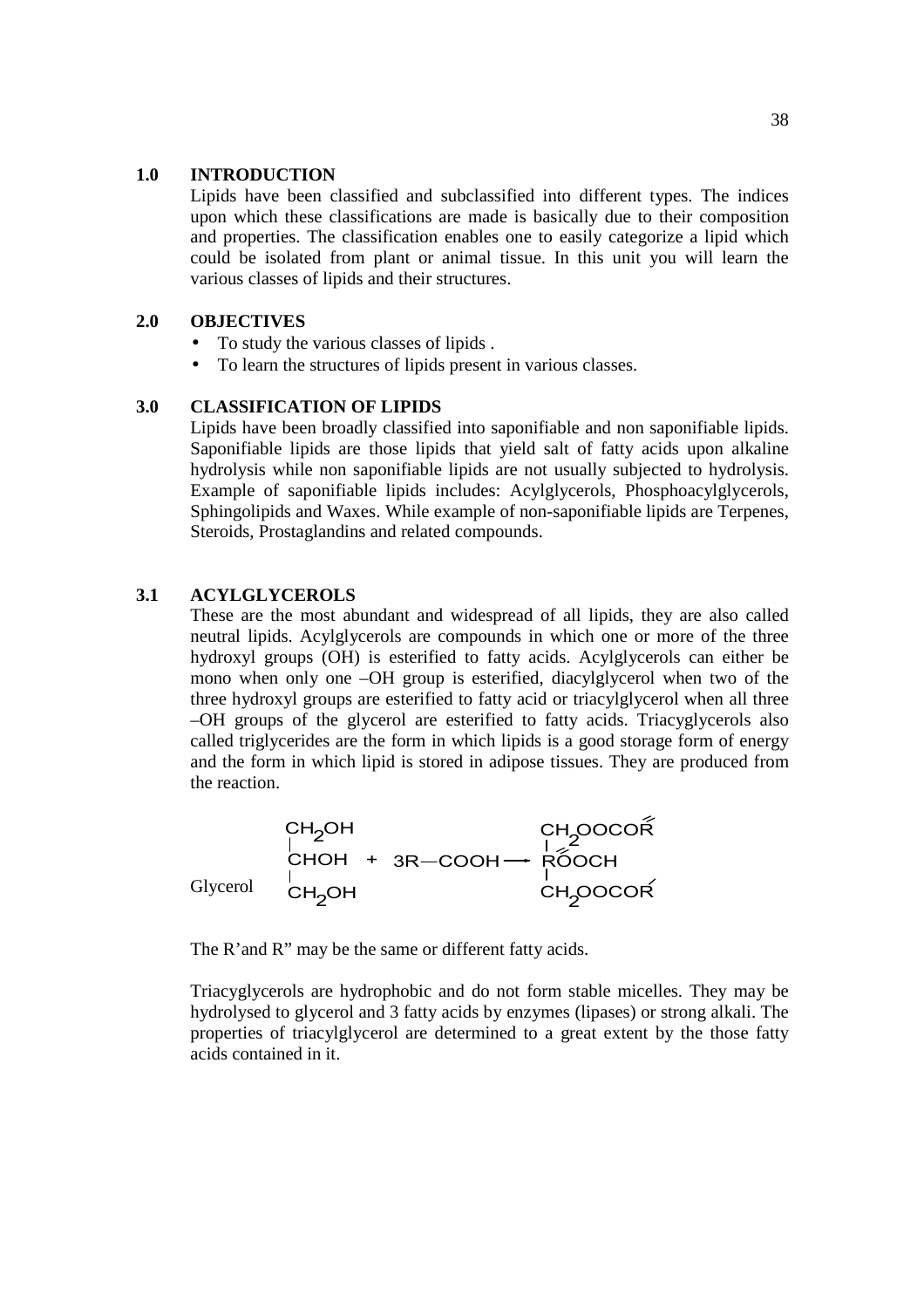## 1.0 INTRODUCTION

Lipids have been classified and subclassified into different types. The indices upon which these classifications are made is basically due to their composition and properties. The classification enables one to easily categorize a lipid which could be isolated from plant or animal tissue. In this unit you will learn the various classes of lipids and their structures.

## 2.0 OBJECTIVES

- To study the various classes of lipids .
- To learn the structures of lipids present in various classes.

## 3.0 CLASSIFICATION OF LIPIDS

Lipids have been broadly classified into saponifiable and non saponifiable lipids. Saponifiable lipids are those lipids that yield salt of fatty acids upon alkaline hydrolysis while non saponifiable lipids are not usually subjected to hydrolysis. Example of saponifiable lipids includes: Acylglycerols, Phosphoacylglycerols, Sphingolipids and Waxes. While example of non-saponifiable lipids are Terpenes, Steroids, Prostaglandins and related compounds.

### 3.1 ACYLGLYCEROLS

These are the most abundant and widespread of all lipids, they are also called neutral lipids. Acylglycerols are compounds in which one or more of the three hydroxyl groups (OH) is esterified to fatty acids. Acylglycerols can either be mono when only one –OH group is esterified, diacylglycerol when two of the three hydroxyl groups are esterified to fatty acid or triacylglycerol when all three –OH groups of the glycerol are esterified to fatty acids. Triacyglycerols also called triglycerides are the form in which lipids is a good storage form of energy and the form in which lipid is stored in adipose tissues. They are produced from the reaction.

$$\underset{\text{Glycerol}}{\begin{array}{l} CH_2OH \\ | \\ CHOH \\ | \\ CH_2OH \end{array}} + 3R{-}COOH \longrightarrow \begin{array}{l} CH_2OOCR'' \\ | \\ R''OOCH \\ | \\ CH_2OOCR' \end{array}$$

The R'and R" may be the same or different fatty acids.

Triacylglycerols are hydrophobic and do not form stable micelles. They may be hydrolysed to glycerol and 3 fatty acids by enzymes (lipases) or strong alkali. The properties of triacylglycerol are determined to a great extent by the those fatty acids contained in it.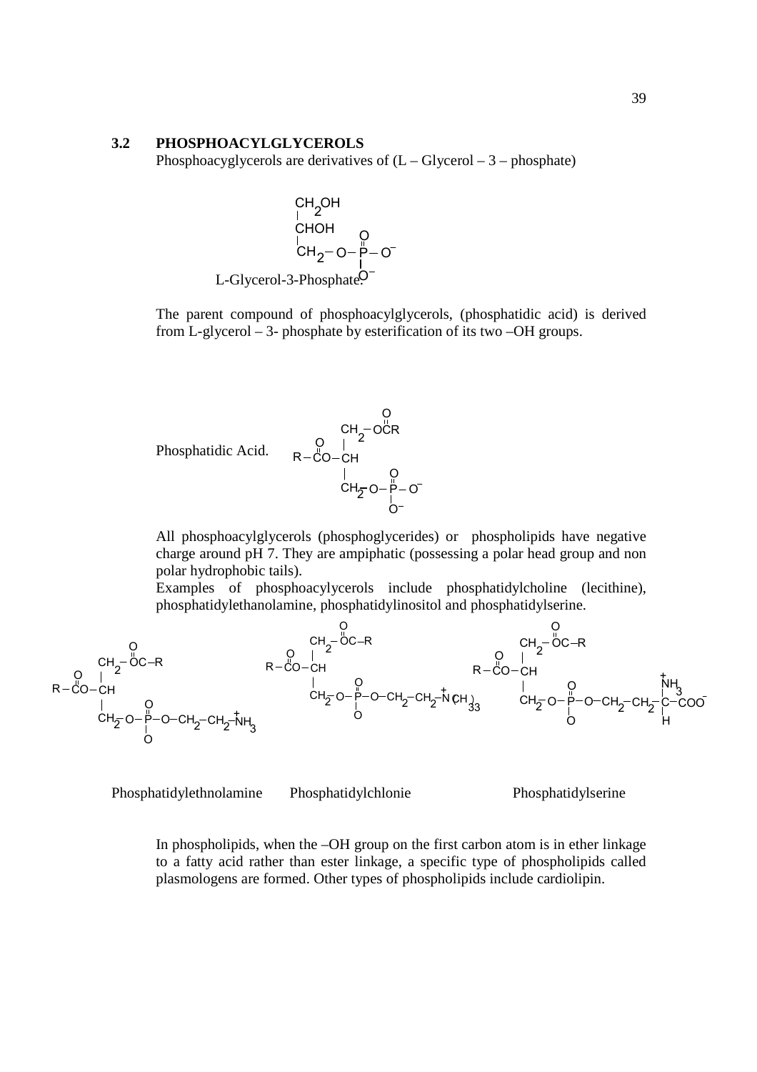## 3.2 PHOSPHOACYLGLYCEROLS

Phosphoacyglycerols are derivatives of (L – Glycerol – 3 – phosphate)

$$
\begin{array}{l}
CH_2OH \\
| \\
CHOH \\
| \qquad\qquad O \\
CH_2 - O - \overset{\|}{P} - O^- \\
\qquad\qquad\quad | \\
\qquad\qquad\quad O^-
\end{array}
$$

L-Glycerol-3-Phosphate.

The parent compound of phosphoacylglycerols, (phosphatidic acid) is derived from L-glycerol – 3- phosphate by esterification of its two –OH groups.

Phosphatidic Acid.

$$
\begin{array}{l}
\qquad\qquad\quad O \\
\qquad\quad CH_2 - O\overset{\|}{C}R \\
\quad O \quad | \\
R - \overset{\|}{C}O - CH \\
\qquad\quad | \qquad\quad O \\
\qquad\quad CH_2 - O - \overset{\|}{P} - O^- \\
\qquad\qquad\qquad\quad | \\
\qquad\qquad\qquad\quad O^-
\end{array}
$$

All phosphoacylglycerols (phosphoglycerides) or phospholipids have negative charge around pH 7. They are ampiphatic (possessing a polar head group and non polar hydrophobic tails).

Examples of phosphoacylycerols include phosphatidylcholine (lecithine), phosphatidylethanolamine, phosphatidylinositol and phosphatidylserine.

$$
\begin{array}{l}
\qquad\qquad\quad O \\
\qquad\quad CH_2 - O\overset{\|}{C} - R \\
\quad O \quad | \\
R - \overset{\|}{C}O - CH \\
\qquad\quad | \qquad\quad O \\
\qquad\quad CH_2 - O - \overset{\|}{P} - O - CH_2 - CH_2 - \overset{+}{N}H_3 \\
\qquad\qquad\qquad\quad | \\
\qquad\qquad\qquad\quad O
\end{array}
$$

Phosphatidylethnolamine

$$
\begin{array}{l}
\qquad\qquad\quad O \\
\qquad\quad CH_2 - O\overset{\|}{C} - R \\
\quad O \quad | \\
R - \overset{\|}{C}O - CH \\
\qquad\quad | \qquad\quad O \\
\qquad\quad CH_2 - O - \overset{\|}{P} - O - CH_2 - CH_2 - \overset{+}{N}(CH_3)_3 \\
\qquad\qquad\qquad\quad | \\
\qquad\qquad\qquad\quad O
\end{array}
$$

Phosphatidylchlonie

$$
\begin{array}{l}
\qquad\qquad\quad O \\
\qquad\quad CH_2 - O\overset{\|}{C} - R \\
\quad O \quad | \\
R - \overset{\|}{C}O - CH \qquad\qquad\qquad\qquad\quad \overset{+}{N}H_3 \\
\qquad\quad | \qquad\quad O \qquad\qquad\qquad\quad | \\
\qquad\quad CH_2 - O - \overset{\|}{P} - O - CH_2 - CH_2 - C - COO^- \\
\qquad\qquad\qquad\quad | \qquad\qquad\qquad\qquad | \\
\qquad\qquad\qquad\quad O \qquad\qquad\qquad\qquad H
\end{array}
$$

Phosphatidylserine

In phospholipids, when the –OH group on the first carbon atom is in ether linkage to a fatty acid rather than ester linkage, a specific type of phospholipids called plasmologens are formed. Other types of phospholipids include cardiolipin.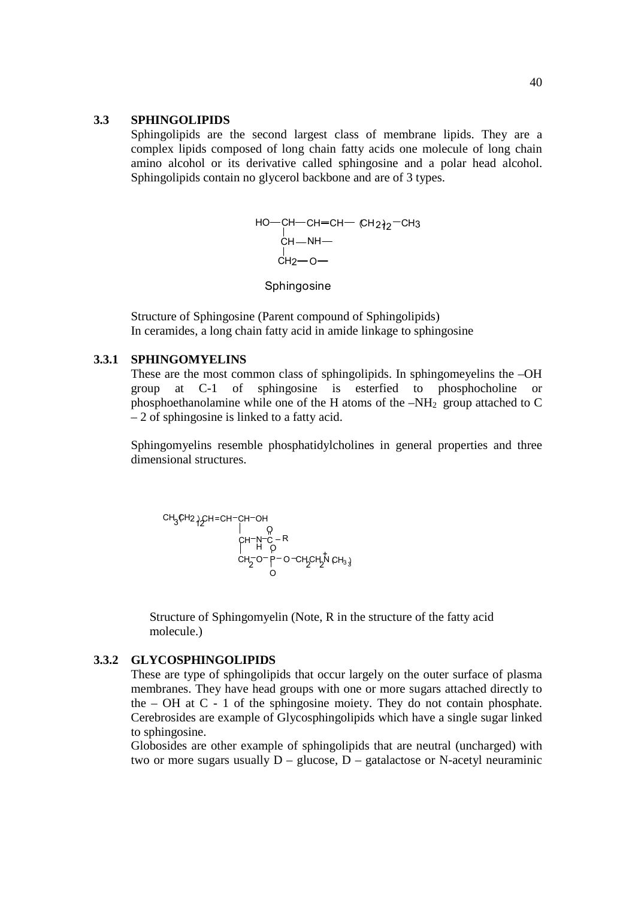### 3.3 SPHINGOLIPIDS

Sphingolipids are the second largest class of membrane lipids. They are a complex lipids composed of long chain fatty acids one molecule of long chain amino alcohol or its derivative called sphingosine and a polar head alcohol. Sphingolipids contain no glycerol backbone and are of 3 types.

```
HO—CH—CH═CH— (CH2)12—CH3
    |
    CH—NH—
    |
    CH2—O—
```

Sphingosine

Structure of Sphingosine (Parent compound of Sphingolipids)
In ceramides, a long chain fatty acid in amide linkage to sphingosine

#### 3.3.1 SPHINGOMYELINS

These are the most common class of sphingolipids. In sphingomeyelins the –OH group at C-1 of sphingosine is esterfied to phosphocholine or phosphoethanolamine while one of the H atoms of the $-NH_2$ group attached to C – 2 of sphingosine is linked to a fatty acid.

Sphingomyelins resemble phosphatidylcholines in general properties and three dimensional structures.

```
CH3(CH2)12CH=CH−CH−OH
                 |       O
                 |       ‖
                 CH−N−C−R
                 |  H   O
                 |      |
                 CH2−O−P−O−CH2CH2N+(CH3)3
                        |
                        O
```

Structure of Sphingomyelin (Note, R in the structure of the fatty acid molecule.)

#### 3.3.2 GLYCOSPHINGOLIPIDS

These are type of sphingolipids that occur largely on the outer surface of plasma membranes. They have head groups with one or more sugars attached directly to the – OH at C - 1 of the sphingosine moiety. They do not contain phosphate. Cerebrosides are example of Glycosphingolipids which have a single sugar linked to sphingosine.

Globosides are other example of sphingolipids that are neutral (uncharged) with two or more sugars usually D – glucose, D – gatalactose or N-acetyl neuraminic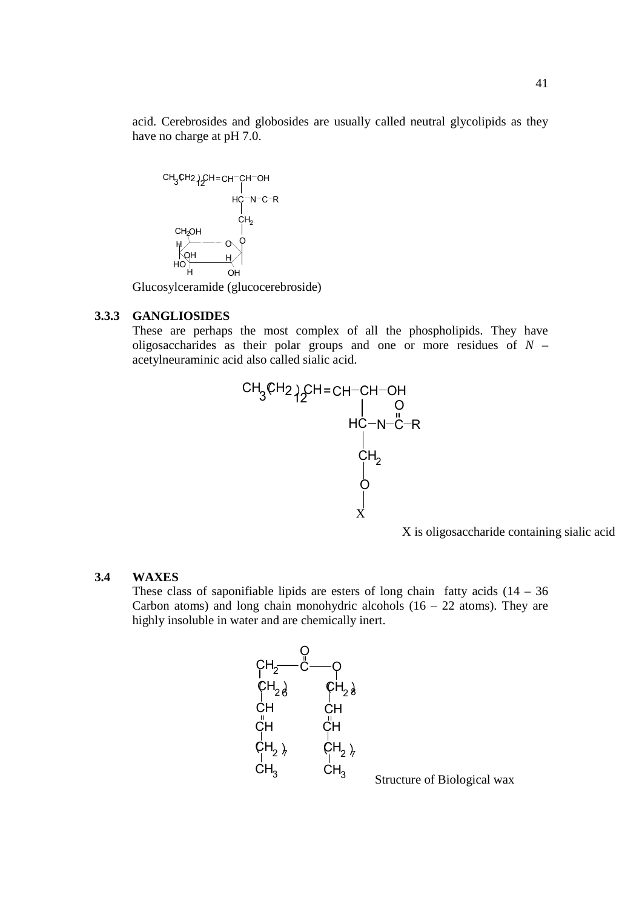acid. Cerebrosides and globosides are usually called neutral glycolipids as they have no charge at pH 7.0.

$$
\begin{array}{l}
CH_3(CH_2)_{12}CH=CH-CH-OH \\
\qquad\qquad\qquad\qquad\quad |\\
\qquad\qquad\qquad\qquad HC-N-C-R \\
\qquad\qquad\qquad\qquad\quad |\\
\qquad\qquad\qquad\qquad\ CH_2 \\
\qquad\qquad\qquad\qquad\quad |\\
\qquad\qquad\qquad\qquad\quad O \\
\qquad\qquad\qquad\qquad\quad |\\
\qquad\qquad\qquad\qquad \text{glucose}
\end{array}
$$

Glucosylceramide (glucocerebroside)

### 3.3.3 GANGLIOSIDES

These are perhaps the most complex of all the phospholipids. They have oligosaccharides as their polar groups and one or more residues of *N* – acetylneuraminic acid also called sialic acid.

$$
\begin{array}{l}
CH_3(CH_2)_{12}CH=CH-CH-OH \\
\qquad\qquad\qquad\qquad\quad |\qquad\quad O\\
\qquad\qquad\qquad\qquad\quad |\qquad\quad \|\\
\qquad\qquad\qquad\qquad HC-N-C-R \\
\qquad\qquad\qquad\qquad\quad |\\
\qquad\qquad\qquad\qquad\ CH_2 \\
\qquad\qquad\qquad\qquad\quad |\\
\qquad\qquad\qquad\qquad\quad O \\
\qquad\qquad\qquad\qquad\quad |\\
\qquad\qquad\qquad\qquad\quad X
\end{array}
$$

X is oligosaccharide containing sialic acid

## 3.4 WAXES

These class of saponifiable lipids are esters of long chain fatty acids (14 – 36 Carbon atoms) and long chain monohydric alcohols (16 – 22 atoms). They are highly insoluble in water and are chemically inert.

$$
\begin{array}{lll}
 & O & \\
 & \| & \\
CH_2 & -C- & O \\
| & & | \\
(CH_2)_6 & & (CH_2)_8 \\
| & & | \\
CH & & CH \\
\| & & \| \\
CH & & CH \\
| & & | \\
(CH_2)_7 & & (CH_2)_7 \\
| & & | \\
CH_3 & & CH_3
\end{array}
$$

Structure of Biological wax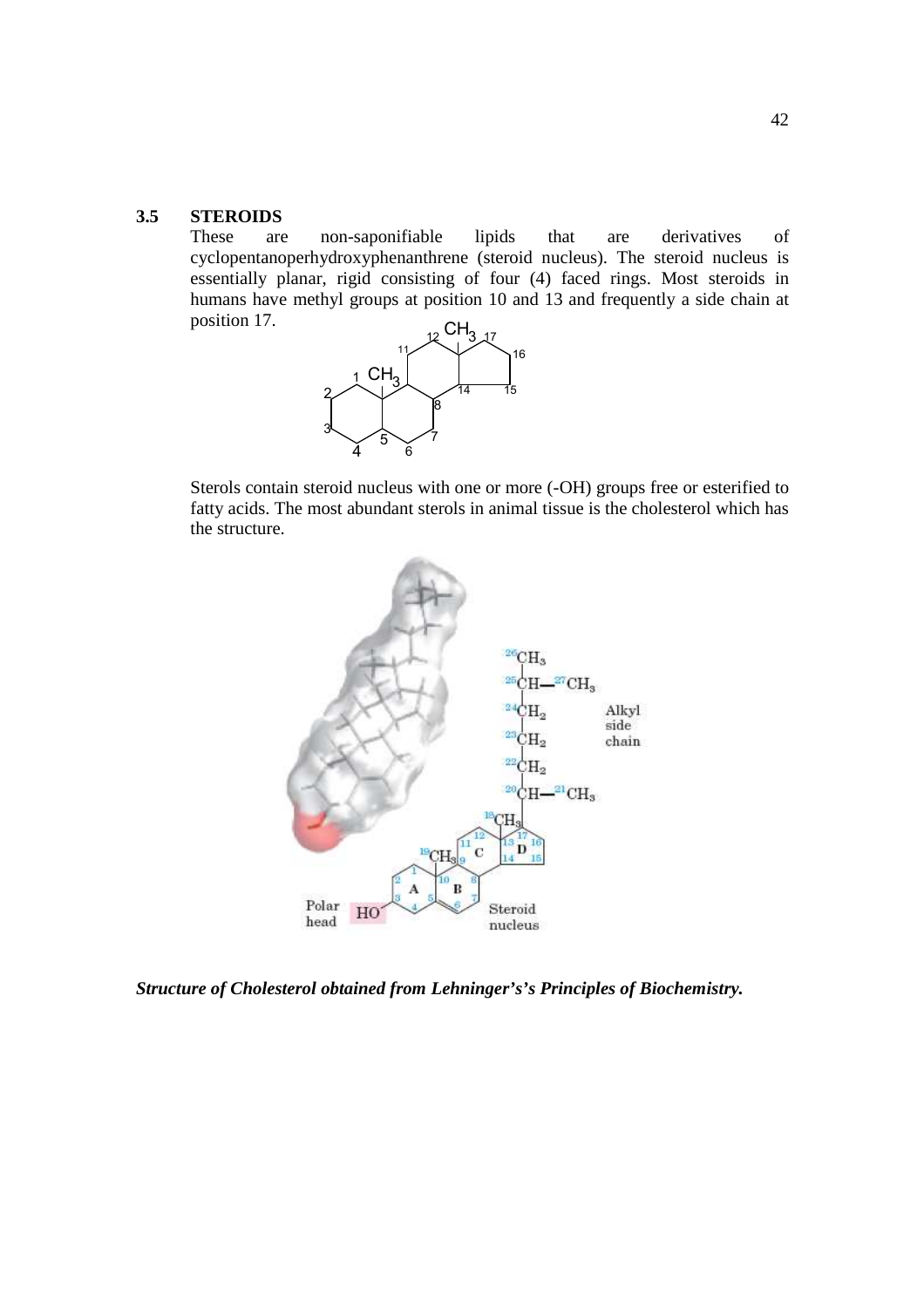## 3.5 STEROIDS

These are non-saponifiable lipids that are derivatives of cyclopentanoperhydroxyphenanthrene (steroid nucleus). The steroid nucleus is essentially planar, rigid consisting of four (4) faced rings. Most steroids in humans have methyl groups at position 10 and 13 and frequently a side chain at position 17.

Sterols contain steroid nucleus with one or more (-OH) groups free or esterified to fatty acids. The most abundant sterols in animal tissue is the cholesterol which has the structure.

***Structure of Cholesterol obtained from Lehninger's's Principles of Biochemistry.***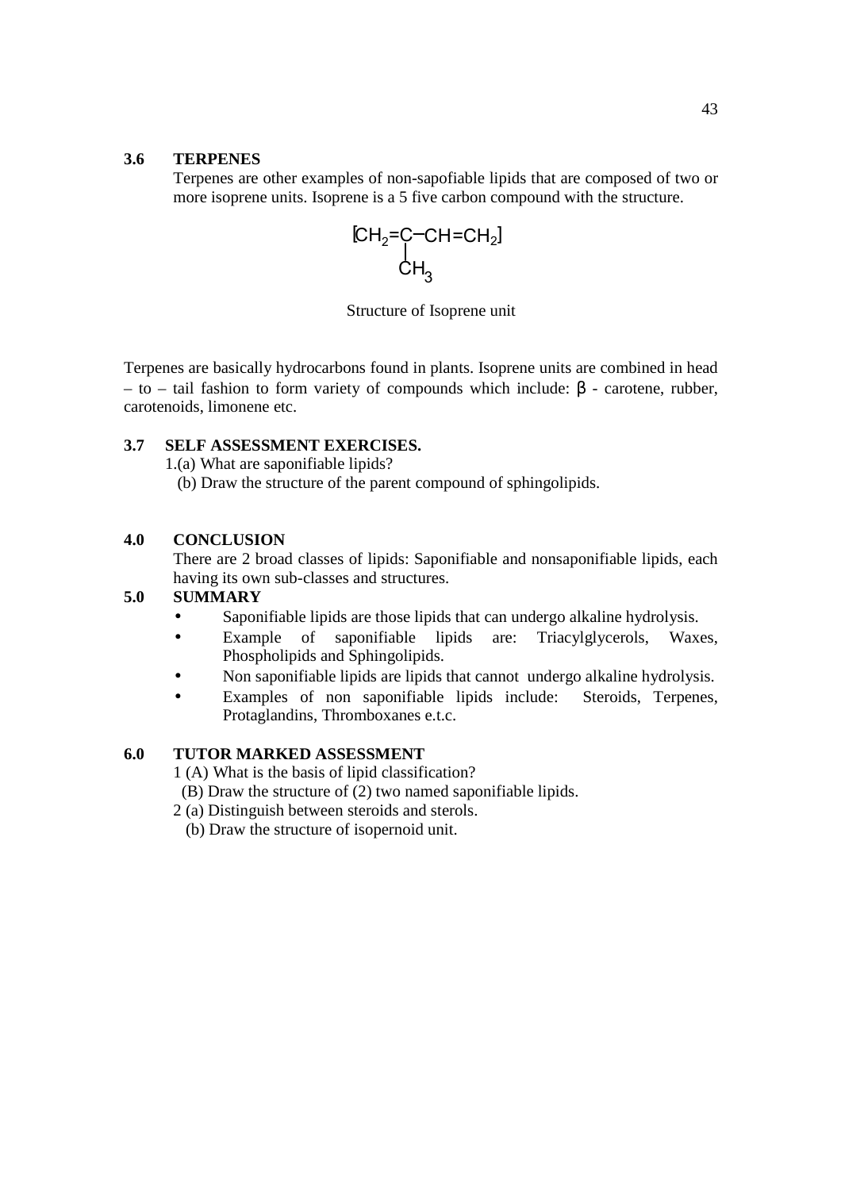## 3.6 TERPENES

Terpenes are other examples of non-sapofiable lipids that are composed of two or more isoprene units. Isoprene is a 5 five carbon compound with the structure.

$$[CH_2=\underset{\displaystyle CH_3}{\underset{|}{C}}-CH=CH_2]$$

Structure of Isoprene unit

Terpenes are basically hydrocarbons found in plants. Isoprene units are combined in head – to – tail fashion to form variety of compounds which include: β - carotene, rubber, carotenoids, limonene etc.

## 3.7 SELF ASSESSMENT EXERCISES.

1.(a) What are saponifiable lipids?

(b) Draw the structure of the parent compound of sphingolipids.

## 4.0 CONCLUSION

There are 2 broad classes of lipids: Saponifiable and nonsaponifiable lipids, each having its own sub-classes and structures.

## 5.0 SUMMARY

- Saponifiable lipids are those lipids that can undergo alkaline hydrolysis.
- Example of saponifiable lipids are: Triacylglycerols, Waxes, Phospholipids and Sphingolipids.
- Non saponifiable lipids are lipids that cannot undergo alkaline hydrolysis.
- Examples of non saponifiable lipids include: Steroids, Terpenes, Protaglandins, Thromboxanes e.t.c.

## 6.0 TUTOR MARKED ASSESSMENT

1 (A) What is the basis of lipid classification?

(B) Draw the structure of (2) two named saponifiable lipids.

2 (a) Distinguish between steroids and sterols.

(b) Draw the structure of isopernoid unit.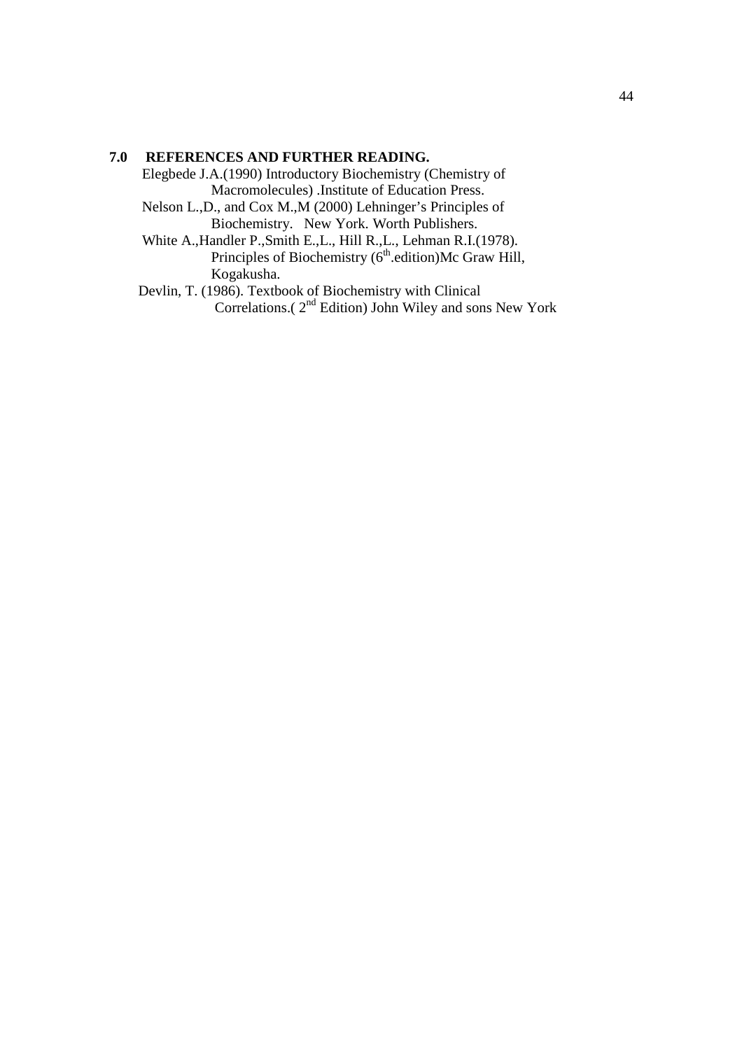## 7.0 REFERENCES AND FURTHER READING.

Elegbede J.A.(1990) Introductory Biochemistry (Chemistry of Macromolecules) .Institute of Education Press.

Nelson L.,D., and Cox M.,M (2000) Lehninger's Principles of Biochemistry. New York. Worth Publishers.

White A.,Handler P.,Smith E.,L., Hill R.,L., Lehman R.I.(1978). Principles of Biochemistry ($6^{th}$.edition)Mc Graw Hill, Kogakusha.

Devlin, T. (1986). Textbook of Biochemistry with Clinical Correlations.( $2^{nd}$ Edition) John Wiley and sons New York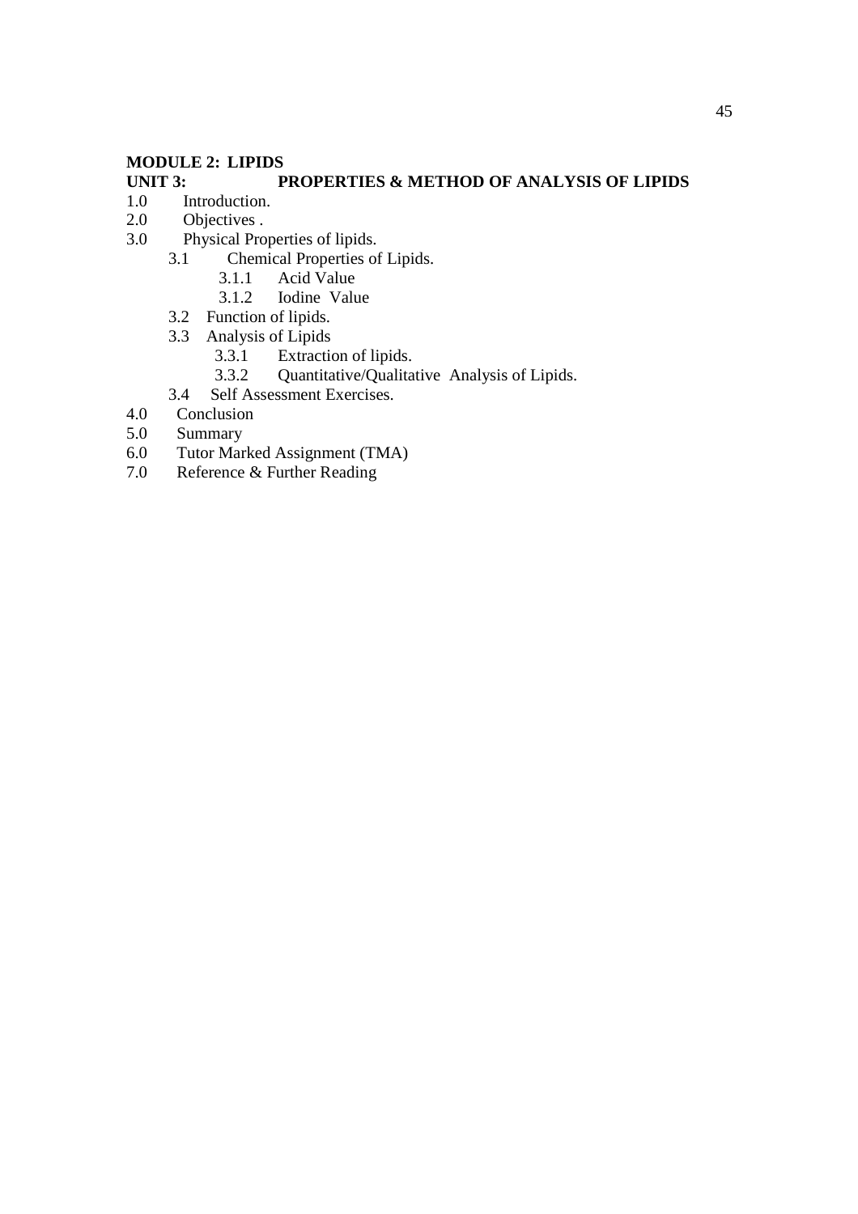## MODULE 2: LIPIDS

## UNIT 3: PROPERTIES & METHOD OF ANALYSIS OF LIPIDS

1.0 Introduction.

2.0 Objectives .

3.0 Physical Properties of lipids.

- 3.1 Chemical Properties of Lipids.
  - 3.1.1 Acid Value
  - 3.1.2 Iodine Value
- 3.2 Function of lipids.
- 3.3 Analysis of Lipids
  - 3.3.1 Extraction of lipids.
  - 3.3.2 Quantitative/Qualitative Analysis of Lipids.
- 3.4 Self Assessment Exercises.

4.0 Conclusion

5.0 Summary

6.0 Tutor Marked Assignment (TMA)

7.0 Reference & Further Reading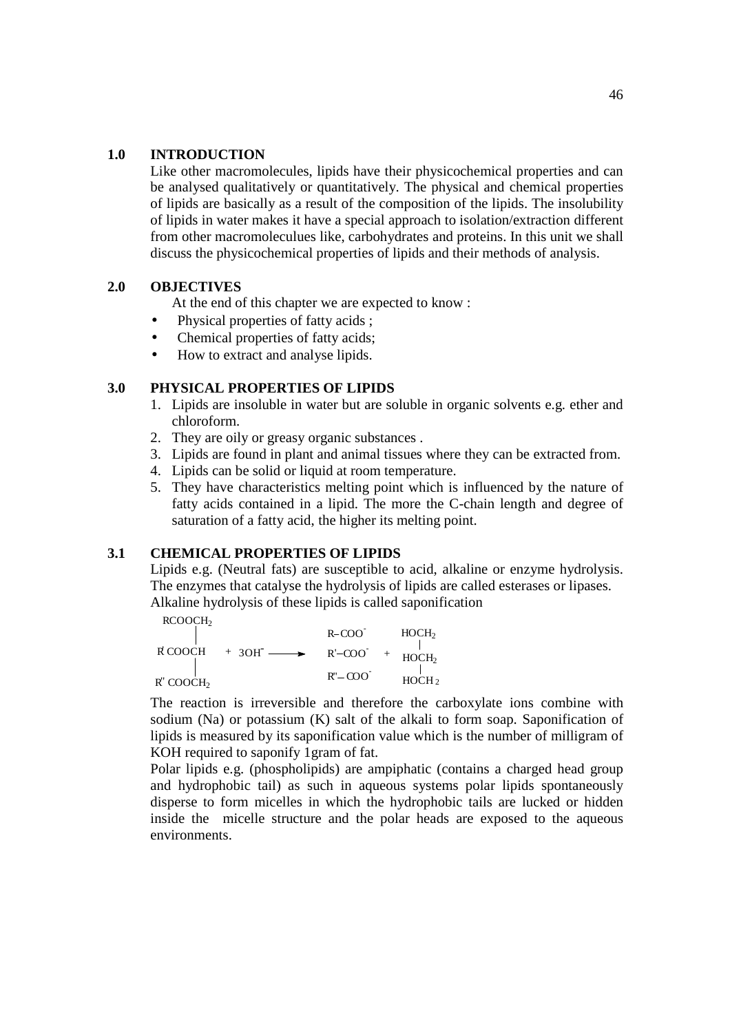## 1.0 INTRODUCTION

Like other macromolecules, lipids have their physicochemical properties and can be analysed qualitatively or quantitatively. The physical and chemical properties of lipids are basically as a result of the composition of the lipids. The insolubility of lipids in water makes it have a special approach to isolation/extraction different from other macromoleculues like, carbohydrates and proteins. In this unit we shall discuss the physicochemical properties of lipids and their methods of analysis.

## 2.0 OBJECTIVES

At the end of this chapter we are expected to know :

- Physical properties of fatty acids ;
- Chemical properties of fatty acids;
- How to extract and analyse lipids.

## 3.0 PHYSICAL PROPERTIES OF LIPIDS

1. Lipids are insoluble in water but are soluble in organic solvents e.g. ether and chloroform.
2. They are oily or greasy organic substances .
3. Lipids are found in plant and animal tissues where they can be extracted from.
4. Lipids can be solid or liquid at room temperature.
5. They have characteristics melting point which is influenced by the nature of fatty acids contained in a lipid. The more the C-chain length and degree of saturation of a fatty acid, the higher its melting point.

## 3.1 CHEMICAL PROPERTIES OF LIPIDS

Lipids e.g. (Neutral fats) are susceptible to acid, alkaline or enzyme hydrolysis. The enzymes that catalyse the hydrolysis of lipids are called esterases or lipases.
Alkaline hydrolysis of these lipids is called saponification

$$\begin{array}{l} RCOOCH_2 \\ | \\ R'COOCH \\ | \\ R''COOCH_2 \end{array} + 3OH^- \longrightarrow \begin{array}{l} R-COO^- \\ R'-COO^- \\ R''-COO^- \end{array} + \begin{array}{l} HOCH_2 \\ | \\ HOCH_2 \\ | \\ HOCH_2 \end{array}$$

The reaction is irreversible and therefore the carboxylate ions combine with sodium (Na) or potassium (K) salt of the alkali to form soap. Saponification of lipids is measured by its saponification value which is the number of milligram of KOH required to saponify 1gram of fat.

Polar lipids e.g. (phospholipids) are ampiphatic (contains a charged head group and hydrophobic tail) as such in aqueous systems polar lipids spontaneously disperse to form micelles in which the hydrophobic tails are lucked or hidden inside the micelle structure and the polar heads are exposed to the aqueous environments.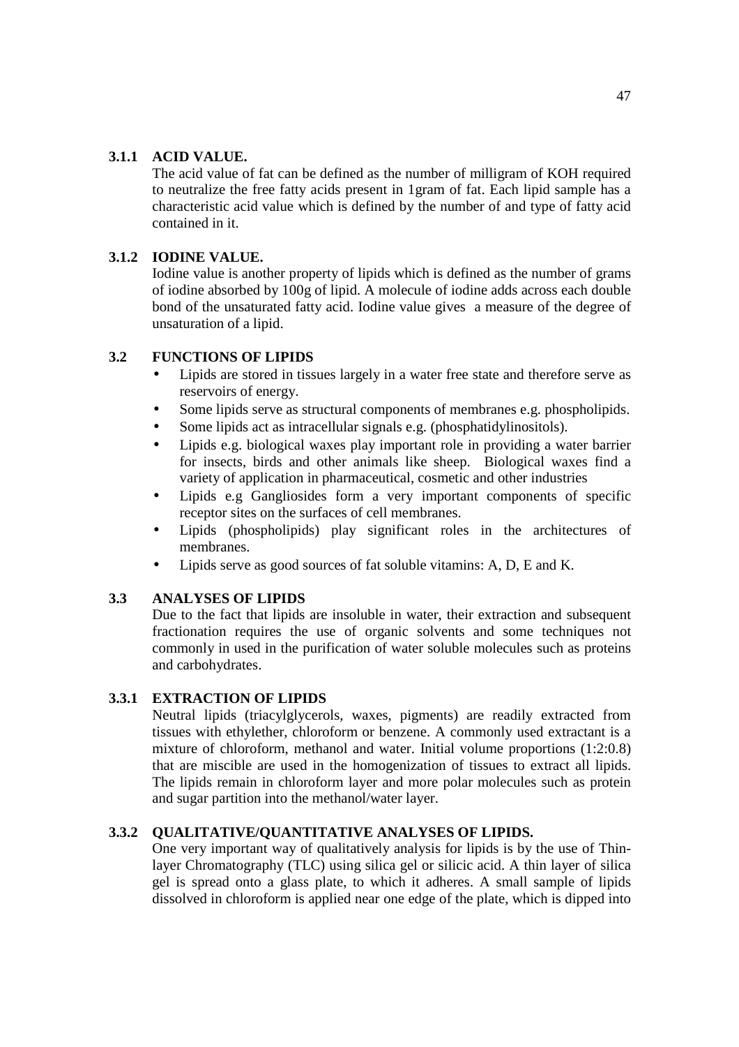### 3.1.1 ACID VALUE.

The acid value of fat can be defined as the number of milligram of KOH required to neutralize the free fatty acids present in 1gram of fat. Each lipid sample has a characteristic acid value which is defined by the number of and type of fatty acid contained in it.

### 3.1.2 IODINE VALUE.

Iodine value is another property of lipids which is defined as the number of grams of iodine absorbed by 100g of lipid. A molecule of iodine adds across each double bond of the unsaturated fatty acid. Iodine value gives a measure of the degree of unsaturation of a lipid.

## 3.2 FUNCTIONS OF LIPIDS

- Lipids are stored in tissues largely in a water free state and therefore serve as reservoirs of energy.
- Some lipids serve as structural components of membranes e.g. phospholipids.
- Some lipids act as intracellular signals e.g. (phosphatidylinositols).
- Lipids e.g. biological waxes play important role in providing a water barrier for insects, birds and other animals like sheep. Biological waxes find a variety of application in pharmaceutical, cosmetic and other industries
- Lipids e.g Gangliosides form a very important components of specific receptor sites on the surfaces of cell membranes.
- Lipids (phospholipids) play significant roles in the architectures of membranes.
- Lipids serve as good sources of fat soluble vitamins: A, D, E and K.

## 3.3 ANALYSES OF LIPIDS

Due to the fact that lipids are insoluble in water, their extraction and subsequent fractionation requires the use of organic solvents and some techniques not commonly in used in the purification of water soluble molecules such as proteins and carbohydrates.

### 3.3.1 EXTRACTION OF LIPIDS

Neutral lipids (triacylglycerols, waxes, pigments) are readily extracted from tissues with ethylether, chloroform or benzene. A commonly used extractant is a mixture of chloroform, methanol and water. Initial volume proportions (1:2:0.8) that are miscible are used in the homogenization of tissues to extract all lipids. The lipids remain in chloroform layer and more polar molecules such as protein and sugar partition into the methanol/water layer.

### 3.3.2 QUALITATIVE/QUANTITATIVE ANALYSES OF LIPIDS.

One very important way of qualitatively analysis for lipids is by the use of Thin-layer Chromatography (TLC) using silica gel or silicic acid. A thin layer of silica gel is spread onto a glass plate, to which it adheres. A small sample of lipids dissolved in chloroform is applied near one edge of the plate, which is dipped into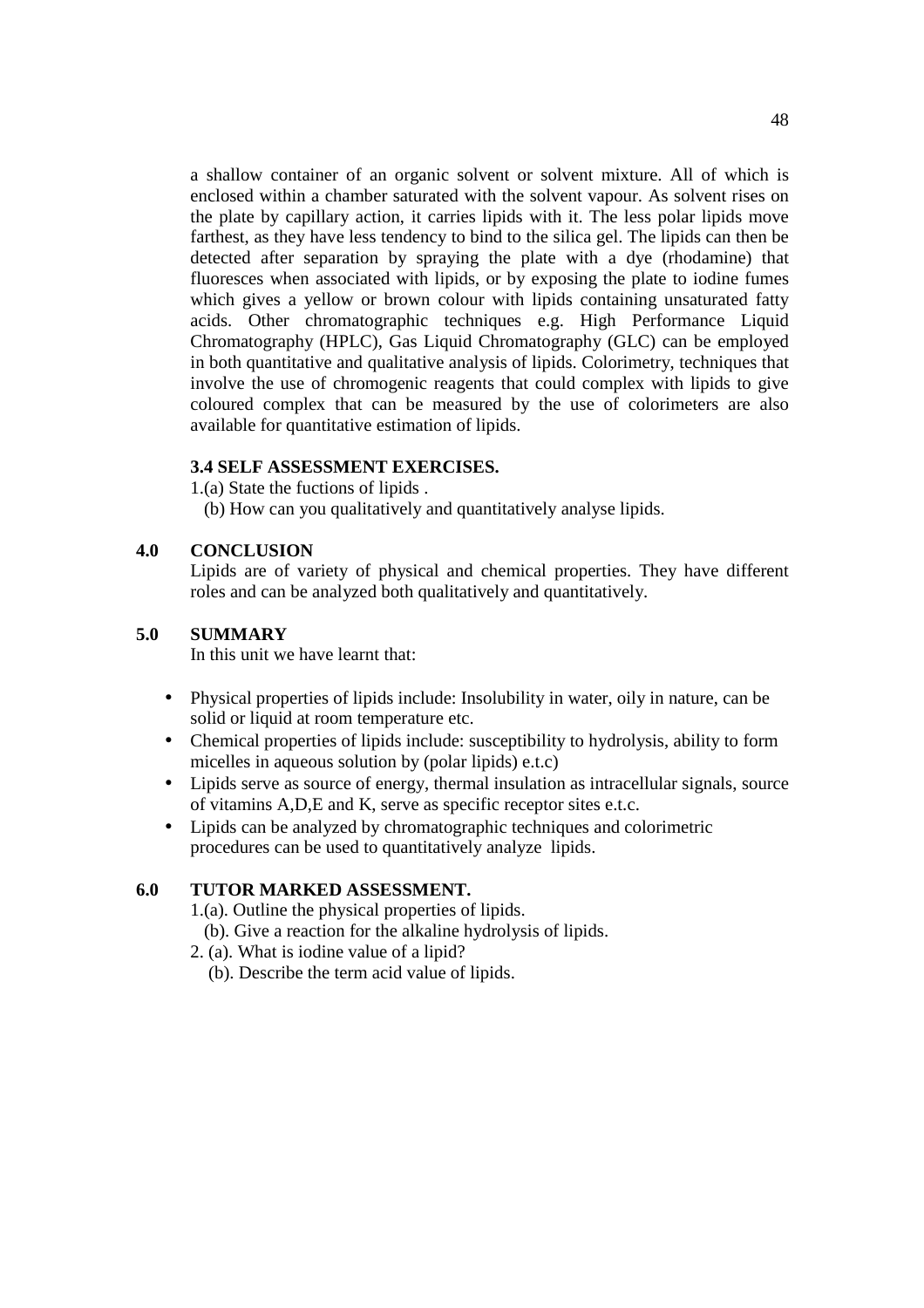a shallow container of an organic solvent or solvent mixture. All of which is enclosed within a chamber saturated with the solvent vapour. As solvent rises on the plate by capillary action, it carries lipids with it. The less polar lipids move farthest, as they have less tendency to bind to the silica gel. The lipids can then be detected after separation by spraying the plate with a dye (rhodamine) that fluoresces when associated with lipids, or by exposing the plate to iodine fumes which gives a yellow or brown colour with lipids containing unsaturated fatty acids. Other chromatographic techniques e.g. High Performance Liquid Chromatography (HPLC), Gas Liquid Chromatography (GLC) can be employed in both quantitative and qualitative analysis of lipids. Colorimetry, techniques that involve the use of chromogenic reagents that could complex with lipids to give coloured complex that can be measured by the use of colorimeters are also available for quantitative estimation of lipids.

### 3.4 SELF ASSESSMENT EXERCISES.

1.(a) State the fuctions of lipids .

(b) How can you qualitatively and quantitatively analyse lipids.

## 4.0 CONCLUSION

Lipids are of variety of physical and chemical properties. They have different roles and can be analyzed both qualitatively and quantitatively.

## 5.0 SUMMARY

In this unit we have learnt that:

- Physical properties of lipids include: Insolubility in water, oily in nature, can be solid or liquid at room temperature etc.
- Chemical properties of lipids include: susceptibility to hydrolysis, ability to form micelles in aqueous solution by (polar lipids) e.t.c)
- Lipids serve as source of energy, thermal insulation as intracellular signals, source of vitamins A,D,E and K, serve as specific receptor sites e.t.c.
- Lipids can be analyzed by chromatographic techniques and colorimetric procedures can be used to quantitatively analyze lipids.

## 6.0 TUTOR MARKED ASSESSMENT.

1.(a). Outline the physical properties of lipids.

(b). Give a reaction for the alkaline hydrolysis of lipids.

2. (a). What is iodine value of a lipid?

(b). Describe the term acid value of lipids.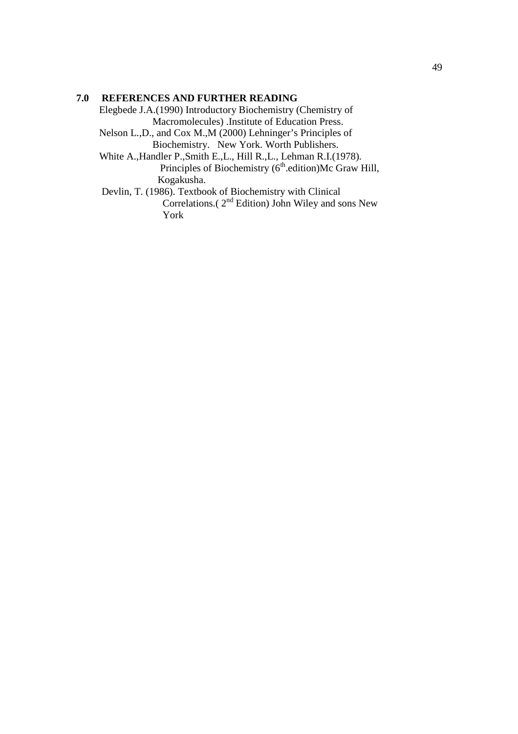## 7.0 REFERENCES AND FURTHER READING

Elegbede J.A.(1990) Introductory Biochemistry (Chemistry of Macromolecules) .Institute of Education Press.

Nelson L.,D., and Cox M.,M (2000) Lehninger's Principles of Biochemistry. New York. Worth Publishers.

White A.,Handler P.,Smith E.,L., Hill R.,L., Lehman R.I.(1978). Principles of Biochemistry (6th.edition)Mc Graw Hill, Kogakusha.

Devlin, T. (1986). Textbook of Biochemistry with Clinical Correlations.( 2nd Edition) John Wiley and sons New York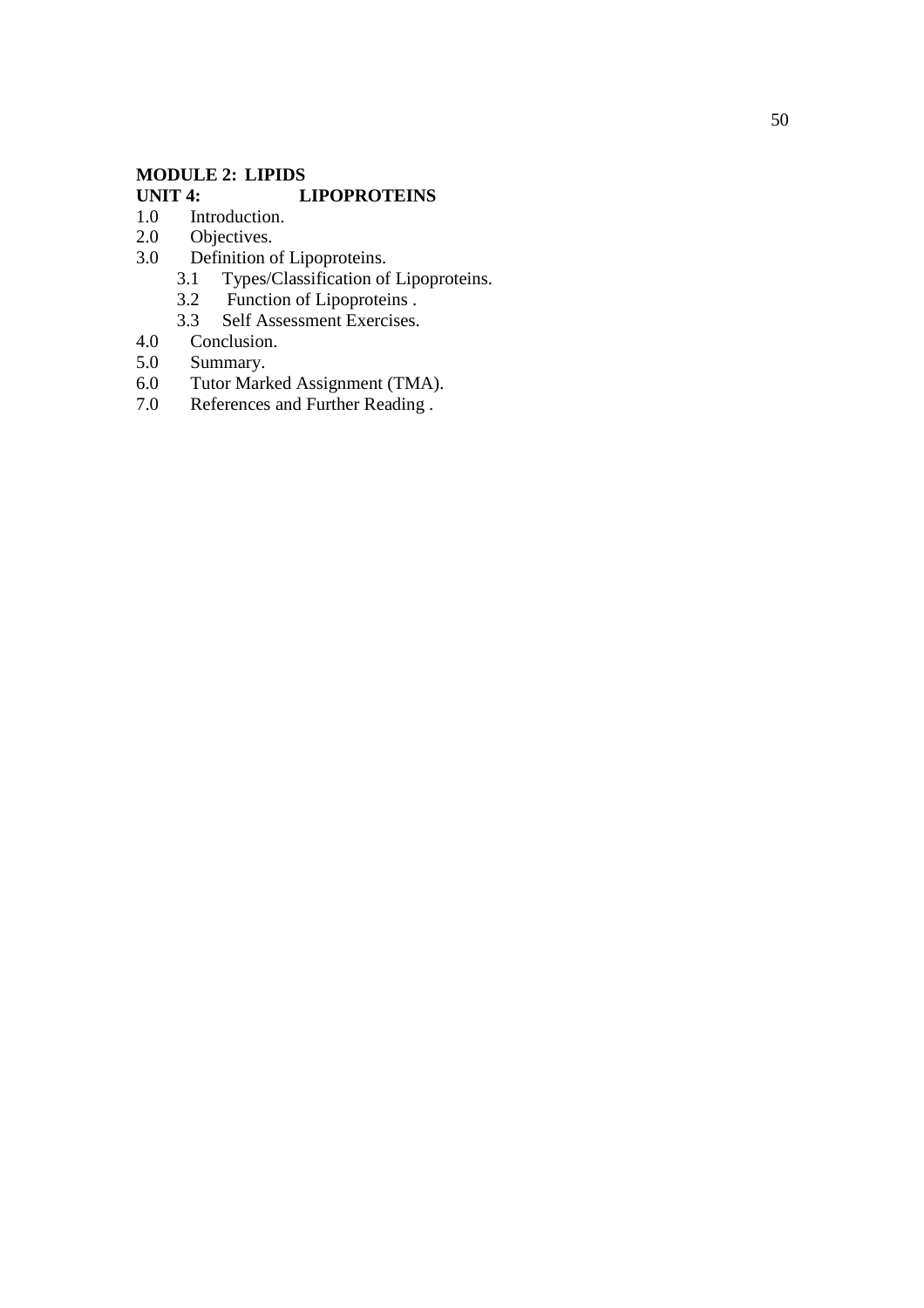## MODULE 2: LIPIDS

## UNIT 4: LIPOPROTEINS

1.0 Introduction.
2.0 Objectives.
3.0 Definition of Lipoproteins.
    3.1 Types/Classification of Lipoproteins.
    3.2 Function of Lipoproteins .
    3.3 Self Assessment Exercises.
4.0 Conclusion.
5.0 Summary.
6.0 Tutor Marked Assignment (TMA).
7.0 References and Further Reading .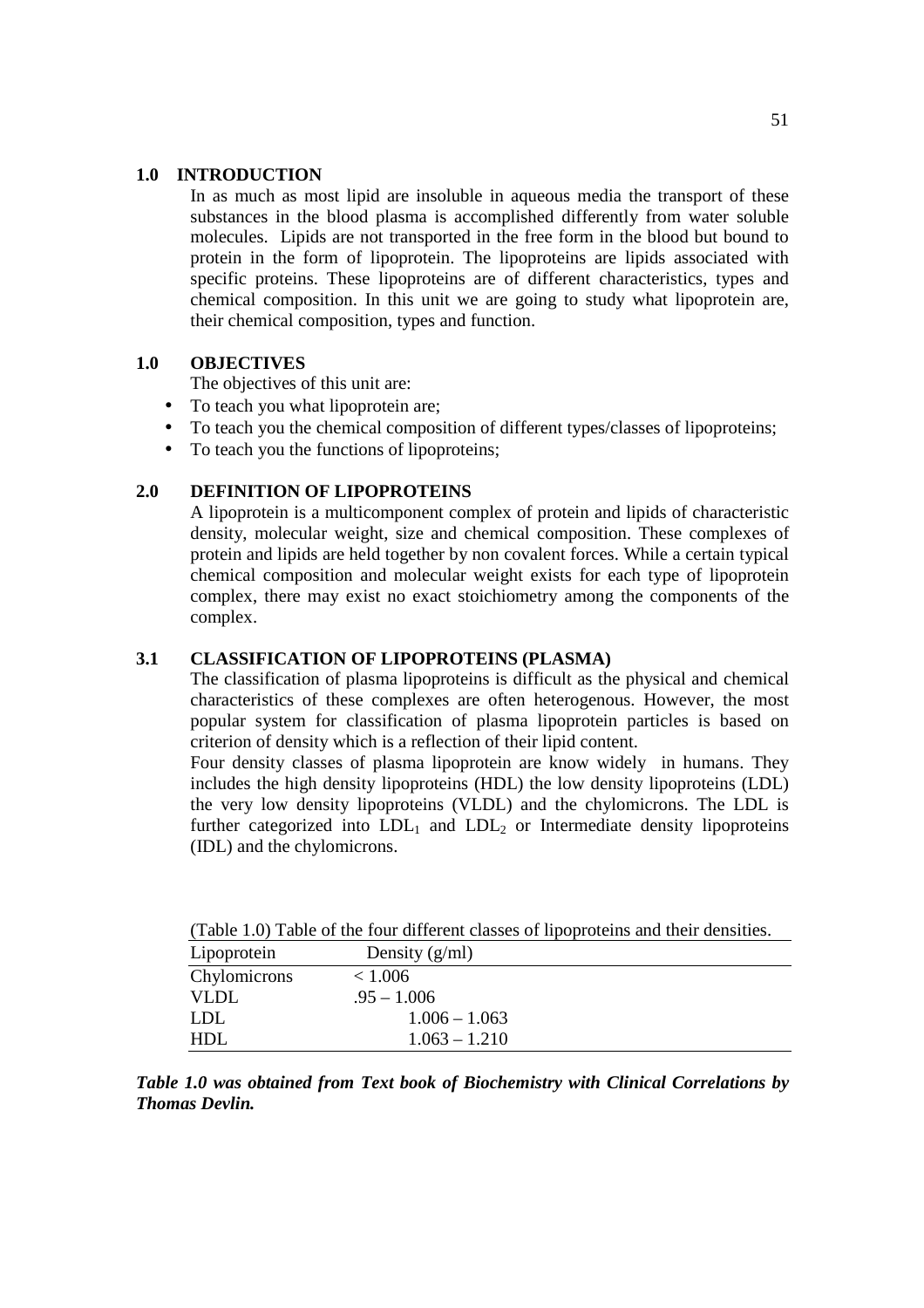## 1.0 INTRODUCTION

In as much as most lipid are insoluble in aqueous media the transport of these substances in the blood plasma is accomplished differently from water soluble molecules. Lipids are not transported in the free form in the blood but bound to protein in the form of lipoprotein. The lipoproteins are lipids associated with specific proteins. These lipoproteins are of different characteristics, types and chemical composition. In this unit we are going to study what lipoprotein are, their chemical composition, types and function.

## 1.0 OBJECTIVES

The objectives of this unit are:

- To teach you what lipoprotein are;
- To teach you the chemical composition of different types/classes of lipoproteins;
- To teach you the functions of lipoproteins;

## 2.0 DEFINITION OF LIPOPROTEINS

A lipoprotein is a multicomponent complex of protein and lipids of characteristic density, molecular weight, size and chemical composition. These complexes of protein and lipids are held together by non covalent forces. While a certain typical chemical composition and molecular weight exists for each type of lipoprotein complex, there may exist no exact stoichiometry among the components of the complex.

## 3.1 CLASSIFICATION OF LIPOPROTEINS (PLASMA)

The classification of plasma lipoproteins is difficult as the physical and chemical characteristics of these complexes are often heterogenous. However, the most popular system for classification of plasma lipoprotein particles is based on criterion of density which is a reflection of their lipid content.

Four density classes of plasma lipoprotein are know widely in humans. They includes the high density lipoproteins (HDL) the low density lipoproteins (LDL) the very low density lipoproteins (VLDL) and the chylomicrons. The LDL is further categorized into $LDL_1$ and $LDL_2$ or Intermediate density lipoproteins (IDL) and the chylomicrons.

(Table 1.0) Table of the four different classes of lipoproteins and their densities.

| Lipoprotein | Density (g/ml) |
|---|---|
| Chylomicrons | < 1.006 |
| VLDL | .95 – 1.006 |
| LDL | 1.006 – 1.063 |
| HDL | 1.063 – 1.210 |

***Table 1.0 was obtained from Text book of Biochemistry with Clinical Correlations by Thomas Devlin.***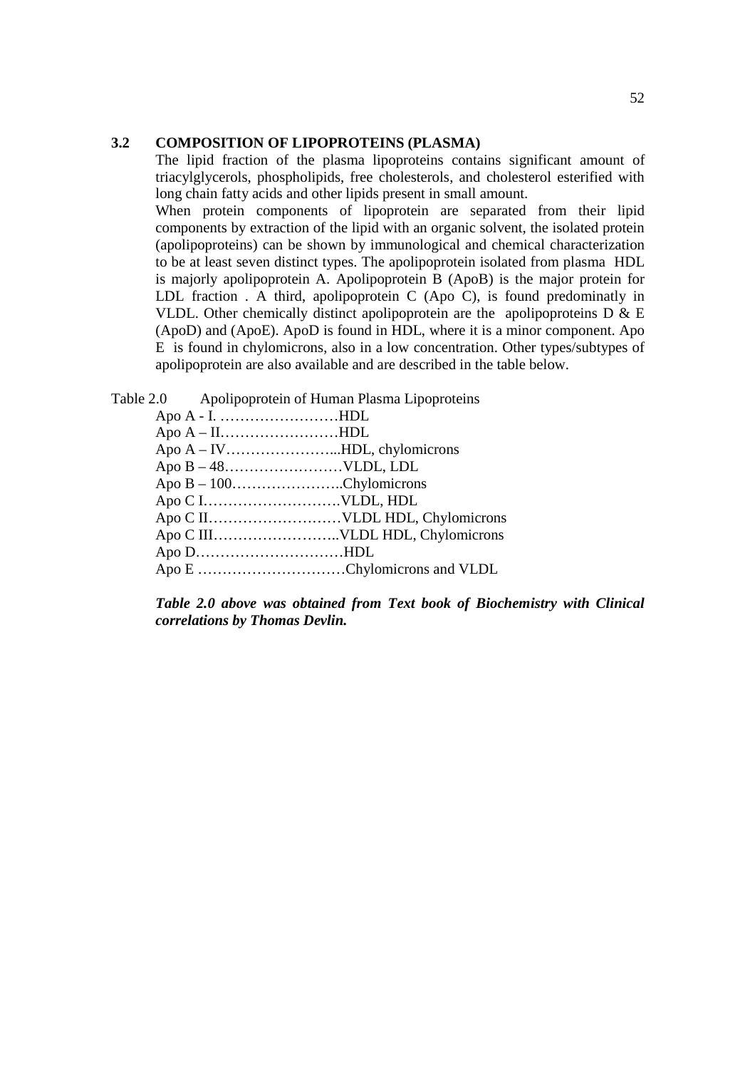## 3.2 COMPOSITION OF LIPOPROTEINS (PLASMA)

The lipid fraction of the plasma lipoproteins contains significant amount of triacylglycerols, phospholipids, free cholesterols, and cholesterol esterified with long chain fatty acids and other lipids present in small amount.

When protein components of lipoprotein are separated from their lipid components by extraction of the lipid with an organic solvent, the isolated protein (apolipoproteins) can be shown by immunological and chemical characterization to be at least seven distinct types. The apolipoprotein isolated from plasma HDL is majorly apolipoprotein A. Apolipoprotein B (ApoB) is the major protein for LDL fraction . A third, apolipoprotein C (Apo C), is found predominatly in VLDL. Other chemically distinct apolipoprotein are the apolipoproteins D & E (ApoD) and (ApoE). ApoD is found in HDL, where it is a minor component. Apo E is found in chylomicrons, also in a low concentration. Other types/subtypes of apolipoprotein are also available and are described in the table below.

Table 2.0 Apolipoprotein of Human Plasma Lipoproteins

Apo A - I. ……………………HDL
Apo A – II……………………HDL
Apo A – IV…………………...HDL, chylomicrons
Apo B – 48……………………VLDL, LDL
Apo B – 100…………………..Chylomicrons
Apo C I……………………….VLDL, HDL
Apo C II………………………VLDL HDL, Chylomicrons
Apo C III……………………..VLDL HDL, Chylomicrons
Apo D…………………………HDL
Apo E …………………………Chylomicrons and VLDL

***Table 2.0 above was obtained from Text book of Biochemistry with Clinical correlations by Thomas Devlin.***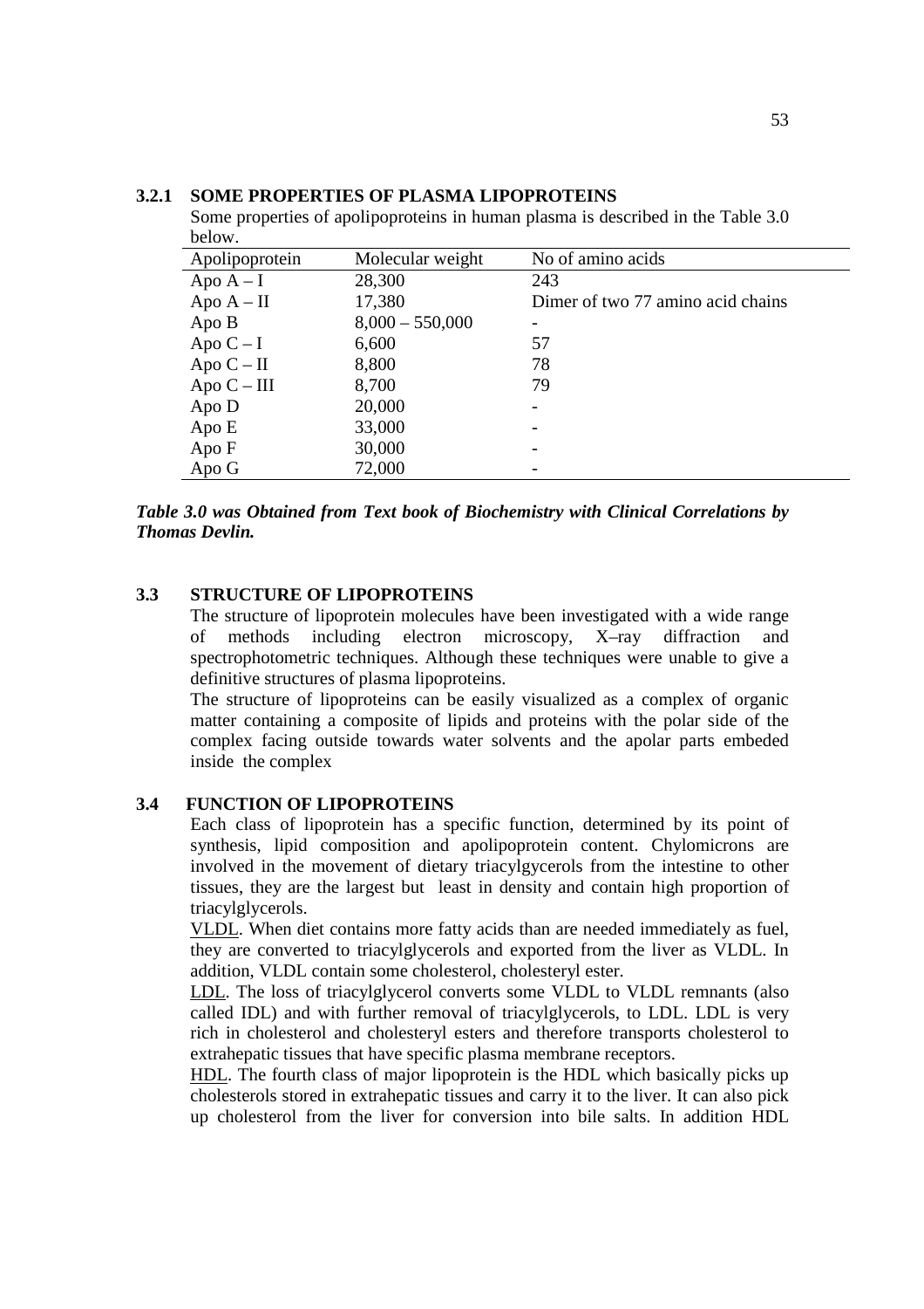### 3.2.1 SOME PROPERTIES OF PLASMA LIPOPROTEINS

Some properties of apolipoproteins in human plasma is described in the Table 3.0 below.

| Apolipoprotein | Molecular weight | No of amino acids |
|---|---|---|
| Apo A – I | 28,300 | 243 |
| Apo A – II | 17,380 | Dimer of two 77 amino acid chains |
| Apo B | 8,000 – 550,000 | - |
| Apo C – I | 6,600 | 57 |
| Apo C – II | 8,800 | 78 |
| Apo C – III | 8,700 | 79 |
| Apo D | 20,000 | - |
| Apo E | 33,000 | - |
| Apo F | 30,000 | - |
| Apo G | 72,000 | - |

***Table 3.0 was Obtained from Text book of Biochemistry with Clinical Correlations by Thomas Devlin.***

## 3.3 STRUCTURE OF LIPOPROTEINS

The structure of lipoprotein molecules have been investigated with a wide range of methods including electron microscopy, X–ray diffraction and spectrophotometric techniques. Although these techniques were unable to give a definitive structures of plasma lipoproteins.

The structure of lipoproteins can be easily visualized as a complex of organic matter containing a composite of lipids and proteins with the polar side of the complex facing outside towards water solvents and the apolar parts embeded inside the complex

## 3.4 FUNCTION OF LIPOPROTEINS

Each class of lipoprotein has a specific function, determined by its point of synthesis, lipid composition and apolipoprotein content. Chylomicrons are involved in the movement of dietary triacylgycerols from the intestine to other tissues, they are the largest but least in density and contain high proportion of triacylglycerols.

VLDL. When diet contains more fatty acids than are needed immediately as fuel, they are converted to triacylglycerols and exported from the liver as VLDL. In addition, VLDL contain some cholesterol, cholesteryl ester.

LDL. The loss of triacylglycerol converts some VLDL to VLDL remnants (also called IDL) and with further removal of triacylglycerols, to LDL. LDL is very rich in cholesterol and cholesteryl esters and therefore transports cholesterol to extrahepatic tissues that have specific plasma membrane receptors.

HDL. The fourth class of major lipoprotein is the HDL which basically picks up cholesterols stored in extrahepatic tissues and carry it to the liver. It can also pick up cholesterol from the liver for conversion into bile salts. In addition HDL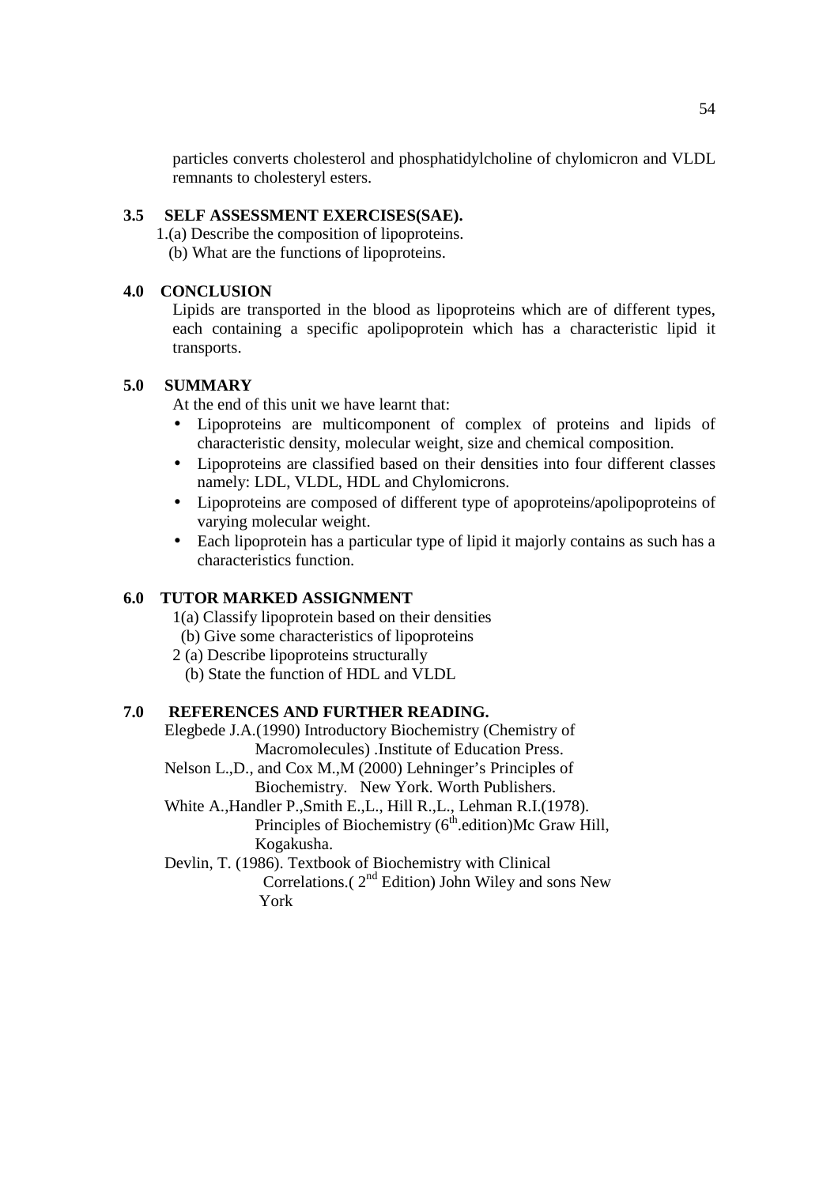particles converts cholesterol and phosphatidylcholine of chylomicron and VLDL remnants to cholesteryl esters.

## 3.5 SELF ASSESSMENT EXERCISES(SAE).

1.(a) Describe the composition of lipoproteins.

(b) What are the functions of lipoproteins.

## 4.0 CONCLUSION

Lipids are transported in the blood as lipoproteins which are of different types, each containing a specific apolipoprotein which has a characteristic lipid it transports.

## 5.0 SUMMARY

At the end of this unit we have learnt that:

- Lipoproteins are multicomponent of complex of proteins and lipids of characteristic density, molecular weight, size and chemical composition.
- Lipoproteins are classified based on their densities into four different classes namely: LDL, VLDL, HDL and Chylomicrons.
- Lipoproteins are composed of different type of apoproteins/apolipoproteins of varying molecular weight.
- Each lipoprotein has a particular type of lipid it majorly contains as such has a characteristics function.

## 6.0 TUTOR MARKED ASSIGNMENT

1(a) Classify lipoprotein based on their densities

(b) Give some characteristics of lipoproteins

2 (a) Describe lipoproteins structurally

(b) State the function of HDL and VLDL

## 7.0 REFERENCES AND FURTHER READING.

Elegbede J.A.(1990) Introductory Biochemistry (Chemistry of Macromolecules) .Institute of Education Press.

Nelson L.,D., and Cox M.,M (2000) Lehninger's Principles of Biochemistry. New York. Worth Publishers.

White A.,Handler P.,Smith E.,L., Hill R.,L., Lehman R.I.(1978). Principles of Biochemistry ($6^{th}$.edition)Mc Graw Hill, Kogakusha.

Devlin, T. (1986). Textbook of Biochemistry with Clinical Correlations.( $2^{nd}$ Edition) John Wiley and sons New York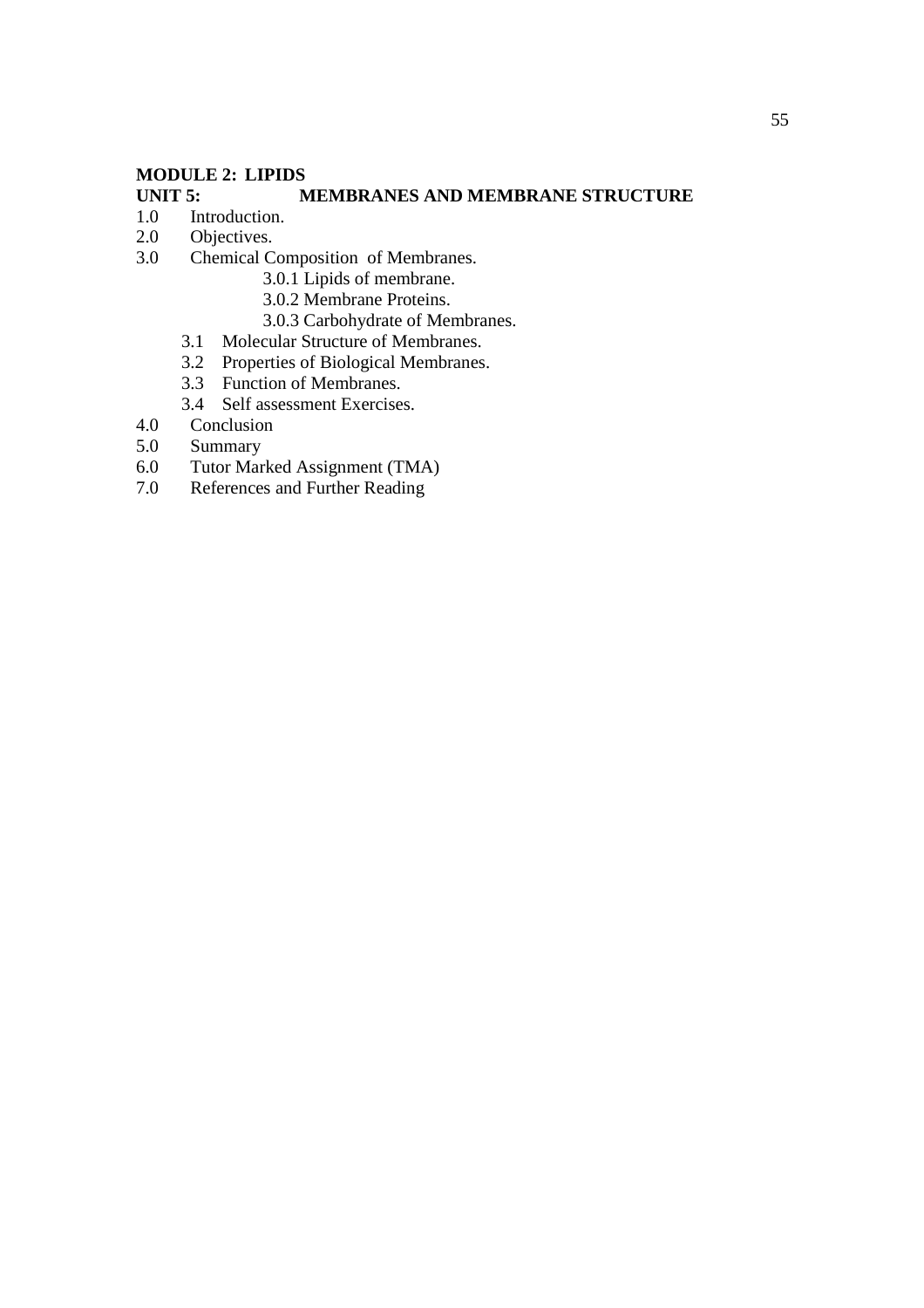**MODULE 2: LIPIDS**

**UNIT 5: MEMBRANES AND MEMBRANE STRUCTURE**

1.0 Introduction.
2.0 Objectives.
3.0 Chemical Composition of Membranes.
    3.0.1 Lipids of membrane.
    3.0.2 Membrane Proteins.
    3.0.3 Carbohydrate of Membranes.
  3.1 Molecular Structure of Membranes.
  3.2 Properties of Biological Membranes.
  3.3 Function of Membranes.
  3.4 Self assessment Exercises.
4.0 Conclusion
5.0 Summary
6.0 Tutor Marked Assignment (TMA)
7.0 References and Further Reading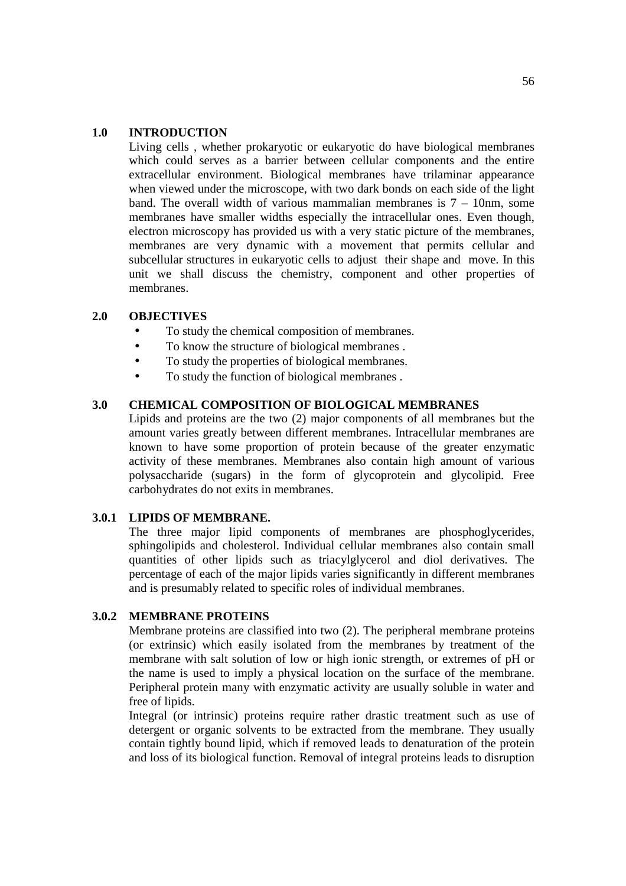## 1.0 INTRODUCTION

Living cells , whether prokaryotic or eukaryotic do have biological membranes which could serves as a barrier between cellular components and the entire extracellular environment. Biological membranes have trilaminar appearance when viewed under the microscope, with two dark bonds on each side of the light band. The overall width of various mammalian membranes is 7 – 10nm, some membranes have smaller widths especially the intracellular ones. Even though, electron microscopy has provided us with a very static picture of the membranes, membranes are very dynamic with a movement that permits cellular and subcellular structures in eukaryotic cells to adjust their shape and move. In this unit we shall discuss the chemistry, component and other properties of membranes.

## 2.0 OBJECTIVES

- To study the chemical composition of membranes.
- To know the structure of biological membranes .
- To study the properties of biological membranes.
- To study the function of biological membranes .

## 3.0 CHEMICAL COMPOSITION OF BIOLOGICAL MEMBRANES

Lipids and proteins are the two (2) major components of all membranes but the amount varies greatly between different membranes. Intracellular membranes are known to have some proportion of protein because of the greater enzymatic activity of these membranes. Membranes also contain high amount of various polysaccharide (sugars) in the form of glycoprotein and glycolipid. Free carbohydrates do not exits in membranes.

### 3.0.1 LIPIDS OF MEMBRANE.

The three major lipid components of membranes are phosphoglycerides, sphingolipids and cholesterol. Individual cellular membranes also contain small quantities of other lipids such as triacylglycerol and diol derivatives. The percentage of each of the major lipids varies significantly in different membranes and is presumably related to specific roles of individual membranes.

### 3.0.2 MEMBRANE PROTEINS

Membrane proteins are classified into two (2). The peripheral membrane proteins (or extrinsic) which easily isolated from the membranes by treatment of the membrane with salt solution of low or high ionic strength, or extremes of pH or the name is used to imply a physical location on the surface of the membrane. Peripheral protein many with enzymatic activity are usually soluble in water and free of lipids.

Integral (or intrinsic) proteins require rather drastic treatment such as use of detergent or organic solvents to be extracted from the membrane. They usually contain tightly bound lipid, which if removed leads to denaturation of the protein and loss of its biological function. Removal of integral proteins leads to disruption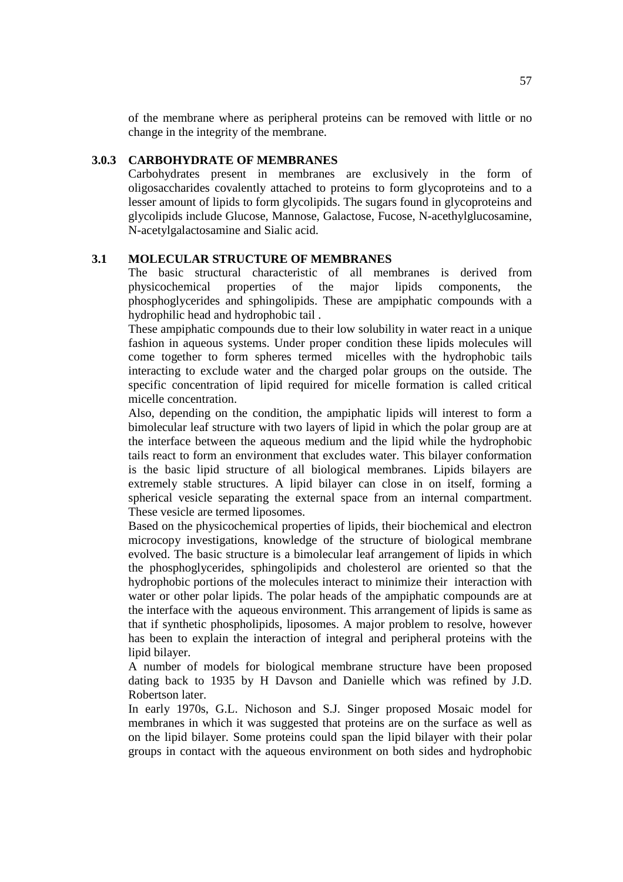of the membrane where as peripheral proteins can be removed with little or no change in the integrity of the membrane.

### 3.0.3 CARBOHYDRATE OF MEMBRANES

Carbohydrates present in membranes are exclusively in the form of oligosaccharides covalently attached to proteins to form glycoproteins and to a lesser amount of lipids to form glycolipids. The sugars found in glycoproteins and glycolipids include Glucose, Mannose, Galactose, Fucose, N-acethylglucosamine, N-acetylgalactosamine and Sialic acid.

## 3.1 MOLECULAR STRUCTURE OF MEMBRANES

The basic structural characteristic of all membranes is derived from physicochemical properties of the major lipids components, the phosphoglycerides and sphingolipids. These are ampiphatic compounds with a hydrophilic head and hydrophobic tail .

These ampiphatic compounds due to their low solubility in water react in a unique fashion in aqueous systems. Under proper condition these lipids molecules will come together to form spheres termed micelles with the hydrophobic tails interacting to exclude water and the charged polar groups on the outside. The specific concentration of lipid required for micelle formation is called critical micelle concentration.

Also, depending on the condition, the ampiphatic lipids will interest to form a bimolecular leaf structure with two layers of lipid in which the polar group are at the interface between the aqueous medium and the lipid while the hydrophobic tails react to form an environment that excludes water. This bilayer conformation is the basic lipid structure of all biological membranes. Lipids bilayers are extremely stable structures. A lipid bilayer can close in on itself, forming a spherical vesicle separating the external space from an internal compartment. These vesicle are termed liposomes.

Based on the physicochemical properties of lipids, their biochemical and electron microcopy investigations, knowledge of the structure of biological membrane evolved. The basic structure is a bimolecular leaf arrangement of lipids in which the phosphoglycerides, sphingolipids and cholesterol are oriented so that the hydrophobic portions of the molecules interact to minimize their interaction with water or other polar lipids. The polar heads of the ampiphatic compounds are at the interface with the aqueous environment. This arrangement of lipids is same as that if synthetic phospholipids, liposomes. A major problem to resolve, however has been to explain the interaction of integral and peripheral proteins with the lipid bilayer.

A number of models for biological membrane structure have been proposed dating back to 1935 by H Davson and Danielle which was refined by J.D. Robertson later.

In early 1970s, G.L. Nichoson and S.J. Singer proposed Mosaic model for membranes in which it was suggested that proteins are on the surface as well as on the lipid bilayer. Some proteins could span the lipid bilayer with their polar groups in contact with the aqueous environment on both sides and hydrophobic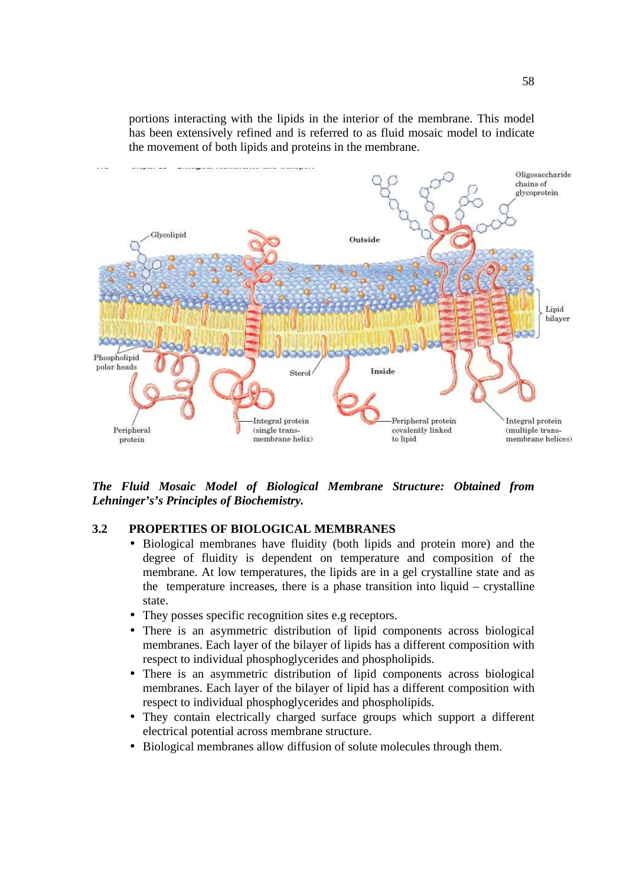portions interacting with the lipids in the interior of the membrane. This model has been extensively refined and is referred to as fluid mosaic model to indicate the movement of both lipids and proteins in the membrane.

***The Fluid Mosaic Model of Biological Membrane Structure: Obtained from Lehninger's's Principles of Biochemistry.***

### 3.2 PROPERTIES OF BIOLOGICAL MEMBRANES

- Biological membranes have fluidity (both lipids and protein more) and the degree of fluidity is dependent on temperature and composition of the membrane. At low temperatures, the lipids are in a gel crystalline state and as the temperature increases, there is a phase transition into liquid – crystalline state.
- They posses specific recognition sites e.g receptors.
- There is an asymmetric distribution of lipid components across biological membranes. Each layer of the bilayer of lipids has a different composition with respect to individual phosphoglycerides and phospholipids.
- There is an asymmetric distribution of lipid components across biological membranes. Each layer of the bilayer of lipid has a different composition with respect to individual phosphoglycerides and phospholipids.
- They contain electrically charged surface groups which support a different electrical potential across membrane structure.
- Biological membranes allow diffusion of solute molecules through them.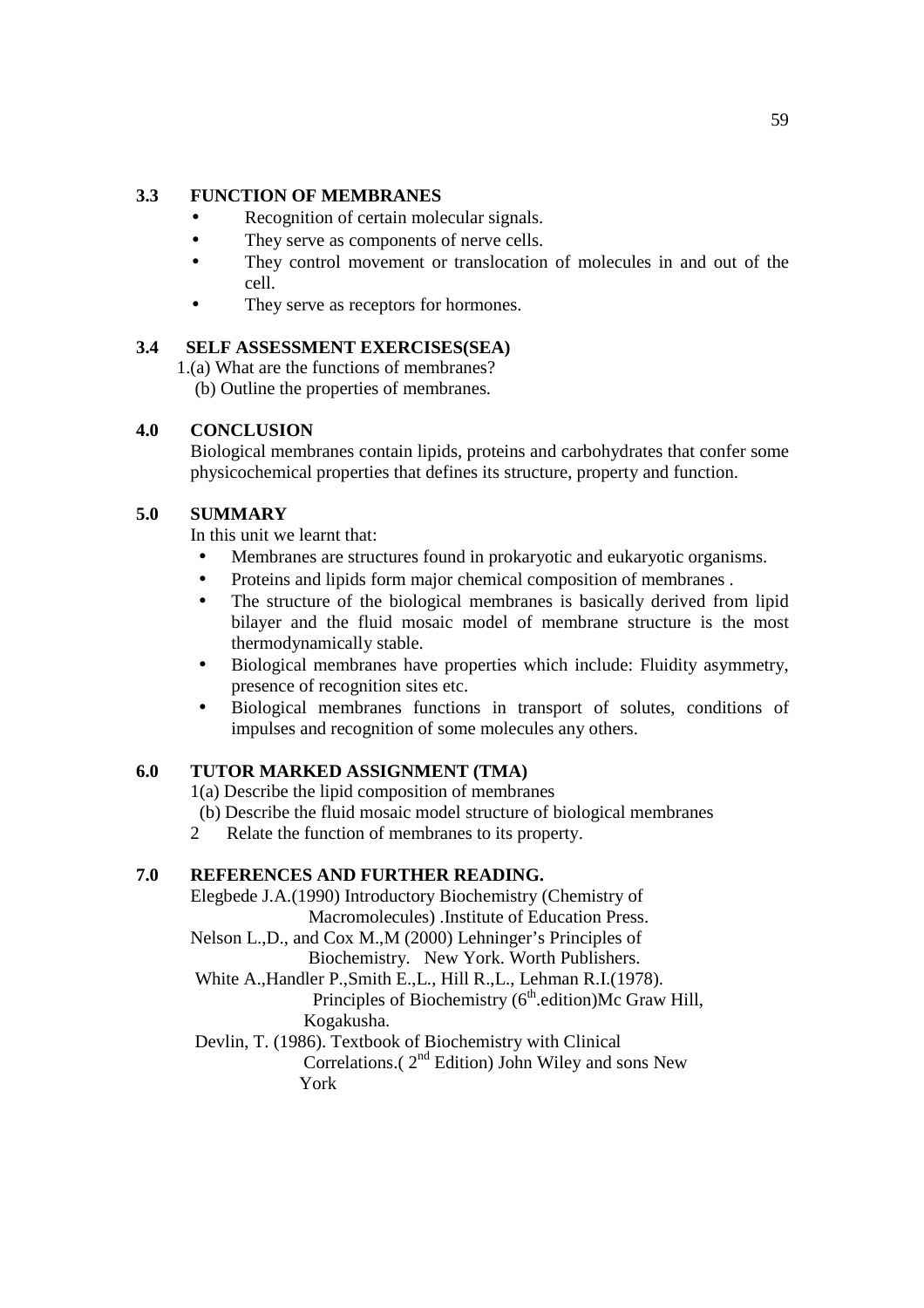## 3.3 FUNCTION OF MEMBRANES

- Recognition of certain molecular signals.
- They serve as components of nerve cells.
- They control movement or translocation of molecules in and out of the cell.
- They serve as receptors for hormones.

## 3.4 SELF ASSESSMENT EXERCISES(SEA)

1.(a) What are the functions of membranes?
(b) Outline the properties of membranes.

## 4.0 CONCLUSION

Biological membranes contain lipids, proteins and carbohydrates that confer some physicochemical properties that defines its structure, property and function.

## 5.0 SUMMARY

In this unit we learnt that:

- Membranes are structures found in prokaryotic and eukaryotic organisms.
- Proteins and lipids form major chemical composition of membranes .
- The structure of the biological membranes is basically derived from lipid bilayer and the fluid mosaic model of membrane structure is the most thermodynamically stable.
- Biological membranes have properties which include: Fluidity asymmetry, presence of recognition sites etc.
- Biological membranes functions in transport of solutes, conditions of impulses and recognition of some molecules any others.

## 6.0 TUTOR MARKED ASSIGNMENT (TMA)

1(a) Describe the lipid composition of membranes
(b) Describe the fluid mosaic model structure of biological membranes
2 Relate the function of membranes to its property.

## 7.0 REFERENCES AND FURTHER READING.

Elegbede J.A.(1990) Introductory Biochemistry (Chemistry of Macromolecules) .Institute of Education Press.

Nelson L.,D., and Cox M.,M (2000) Lehninger's Principles of Biochemistry. New York. Worth Publishers.

White A.,Handler P.,Smith E.,L., Hill R.,L., Lehman R.I.(1978). Principles of Biochemistry (6th.edition)Mc Graw Hill, Kogakusha.

Devlin, T. (1986). Textbook of Biochemistry with Clinical Correlations.( 2nd Edition) John Wiley and sons New York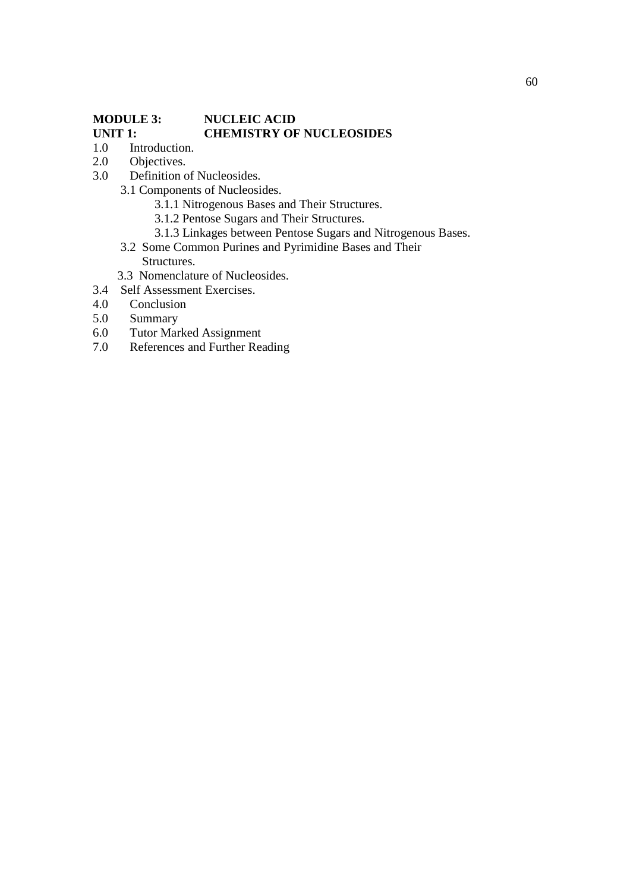**MODULE 3: NUCLEIC ACID**
**UNIT 1: CHEMISTRY OF NUCLEOSIDES**

1.0 Introduction.
2.0 Objectives.
3.0 Definition of Nucleosides.
  3.1 Components of Nucleosides.
    3.1.1 Nitrogenous Bases and Their Structures.
    3.1.2 Pentose Sugars and Their Structures.
    3.1.3 Linkages between Pentose Sugars and Nitrogenous Bases.
  3.2 Some Common Purines and Pyrimidine Bases and Their Structures.
  3.3 Nomenclature of Nucleosides.
3.4 Self Assessment Exercises.
4.0 Conclusion
5.0 Summary
6.0 Tutor Marked Assignment
7.0 References and Further Reading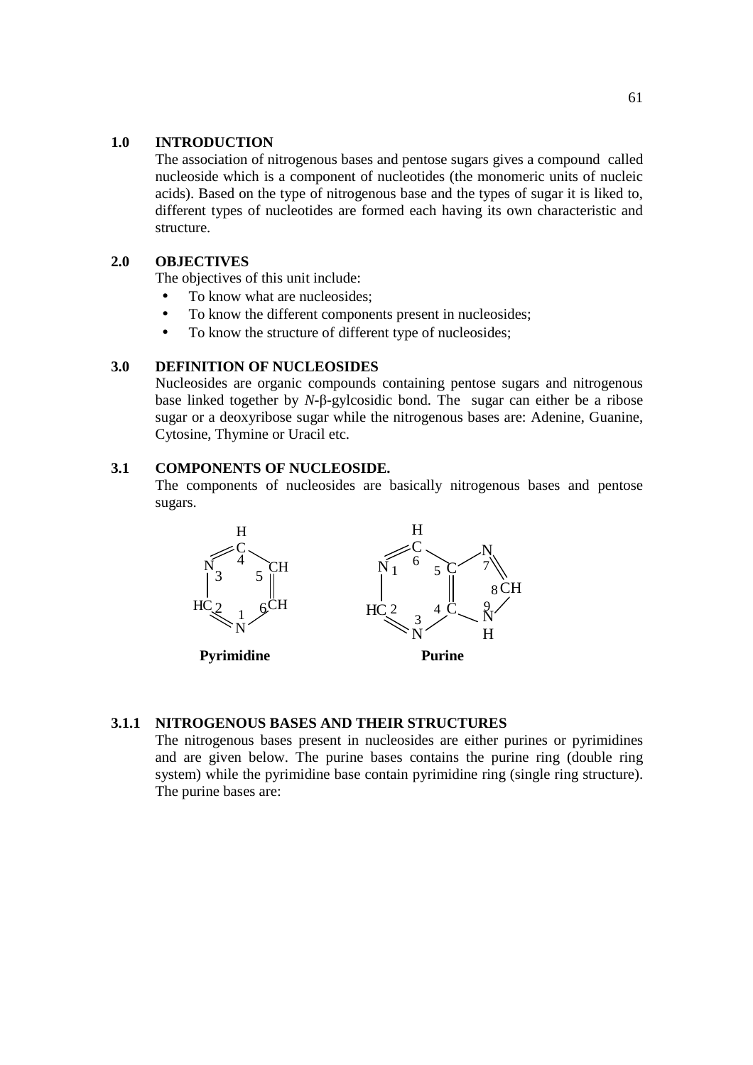## 1.0 INTRODUCTION

The association of nitrogenous bases and pentose sugars gives a compound called nucleoside which is a component of nucleotides (the monomeric units of nucleic acids). Based on the type of nitrogenous base and the types of sugar it is liked to, different types of nucleotides are formed each having its own characteristic and structure.

## 2.0 OBJECTIVES

The objectives of this unit include:

- To know what are nucleosides;
- To know the different components present in nucleosides;
- To know the structure of different type of nucleosides;

## 3.0 DEFINITION OF NUCLEOSIDES

Nucleosides are organic compounds containing pentose sugars and nitrogenous base linked together by *N*-β-gylcosidic bond. The sugar can either be a ribose sugar or a deoxyribose sugar while the nitrogenous bases are: Adenine, Guanine, Cytosine, Thymine or Uracil etc.

## 3.1 COMPONENTS OF NUCLEOSIDE.

The components of nucleosides are basically nitrogenous bases and pentose sugars.

**Pyrimidine** **Purine**

### 3.1.1 NITROGENOUS BASES AND THEIR STRUCTURES

The nitrogenous bases present in nucleosides are either purines or pyrimidines and are given below. The purine bases contains the purine ring (double ring system) while the pyrimidine base contain pyrimidine ring (single ring structure). The purine bases are: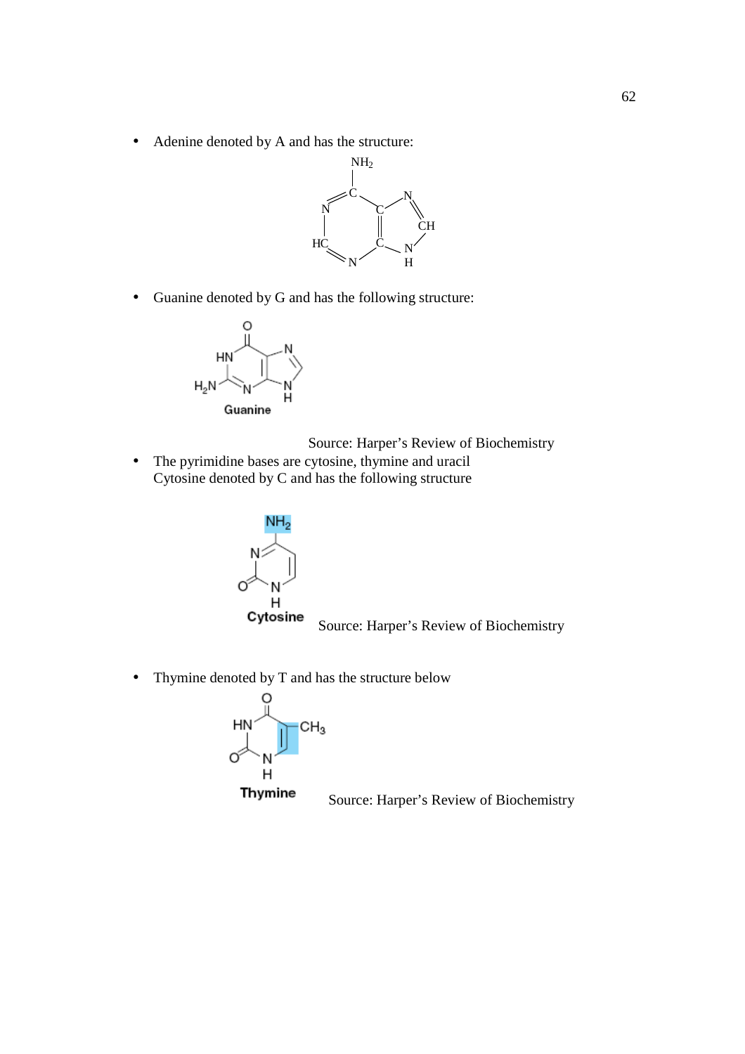- Adenine denoted by A and has the structure:

- Guanine denoted by G and has the following structure:

Guanine

Source: Harper's Review of Biochemistry

- The pyrimidine bases are cytosine, thymine and uracil
  Cytosine denoted by C and has the following structure

Cytosine

Source: Harper's Review of Biochemistry

- Thymine denoted by T and has the structure below

Thymine

Source: Harper's Review of Biochemistry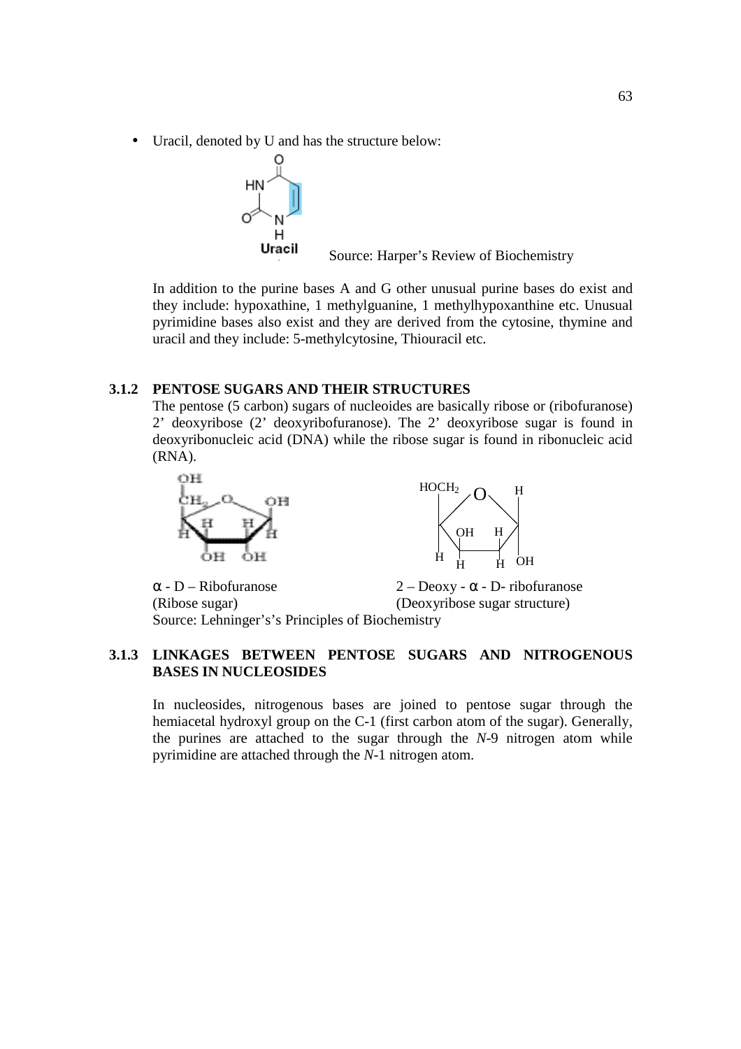- Uracil, denoted by U and has the structure below:

Uracil

Source: Harper's Review of Biochemistry

In addition to the purine bases A and G other unusual purine bases do exist and they include: hypoxathine, 1 methylguanine, 1 methylhypoxanthine etc. Unusual pyrimidine bases also exist and they are derived from the cytosine, thymine and uracil and they include: 5-methylcytosine, Thiouracil etc.

### 3.1.2 PENTOSE SUGARS AND THEIR STRUCTURES

The pentose (5 carbon) sugars of nucleoides are basically ribose or (ribofuranose) 2' deoxyribose (2' deoxyribofuranose). The 2' deoxyribose sugar is found in deoxyribonucleic acid (DNA) while the ribose sugar is found in ribonucleic acid (RNA).

α - D – Ribofuranose (Ribose sugar)

2 – Deoxy - α - D- ribofuranose (Deoxyribose sugar structure)

Source: Lehninger's's Principles of Biochemistry

### 3.1.3 LINKAGES BETWEEN PENTOSE SUGARS AND NITROGENOUS BASES IN NUCLEOSIDES

In nucleosides, nitrogenous bases are joined to pentose sugar through the hemiacetal hydroxyl group on the C-1 (first carbon atom of the sugar). Generally, the purines are attached to the sugar through the *N*-9 nitrogen atom while pyrimidine are attached through the *N*-1 nitrogen atom.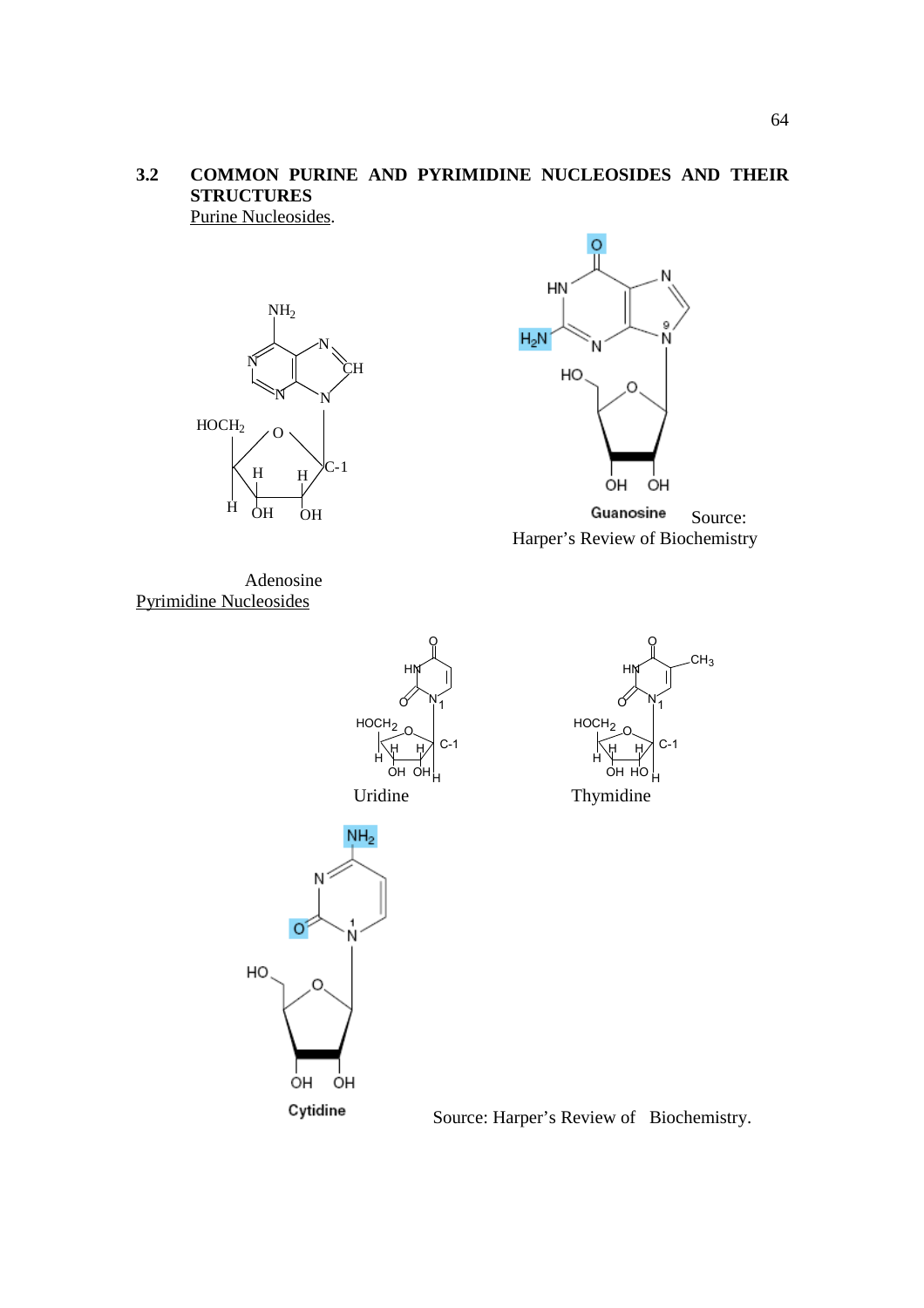## 3.2 COMMON PURINE AND PYRIMIDINE NUCLEOSIDES AND THEIR STRUCTURES

Purine Nucleosides.

Adenosine

Guanosine Source: Harper's Review of Biochemistry

Pyrimidine Nucleosides

Uridine

Thymidine

Cytidine

Source: Harper's Review of Biochemistry.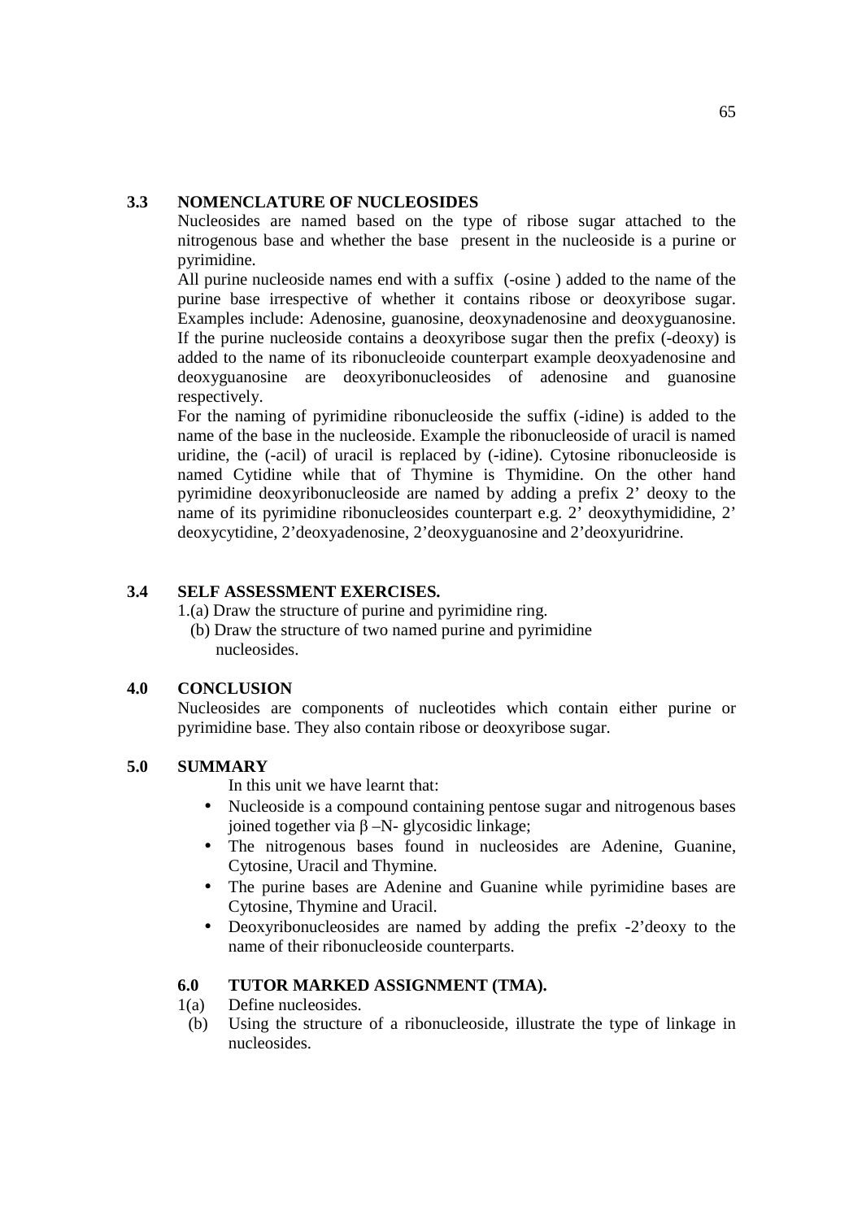## 3.3 NOMENCLATURE OF NUCLEOSIDES

Nucleosides are named based on the type of ribose sugar attached to the nitrogenous base and whether the base present in the nucleoside is a purine or pyrimidine.

All purine nucleoside names end with a suffix (-osine ) added to the name of the purine base irrespective of whether it contains ribose or deoxyribose sugar. Examples include: Adenosine, guanosine, deoxynadenosine and deoxyguanosine. If the purine nucleoside contains a deoxyribose sugar then the prefix (-deoxy) is added to the name of its ribonucleoide counterpart example deoxyadenosine and deoxyguanosine are deoxyribonucleosides of adenosine and guanosine respectively.

For the naming of pyrimidine ribonucleoside the suffix (-idine) is added to the name of the base in the nucleoside. Example the ribonucleoside of uracil is named uridine, the (-acil) of uracil is replaced by (-idine). Cytosine ribonucleoside is named Cytidine while that of Thymine is Thymidine. On the other hand pyrimidine deoxyribonucleoside are named by adding a prefix 2' deoxy to the name of its pyrimidine ribonucleosides counterpart e.g. 2' deoxythymididine, 2' deoxycytidine, 2'deoxyadenosine, 2'deoxyguanosine and 2'deoxyuridrine.

## 3.4 SELF ASSESSMENT EXERCISES.

1.(a) Draw the structure of purine and pyrimidine ring.

(b) Draw the structure of two named purine and pyrimidine nucleosides.

## 4.0 CONCLUSION

Nucleosides are components of nucleotides which contain either purine or pyrimidine base. They also contain ribose or deoxyribose sugar.

## 5.0 SUMMARY

In this unit we have learnt that:

- Nucleoside is a compound containing pentose sugar and nitrogenous bases joined together via β –N- glycosidic linkage;
- The nitrogenous bases found in nucleosides are Adenine, Guanine, Cytosine, Uracil and Thymine.
- The purine bases are Adenine and Guanine while pyrimidine bases are Cytosine, Thymine and Uracil.
- Deoxyribonucleosides are named by adding the prefix -2'deoxy to the name of their ribonucleoside counterparts.

## 6.0 TUTOR MARKED ASSIGNMENT (TMA).

1(a) Define nucleosides.

(b) Using the structure of a ribonucleoside, illustrate the type of linkage in nucleosides.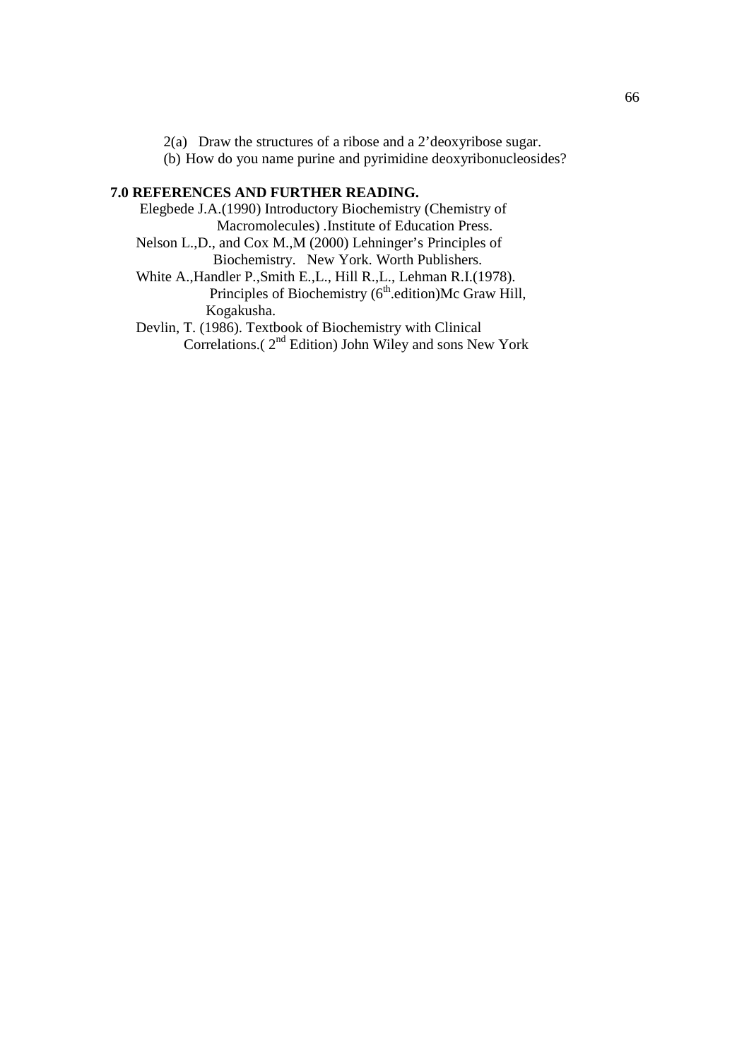2(a) Draw the structures of a ribose and a 2'deoxyribose sugar.

(b) How do you name purine and pyrimidine deoxyribonucleosides?

## 7.0 REFERENCES AND FURTHER READING.

Elegbede J.A.(1990) Introductory Biochemistry (Chemistry of Macromolecules) .Institute of Education Press.

Nelson L.,D., and Cox M.,M (2000) Lehninger's Principles of Biochemistry. New York. Worth Publishers.

White A.,Handler P.,Smith E.,L., Hill R.,L., Lehman R.I.(1978). Principles of Biochemistry (6th.edition)Mc Graw Hill, Kogakusha.

Devlin, T. (1986). Textbook of Biochemistry with Clinical Correlations.( 2nd Edition) John Wiley and sons New York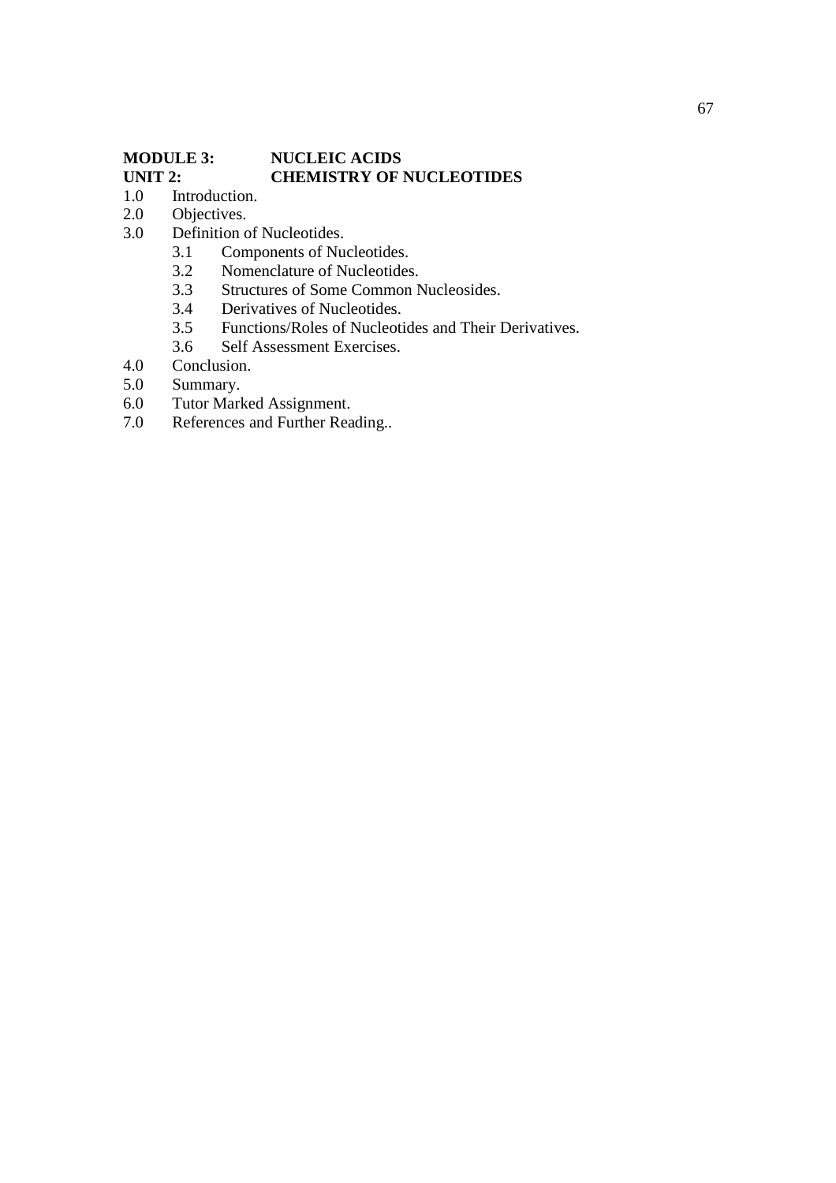**MODULE 3: NUCLEIC ACIDS**
**UNIT 2: CHEMISTRY OF NUCLEOTIDES**

1.0 Introduction.
2.0 Objectives.
3.0 Definition of Nucleotides.
  3.1 Components of Nucleotides.
  3.2 Nomenclature of Nucleotides.
  3.3 Structures of Some Common Nucleosides.
  3.4 Derivatives of Nucleotides.
  3.5 Functions/Roles of Nucleotides and Their Derivatives.
  3.6 Self Assessment Exercises.
4.0 Conclusion.
5.0 Summary.
6.0 Tutor Marked Assignment.
7.0 References and Further Reading..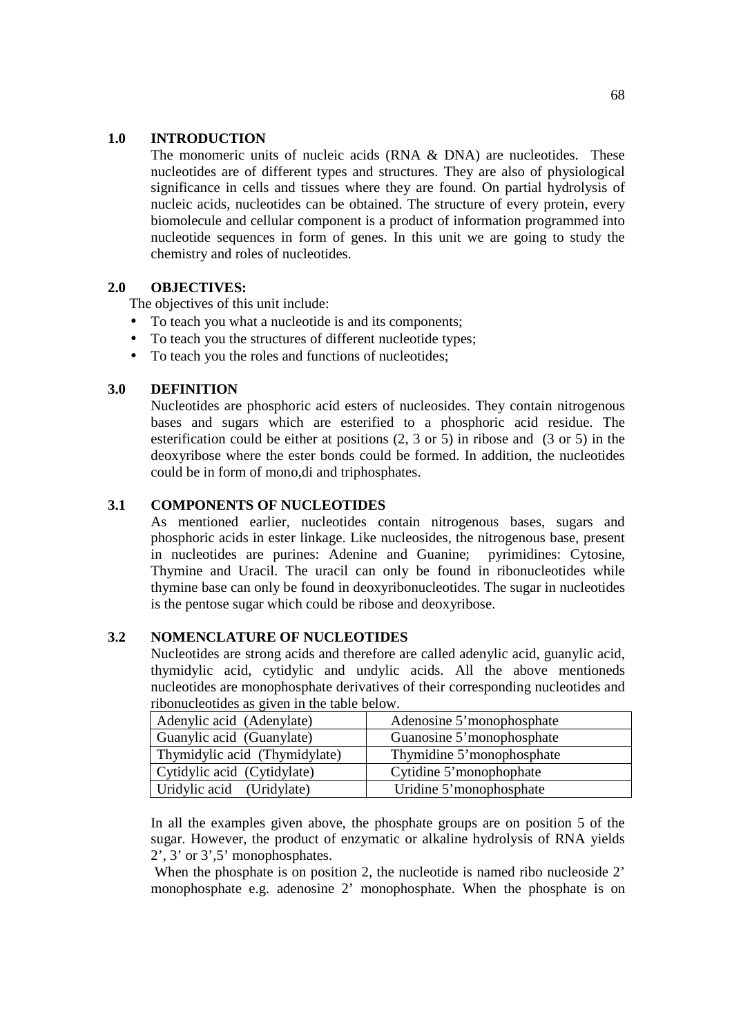## 1.0 INTRODUCTION

The monomeric units of nucleic acids (RNA & DNA) are nucleotides. These nucleotides are of different types and structures. They are also of physiological significance in cells and tissues where they are found. On partial hydrolysis of nucleic acids, nucleotides can be obtained. The structure of every protein, every biomolecule and cellular component is a product of information programmed into nucleotide sequences in form of genes. In this unit we are going to study the chemistry and roles of nucleotides.

## 2.0 OBJECTIVES:

The objectives of this unit include:

- To teach you what a nucleotide is and its components;
- To teach you the structures of different nucleotide types;
- To teach you the roles and functions of nucleotides;

## 3.0 DEFINITION

Nucleotides are phosphoric acid esters of nucleosides. They contain nitrogenous bases and sugars which are esterified to a phosphoric acid residue. The esterification could be either at positions (2, 3 or 5) in ribose and (3 or 5) in the deoxyribose where the ester bonds could be formed. In addition, the nucleotides could be in form of mono,di and triphosphates.

## 3.1 COMPONENTS OF NUCLEOTIDES

As mentioned earlier, nucleotides contain nitrogenous bases, sugars and phosphoric acids in ester linkage. Like nucleosides, the nitrogenous base, present in nucleotides are purines: Adenine and Guanine; pyrimidines: Cytosine, Thymine and Uracil. The uracil can only be found in ribonucleotides while thymine base can only be found in deoxyribonucleotides. The sugar in nucleotides is the pentose sugar which could be ribose and deoxyribose.

## 3.2 NOMENCLATURE OF NUCLEOTIDES

Nucleotides are strong acids and therefore are called adenylic acid, guanylic acid, thymidylic acid, cytidylic and undylic acids. All the above mentioneds nucleotides are monophosphate derivatives of their corresponding nucleotides and ribonucleotides as given in the table below.

| | |
|---|---|
| Adenylic acid (Adenylate) | Adenosine 5'monophosphate |
| Guanylic acid (Guanylate) | Guanosine 5'monophosphate |
| Thymidylic acid (Thymidylate) | Thymidine 5'monophosphate |
| Cytidylic acid (Cytidylate) | Cytidine 5'monophophate |
| Uridylic acid (Uridylate) | Uridine 5'monophosphate |

In all the examples given above, the phosphate groups are on position 5 of the sugar. However, the product of enzymatic or alkaline hydrolysis of RNA yields 2', 3' or 3',5' monophosphates.

When the phosphate is on position 2, the nucleotide is named ribo nucleoside 2' monophosphate e.g. adenosine 2' monophosphate. When the phosphate is on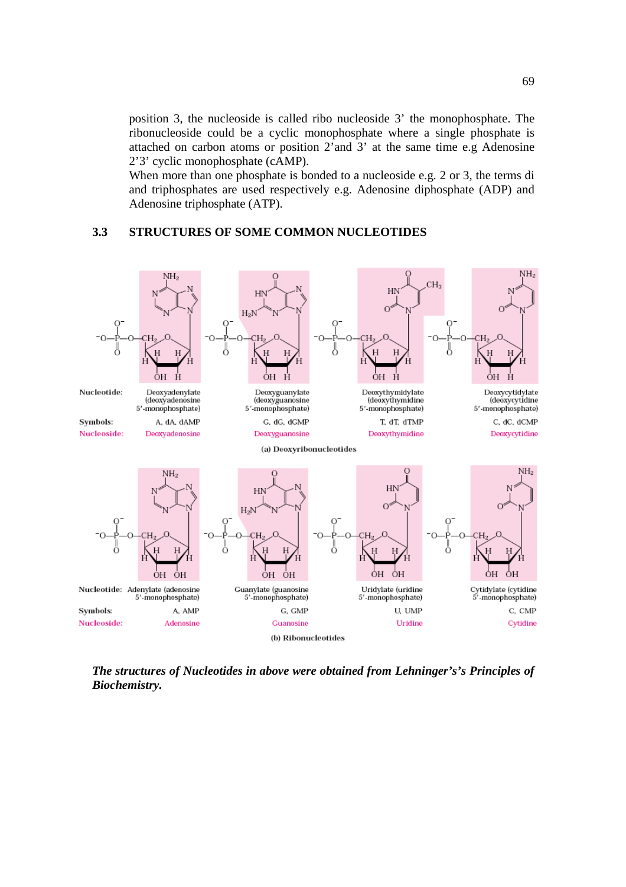position 3, the nucleoside is called ribo nucleoside 3' the monophosphate. The ribonucleoside could be a cyclic monophosphate where a single phosphate is attached on carbon atoms or position 2'and 3' at the same time e.g Adenosine 2'3' cyclic monophosphate (cAMP).

When more than one phosphate is bonded to a nucleoside e.g. 2 or 3, the terms di and triphosphates are used respectively e.g. Adenosine diphosphate (ADP) and Adenosine triphosphate (ATP).

## 3.3 STRUCTURES OF SOME COMMON NUCLEOTIDES

| | | | | |
|---|---|---|---|---|
| **Nucleotide:** | Deoxyadenylate (deoxyadenosine 5'-monophosphate) | Deoxyguanylate (deoxyguanosine 5'-monophosphate) | Deoxythymidylate (deoxythymidine 5'-monophosphate) | Deoxycytidylate (deoxycytidine 5'-monophosphate) |
| **Symbols:** | A, dA, dAMP | G, dG, dGMP | T, dT, dTMP | C, dC, dCMP |
| **Nucleoside:** | Deoxyadenosine | Deoxyguanosine | Deoxythymidine | Deoxycytidine |

(a) Deoxyribonucleotides

| | | | | |
|---|---|---|---|---|
| **Nucleotide:** | Adenylate (adenosine 5'-monophosphate) | Guanylate (guanosine 5'-monophosphate) | Uridylate (uridine 5'-monophosphate) | Cytidylate (cytidine 5'-monophosphate) |
| **Symbols:** | A, AMP | G, GMP | U, UMP | C, CMP |
| **Nucleoside:** | Adenosine | Guanosine | Uridine | Cytidine |

(b) Ribonucleotides

***The structures of Nucleotides in above were obtained from Lehninger's's Principles of Biochemistry.***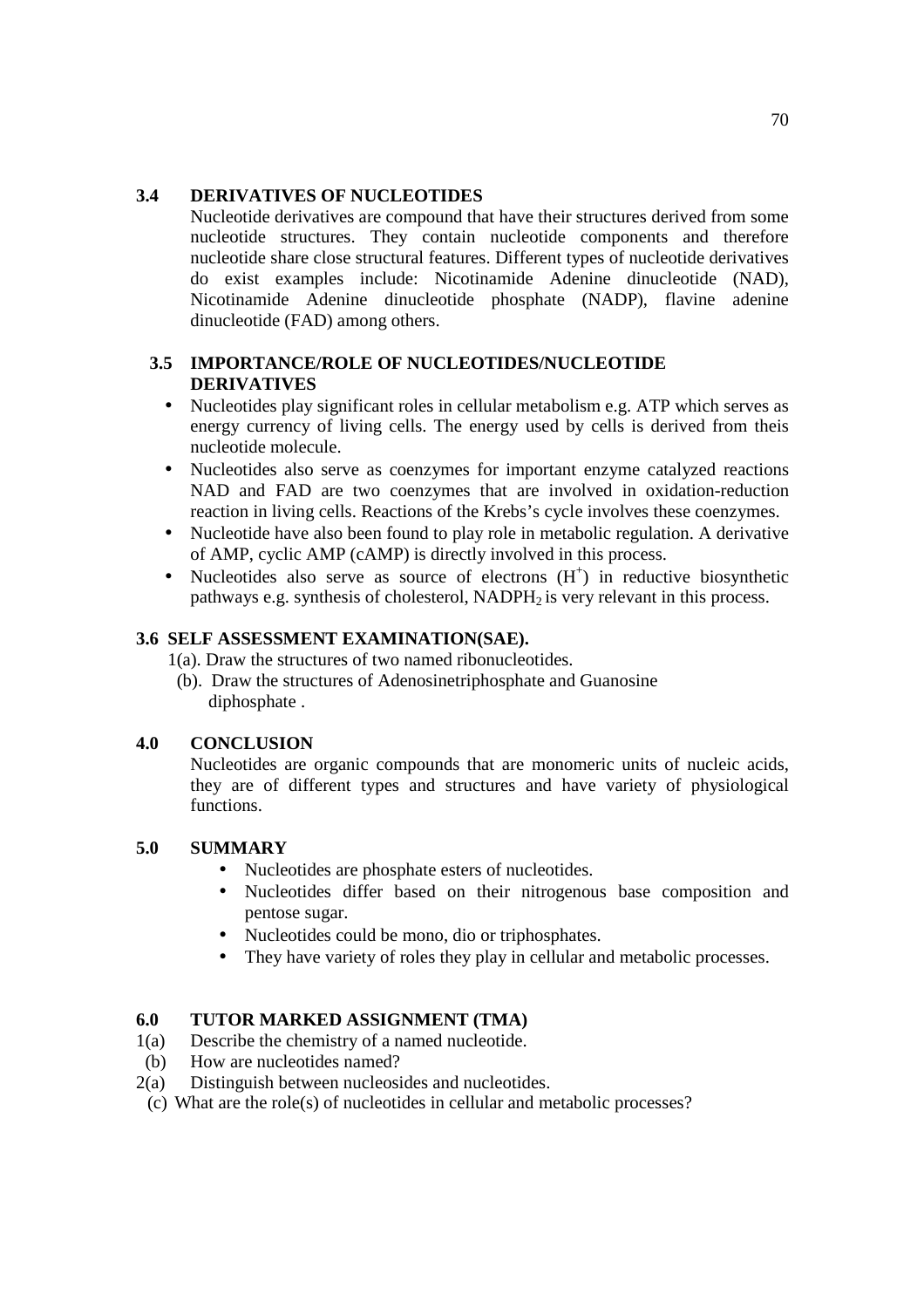### 3.4 DERIVATIVES OF NUCLEOTIDES

Nucleotide derivatives are compound that have their structures derived from some nucleotide structures. They contain nucleotide components and therefore nucleotide share close structural features. Different types of nucleotide derivatives do exist examples include: Nicotinamide Adenine dinucleotide (NAD), Nicotinamide Adenine dinucleotide phosphate (NADP), flavine adenine dinucleotide (FAD) among others.

### 3.5 IMPORTANCE/ROLE OF NUCLEOTIDES/NUCLEOTIDE DERIVATIVES

- Nucleotides play significant roles in cellular metabolism e.g. ATP which serves as energy currency of living cells. The energy used by cells is derived from theis nucleotide molecule.
- Nucleotides also serve as coenzymes for important enzyme catalyzed reactions NAD and FAD are two coenzymes that are involved in oxidation-reduction reaction in living cells. Reactions of the Krebs's cycle involves these coenzymes.
- Nucleotide have also been found to play role in metabolic regulation. A derivative of AMP, cyclic AMP (cAMP) is directly involved in this process.
- Nucleotides also serve as source of electrons ($H^+$) in reductive biosynthetic pathways e.g. synthesis of cholesterol, $NADPH_2$ is very relevant in this process.

### 3.6 SELF ASSESSMENT EXAMINATION(SAE).

1(a). Draw the structures of two named ribonucleotides.

(b). Draw the structures of Adenosinetriphosphate and Guanosine diphosphate .

## 4.0 CONCLUSION

Nucleotides are organic compounds that are monomeric units of nucleic acids, they are of different types and structures and have variety of physiological functions.

## 5.0 SUMMARY

- Nucleotides are phosphate esters of nucleotides.
- Nucleotides differ based on their nitrogenous base composition and pentose sugar.
- Nucleotides could be mono, dio or triphosphates.
- They have variety of roles they play in cellular and metabolic processes.

## 6.0 TUTOR MARKED ASSIGNMENT (TMA)

1(a) Describe the chemistry of a named nucleotide.

(b) How are nucleotides named?

2(a) Distinguish between nucleosides and nucleotides.

(c) What are the role(s) of nucleotides in cellular and metabolic processes?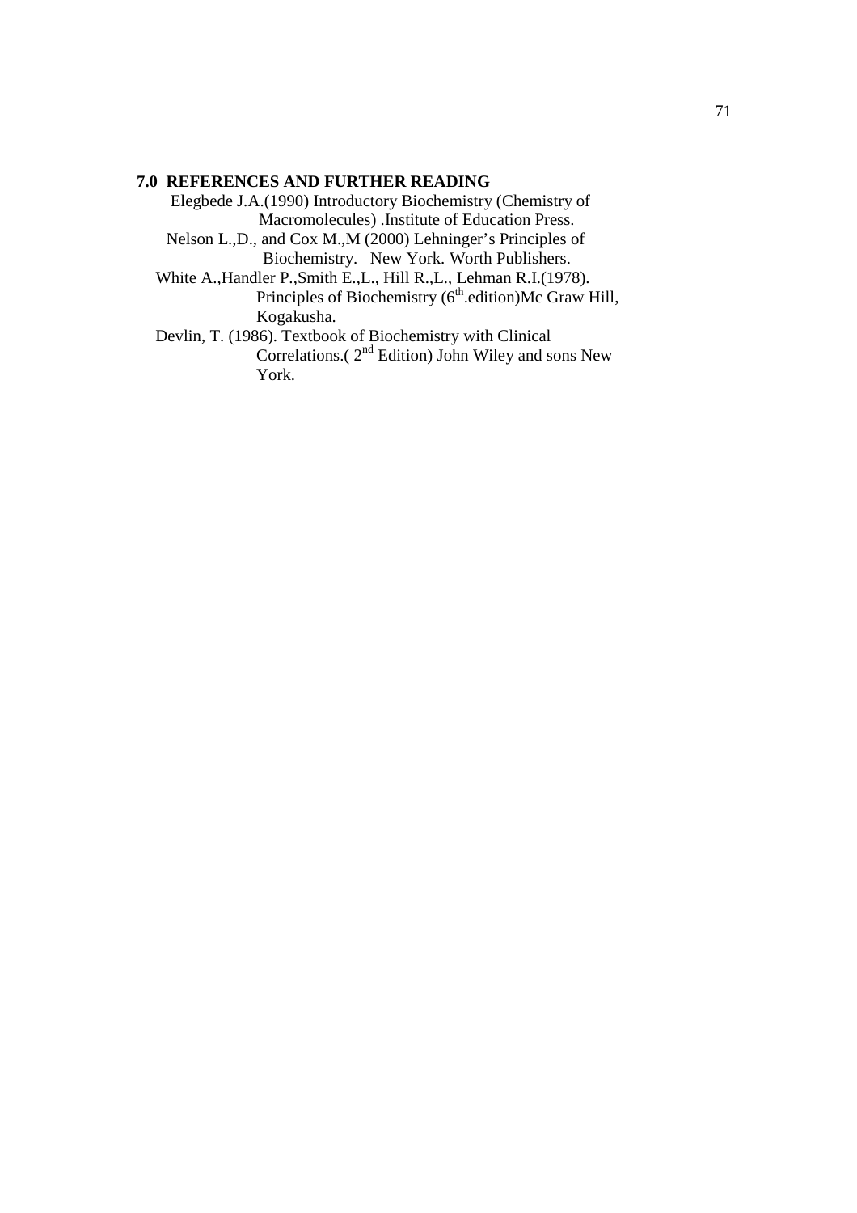## 7.0 REFERENCES AND FURTHER READING

Elegbede J.A.(1990) Introductory Biochemistry (Chemistry of Macromolecules) .Institute of Education Press.

Nelson L.,D., and Cox M.,M (2000) Lehninger's Principles of Biochemistry. New York. Worth Publishers.

White A.,Handler P.,Smith E.,L., Hill R.,L., Lehman R.I.(1978). Principles of Biochemistry (6th.edition)Mc Graw Hill, Kogakusha.

Devlin, T. (1986). Textbook of Biochemistry with Clinical Correlations.( 2nd Edition) John Wiley and sons New York.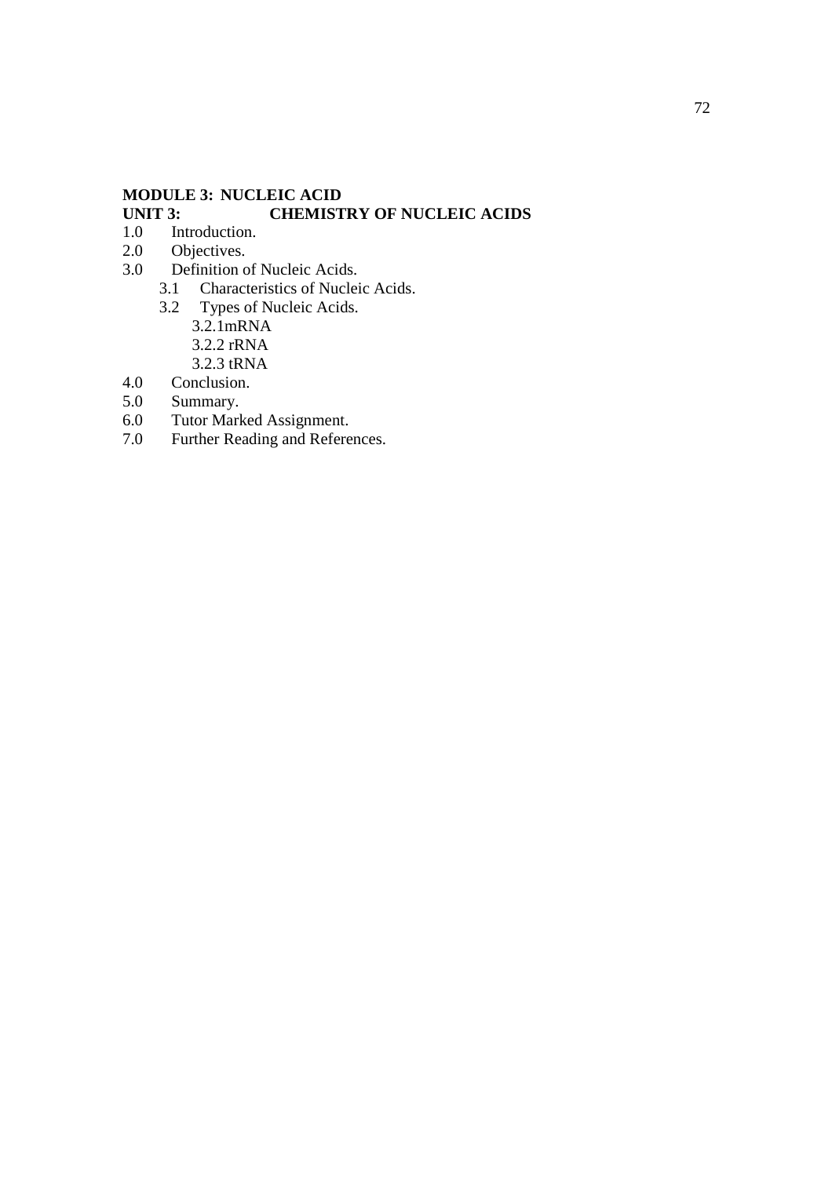**MODULE 3: NUCLEIC ACID**

**UNIT 3: CHEMISTRY OF NUCLEIC ACIDS**

1.0 Introduction.
2.0 Objectives.
3.0 Definition of Nucleic Acids.
  3.1 Characteristics of Nucleic Acids.
  3.2 Types of Nucleic Acids.
    3.2.1mRNA
    3.2.2 rRNA
    3.2.3 tRNA
4.0 Conclusion.
5.0 Summary.
6.0 Tutor Marked Assignment.
7.0 Further Reading and References.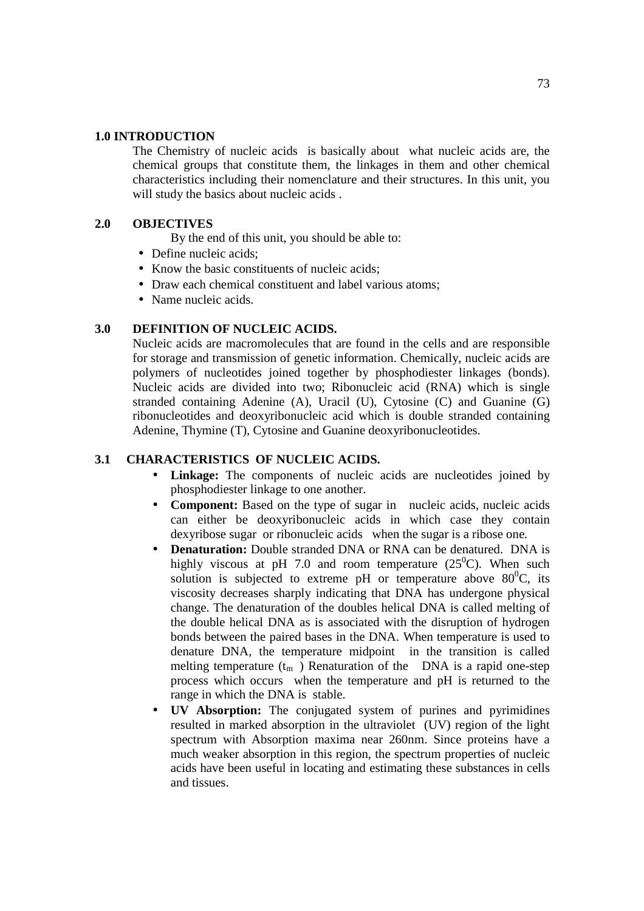## 1.0 INTRODUCTION

The Chemistry of nucleic acids is basically about what nucleic acids are, the chemical groups that constitute them, the linkages in them and other chemical characteristics including their nomenclature and their structures. In this unit, you will study the basics about nucleic acids .

## 2.0 OBJECTIVES

By the end of this unit, you should be able to:

- Define nucleic acids;
- Know the basic constituents of nucleic acids;
- Draw each chemical constituent and label various atoms;
- Name nucleic acids.

## 3.0 DEFINITION OF NUCLEIC ACIDS.

Nucleic acids are macromolecules that are found in the cells and are responsible for storage and transmission of genetic information. Chemically, nucleic acids are polymers of nucleotides joined together by phosphodiester linkages (bonds). Nucleic acids are divided into two; Ribonucleic acid (RNA) which is single stranded containing Adenine (A), Uracil (U), Cytosine (C) and Guanine (G) ribonucleotides and deoxyribonucleic acid which is double stranded containing Adenine, Thymine (T), Cytosine and Guanine deoxyribonucleotides.

### 3.1 CHARACTERISTICS OF NUCLEIC ACIDS.

- **Linkage:** The components of nucleic acids are nucleotides joined by phosphodiester linkage to one another.
- **Component:** Based on the type of sugar in nucleic acids, nucleic acids can either be deoxyribonucleic acids in which case they contain dexyribose sugar or ribonucleic acids when the sugar is a ribose one.
- **Denaturation:** Double stranded DNA or RNA can be denatured. DNA is highly viscous at pH 7.0 and room temperature ($25^0$C). When such solution is subjected to extreme pH or temperature above $80^0$C, its viscosity decreases sharply indicating that DNA has undergone physical change. The denaturation of the doubles helical DNA is called melting of the double helical DNA as is associated with the disruption of hydrogen bonds between the paired bases in the DNA. When temperature is used to denature DNA, the temperature midpoint in the transition is called melting temperature ($t_m$ ) Renaturation of the DNA is a rapid one-step process which occurs when the temperature and pH is returned to the range in which the DNA is stable.
- **UV Absorption:** The conjugated system of purines and pyrimidines resulted in marked absorption in the ultraviolet (UV) region of the light spectrum with Absorption maxima near 260nm. Since proteins have a much weaker absorption in this region, the spectrum properties of nucleic acids have been useful in locating and estimating these substances in cells and tissues.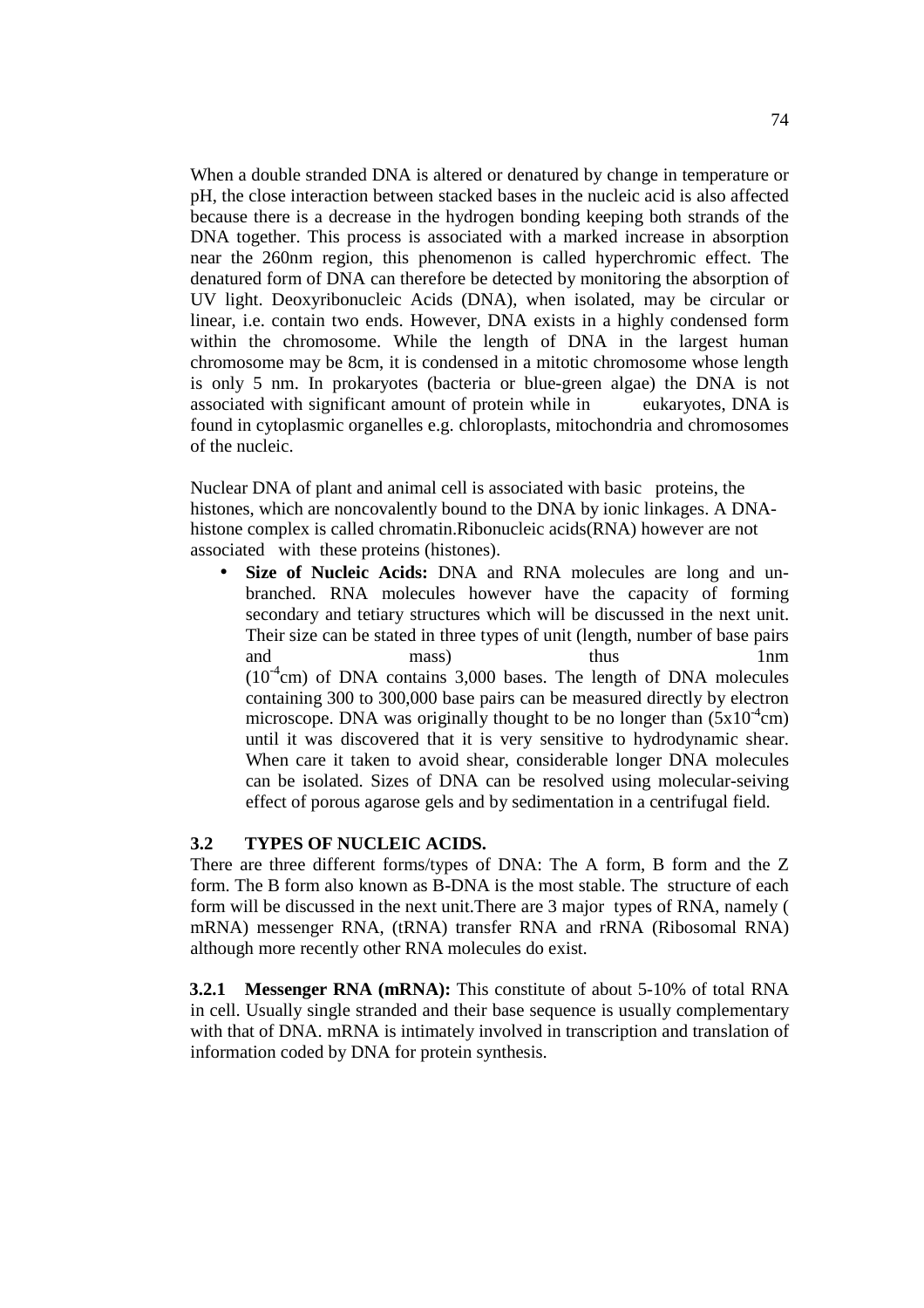When a double stranded DNA is altered or denatured by change in temperature or pH, the close interaction between stacked bases in the nucleic acid is also affected because there is a decrease in the hydrogen bonding keeping both strands of the DNA together. This process is associated with a marked increase in absorption near the 260nm region, this phenomenon is called hyperchromic effect. The denatured form of DNA can therefore be detected by monitoring the absorption of UV light. Deoxyribonucleic Acids (DNA), when isolated, may be circular or linear, i.e. contain two ends. However, DNA exists in a highly condensed form within the chromosome. While the length of DNA in the largest human chromosome may be 8cm, it is condensed in a mitotic chromosome whose length is only 5 nm. In prokaryotes (bacteria or blue-green algae) the DNA is not associated with significant amount of protein while in eukaryotes, DNA is found in cytoplasmic organelles e.g. chloroplasts, mitochondria and chromosomes of the nucleic.

Nuclear DNA of plant and animal cell is associated with basic proteins, the histones, which are noncovalently bound to the DNA by ionic linkages. A DNA-histone complex is called chromatin.Ribonucleic acids(RNA) however are not associated with these proteins (histones).

- **Size of Nucleic Acids:** DNA and RNA molecules are long and un-branched. RNA molecules however have the capacity of forming secondary and tetiary structures which will be discussed in the next unit. Their size can be stated in three types of unit (length, number of base pairs and mass) thus 1nm ($10^{-4}$cm) of DNA contains 3,000 bases. The length of DNA molecules containing 300 to 300,000 base pairs can be measured directly by electron microscope. DNA was originally thought to be no longer than ($5x10^{-4}$cm) until it was discovered that it is very sensitive to hydrodynamic shear. When care it taken to avoid shear, considerable longer DNA molecules can be isolated. Sizes of DNA can be resolved using molecular-seiving effect of porous agarose gels and by sedimentation in a centrifugal field.

## 3.2 TYPES OF NUCLEIC ACIDS.

There are three different forms/types of DNA: The A form, B form and the Z form. The B form also known as B-DNA is the most stable. The structure of each form will be discussed in the next unit.There are 3 major types of RNA, namely ( mRNA) messenger RNA, (tRNA) transfer RNA and rRNA (Ribosomal RNA) although more recently other RNA molecules do exist.

**3.2.1 Messenger RNA (mRNA):** This constitute of about 5-10% of total RNA in cell. Usually single stranded and their base sequence is usually complementary with that of DNA. mRNA is intimately involved in transcription and translation of information coded by DNA for protein synthesis.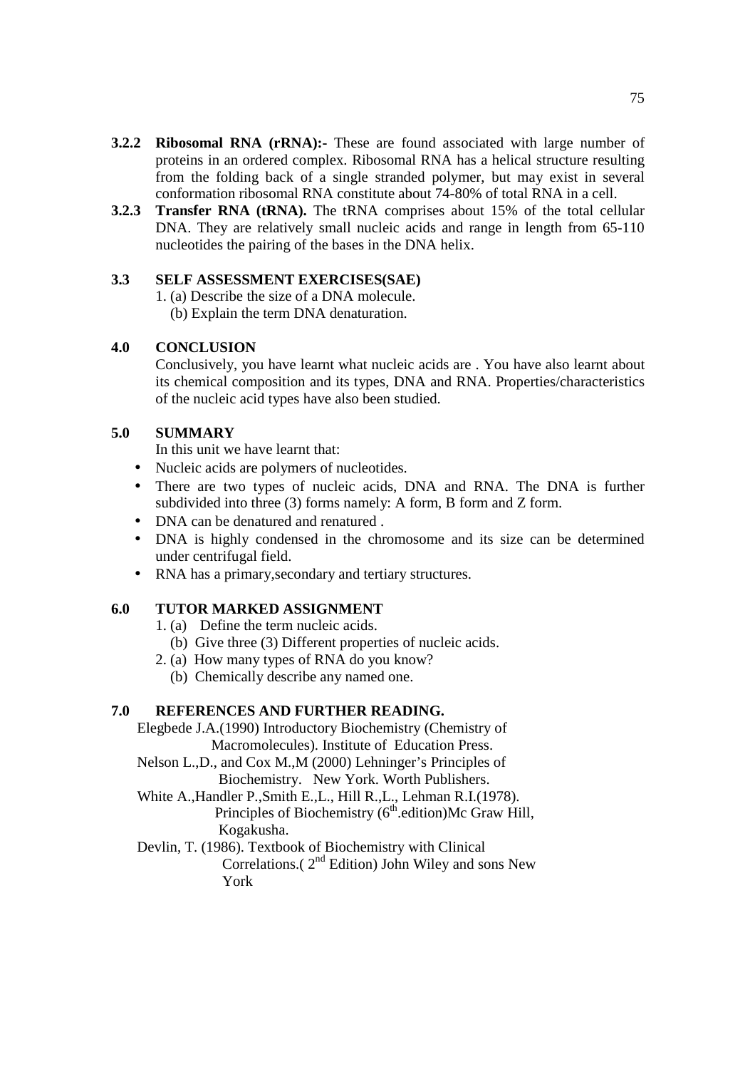**3.2.2 Ribosomal RNA (rRNA):-** These are found associated with large number of proteins in an ordered complex. Ribosomal RNA has a helical structure resulting from the folding back of a single stranded polymer, but may exist in several conformation ribosomal RNA constitute about 74-80% of total RNA in a cell.

**3.2.3 Transfer RNA (tRNA).** The tRNA comprises about 15% of the total cellular DNA. They are relatively small nucleic acids and range in length from 65-110 nucleotides the pairing of the bases in the DNA helix.

## 3.3 SELF ASSESSMENT EXERCISES(SAE)

1. (a) Describe the size of a DNA molecule.
   (b) Explain the term DNA denaturation.

## 4.0 CONCLUSION

Conclusively, you have learnt what nucleic acids are . You have also learnt about its chemical composition and its types, DNA and RNA. Properties/characteristics of the nucleic acid types have also been studied.

## 5.0 SUMMARY

In this unit we have learnt that:

- Nucleic acids are polymers of nucleotides.
- There are two types of nucleic acids, DNA and RNA. The DNA is further subdivided into three (3) forms namely: A form, B form and Z form.
- DNA can be denatured and renatured .
- DNA is highly condensed in the chromosome and its size can be determined under centrifugal field.
- RNA has a primary,secondary and tertiary structures.

## 6.0 TUTOR MARKED ASSIGNMENT

1. (a) Define the term nucleic acids.
   (b) Give three (3) Different properties of nucleic acids.
2. (a) How many types of RNA do you know?
   (b) Chemically describe any named one.

## 7.0 REFERENCES AND FURTHER READING.

Elegbede J.A.(1990) Introductory Biochemistry (Chemistry of Macromolecules). Institute of Education Press.

Nelson L.,D., and Cox M.,M (2000) Lehninger's Principles of Biochemistry. New York. Worth Publishers.

White A.,Handler P.,Smith E.,L., Hill R.,L., Lehman R.I.(1978). Principles of Biochemistry ($6^{th}$.edition)Mc Graw Hill, Kogakusha.

Devlin, T. (1986). Textbook of Biochemistry with Clinical Correlations.( $2^{nd}$ Edition) John Wiley and sons New York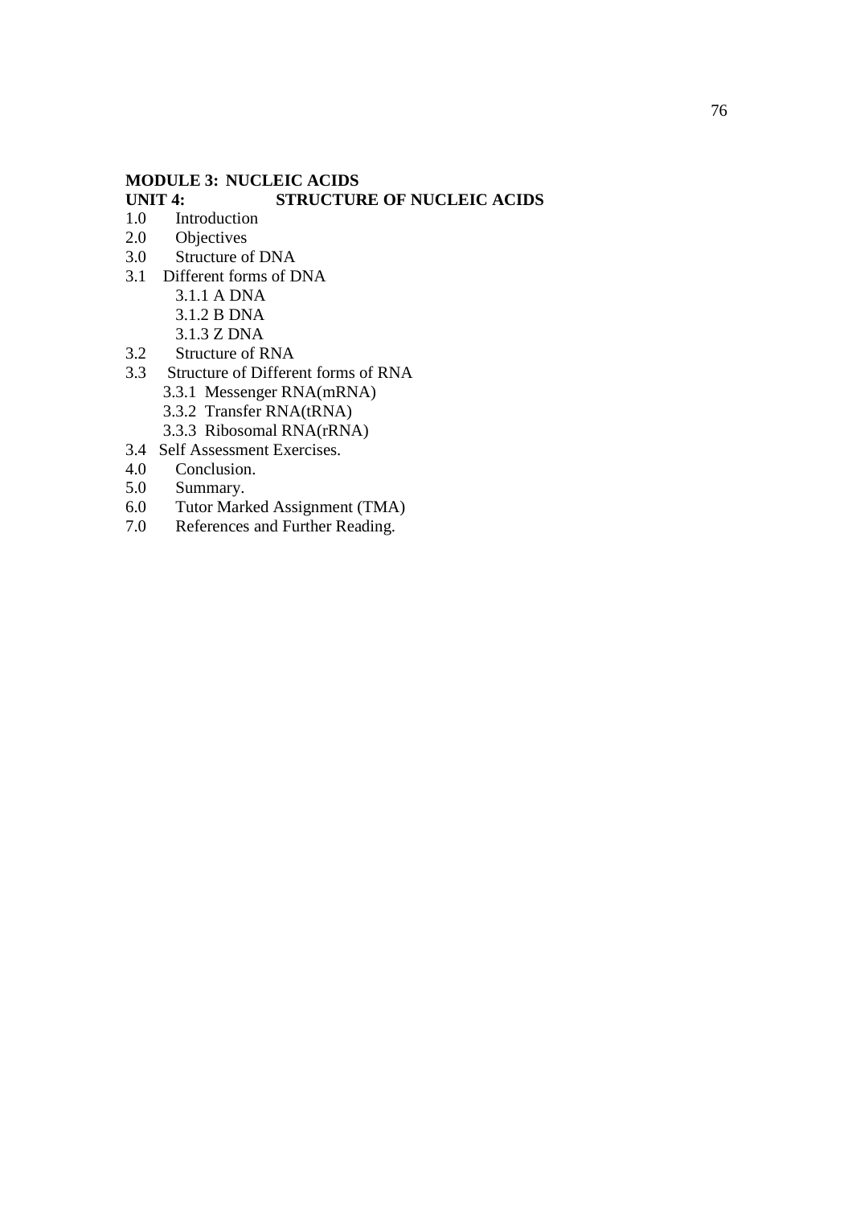**MODULE 3: NUCLEIC ACIDS**

**UNIT 4: STRUCTURE OF NUCLEIC ACIDS**

1.0 Introduction
2.0 Objectives
3.0 Structure of DNA
3.1 Different forms of DNA
    3.1.1 A DNA
    3.1.2 B DNA
    3.1.3 Z DNA
3.2 Structure of RNA
3.3 Structure of Different forms of RNA
    3.3.1 Messenger RNA(mRNA)
    3.3.2 Transfer RNA(tRNA)
    3.3.3 Ribosomal RNA(rRNA)
3.4 Self Assessment Exercises.
4.0 Conclusion.
5.0 Summary.
6.0 Tutor Marked Assignment (TMA)
7.0 References and Further Reading.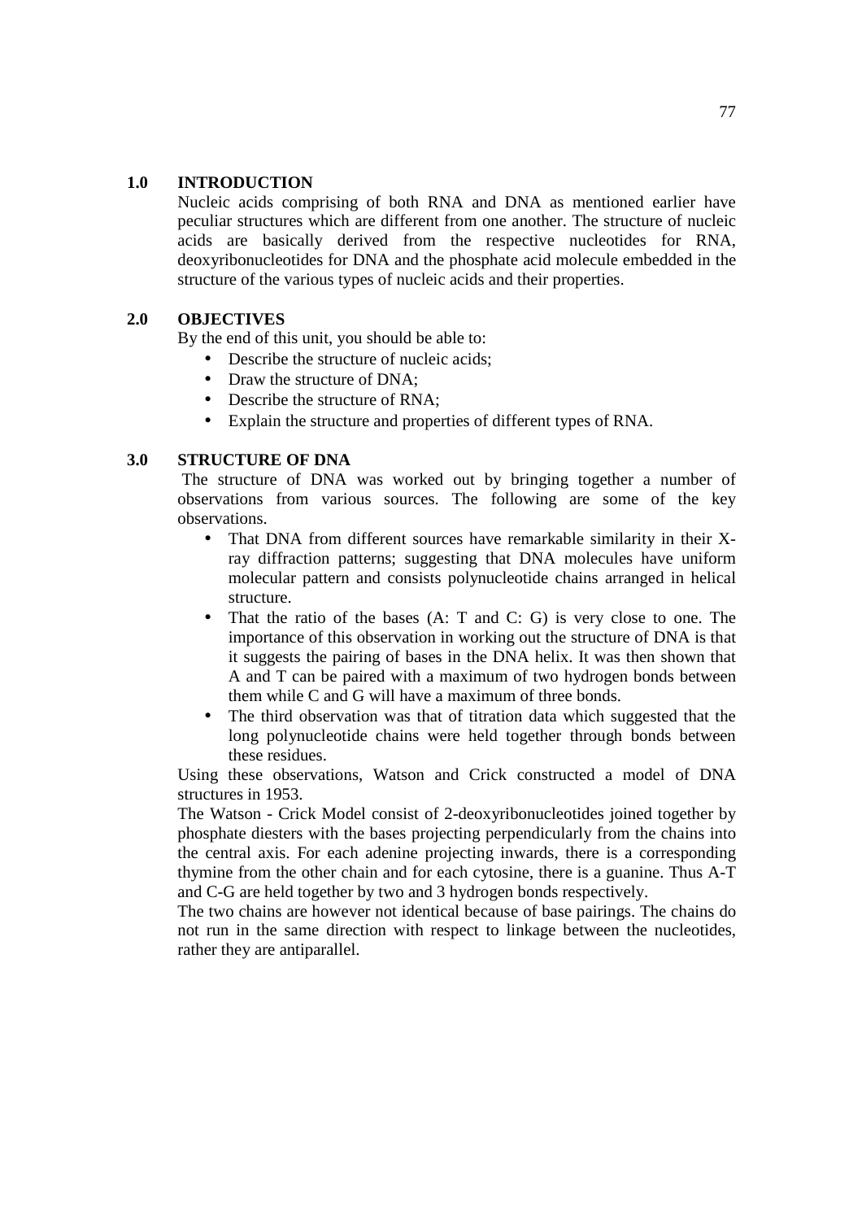## 1.0 INTRODUCTION

Nucleic acids comprising of both RNA and DNA as mentioned earlier have peculiar structures which are different from one another. The structure of nucleic acids are basically derived from the respective nucleotides for RNA, deoxyribonucleotides for DNA and the phosphate acid molecule embedded in the structure of the various types of nucleic acids and their properties.

## 2.0 OBJECTIVES

By the end of this unit, you should be able to:

- Describe the structure of nucleic acids;
- Draw the structure of DNA;
- Describe the structure of RNA;
- Explain the structure and properties of different types of RNA.

## 3.0 STRUCTURE OF DNA

The structure of DNA was worked out by bringing together a number of observations from various sources. The following are some of the key observations.

- That DNA from different sources have remarkable similarity in their X-ray diffraction patterns; suggesting that DNA molecules have uniform molecular pattern and consists polynucleotide chains arranged in helical structure.
- That the ratio of the bases (A: T and C: G) is very close to one. The importance of this observation in working out the structure of DNA is that it suggests the pairing of bases in the DNA helix. It was then shown that A and T can be paired with a maximum of two hydrogen bonds between them while C and G will have a maximum of three bonds.
- The third observation was that of titration data which suggested that the long polynucleotide chains were held together through bonds between these residues.

Using these observations, Watson and Crick constructed a model of DNA structures in 1953.

The Watson - Crick Model consist of 2-deoxyribonucleotides joined together by phosphate diesters with the bases projecting perpendicularly from the chains into the central axis. For each adenine projecting inwards, there is a corresponding thymine from the other chain and for each cytosine, there is a guanine. Thus A-T and C-G are held together by two and 3 hydrogen bonds respectively.

The two chains are however not identical because of base pairings. The chains do not run in the same direction with respect to linkage between the nucleotides, rather they are antiparallel.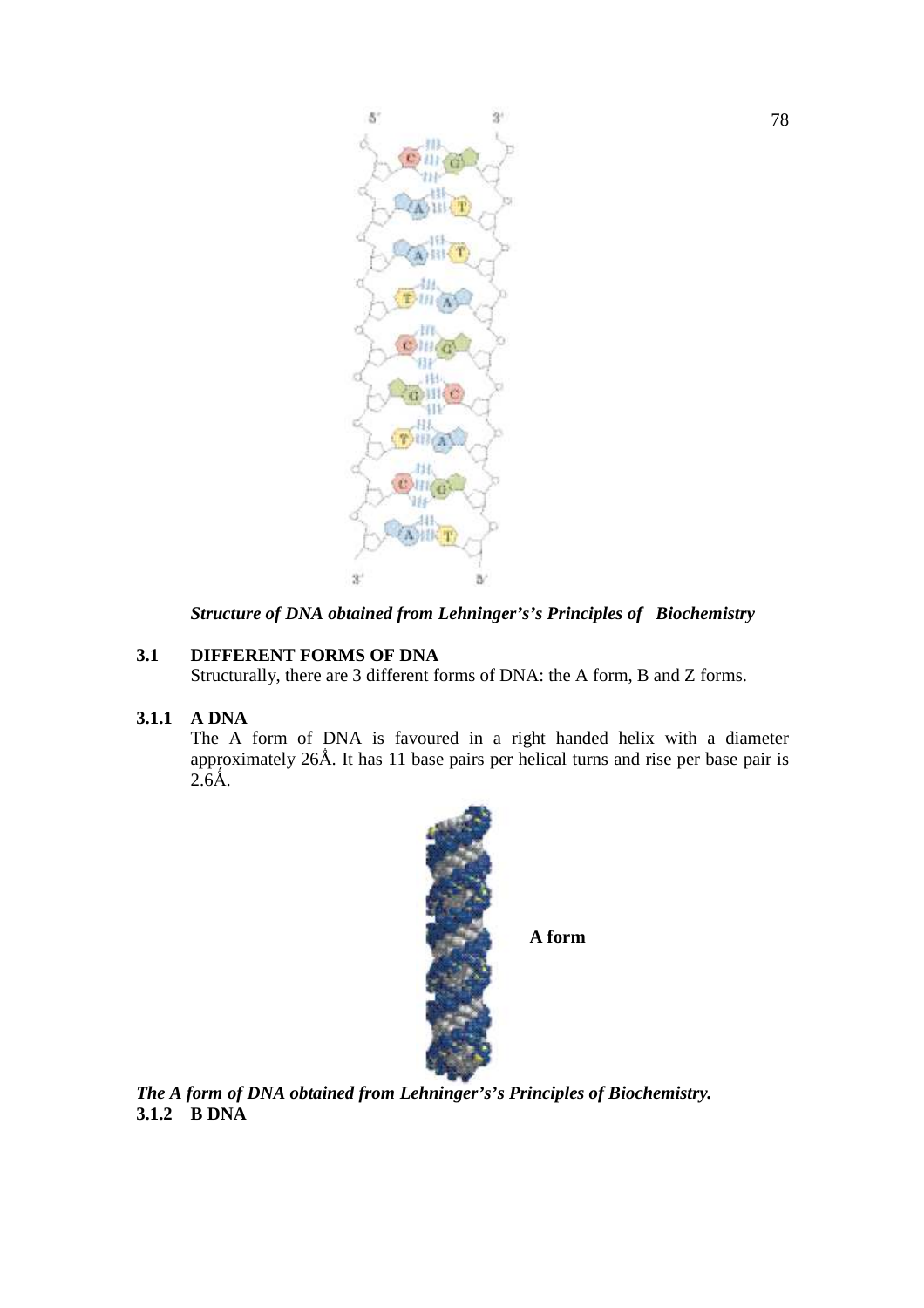*Structure of DNA obtained from Lehninger's's Principles of Biochemistry*

## 3.1 DIFFERENT FORMS OF DNA

Structurally, there are 3 different forms of DNA: the A form, B and Z forms.

### 3.1.1 A DNA

The A form of DNA is favoured in a right handed helix with a diameter approximately 26Å. It has 11 base pairs per helical turns and rise per base pair is 2.6Å.

**A form**

*The A form of DNA obtained from Lehninger's's Principles of Biochemistry.*

### 3.1.2 B DNA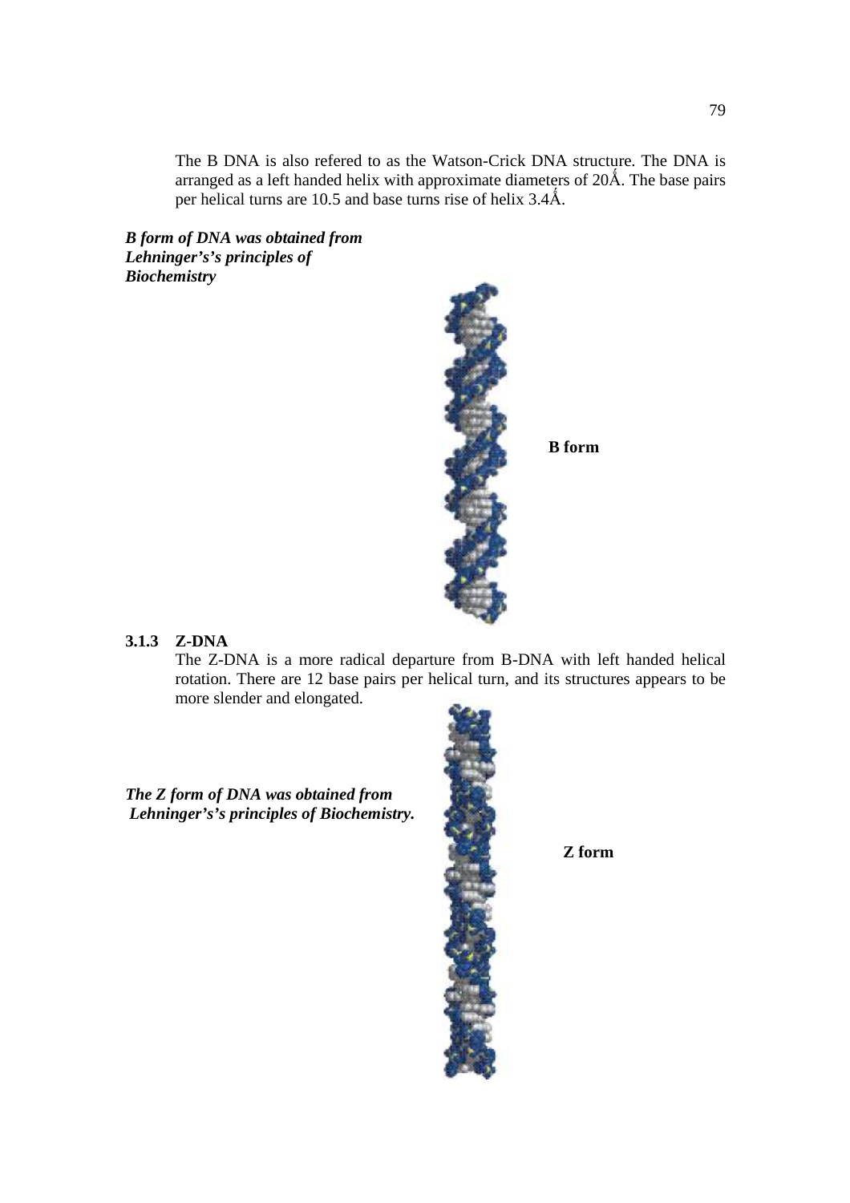The B DNA is also refered to as the Watson-Crick DNA structure. The DNA is arranged as a left handed helix with approximate diameters of 20Ǻ. The base pairs per helical turns are 10.5 and base turns rise of helix 3.4Ǻ.

***B form of DNA was obtained from Lehninger's's principles of Biochemistry***

**B form**

### 3.1.3 Z-DNA

The Z-DNA is a more radical departure from B-DNA with left handed helical rotation. There are 12 base pairs per helical turn, and its structures appears to be more slender and elongated.

***The Z form of DNA was obtained from Lehninger's's principles of Biochemistry.***

**Z form**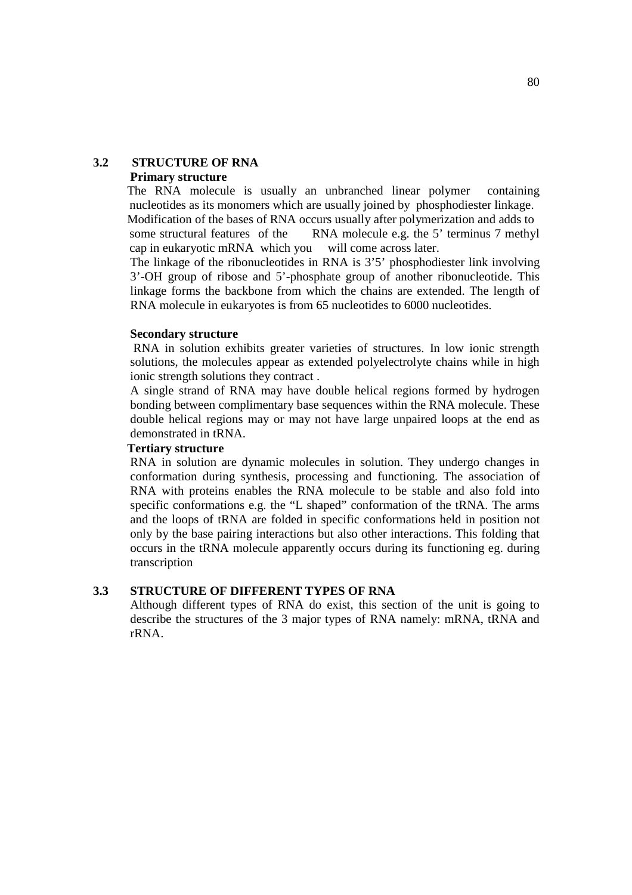## 3.2 STRUCTURE OF RNA

### Primary structure

The RNA molecule is usually an unbranched linear polymer containing nucleotides as its monomers which are usually joined by phosphodiester linkage. Modification of the bases of RNA occurs usually after polymerization and adds to some structural features of the RNA molecule e.g. the 5' terminus 7 methyl cap in eukaryotic mRNA which you will come across later.

The linkage of the ribonucleotides in RNA is 3'5' phosphodiester link involving 3'-OH group of ribose and 5'-phosphate group of another ribonucleotide. This linkage forms the backbone from which the chains are extended. The length of RNA molecule in eukaryotes is from 65 nucleotides to 6000 nucleotides.

### Secondary structure

RNA in solution exhibits greater varieties of structures. In low ionic strength solutions, the molecules appear as extended polyelectrolyte chains while in high ionic strength solutions they contract .

A single strand of RNA may have double helical regions formed by hydrogen bonding between complimentary base sequences within the RNA molecule. These double helical regions may or may not have large unpaired loops at the end as demonstrated in tRNA.

### Tertiary structure

RNA in solution are dynamic molecules in solution. They undergo changes in conformation during synthesis, processing and functioning. The association of RNA with proteins enables the RNA molecule to be stable and also fold into specific conformations e.g. the "L shaped" conformation of the tRNA. The arms and the loops of tRNA are folded in specific conformations held in position not only by the base pairing interactions but also other interactions. This folding that occurs in the tRNA molecule apparently occurs during its functioning eg. during transcription

## 3.3 STRUCTURE OF DIFFERENT TYPES OF RNA

Although different types of RNA do exist, this section of the unit is going to describe the structures of the 3 major types of RNA namely: mRNA, tRNA and rRNA.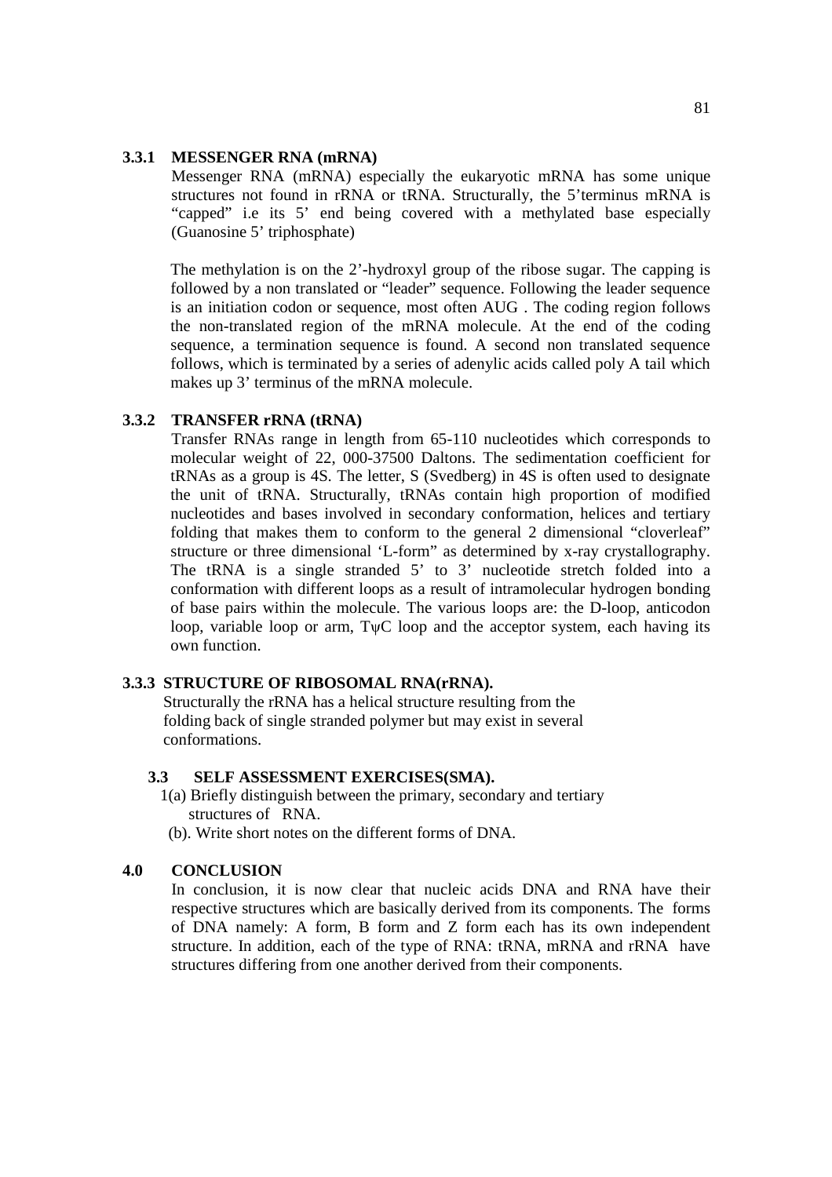### 3.3.1 MESSENGER RNA (mRNA)

Messenger RNA (mRNA) especially the eukaryotic mRNA has some unique structures not found in rRNA or tRNA. Structurally, the 5'terminus mRNA is "capped" i.e its 5' end being covered with a methylated base especially (Guanosine 5' triphosphate)

The methylation is on the 2'-hydroxyl group of the ribose sugar. The capping is followed by a non translated or "leader" sequence. Following the leader sequence is an initiation codon or sequence, most often AUG . The coding region follows the non-translated region of the mRNA molecule. At the end of the coding sequence, a termination sequence is found. A second non translated sequence follows, which is terminated by a series of adenylic acids called poly A tail which makes up 3' terminus of the mRNA molecule.

### 3.3.2 TRANSFER rRNA (tRNA)

Transfer RNAs range in length from 65-110 nucleotides which corresponds to molecular weight of 22, 000-37500 Daltons. The sedimentation coefficient for tRNAs as a group is 4S. The letter, S (Svedberg) in 4S is often used to designate the unit of tRNA. Structurally, tRNAs contain high proportion of modified nucleotides and bases involved in secondary conformation, helices and tertiary folding that makes them to conform to the general 2 dimensional "cloverleaf" structure or three dimensional 'L-form" as determined by x-ray crystallography. The tRNA is a single stranded 5' to 3' nucleotide stretch folded into a conformation with different loops as a result of intramolecular hydrogen bonding of base pairs within the molecule. The various loops are: the D-loop, anticodon loop, variable loop or arm, TψC loop and the acceptor system, each having its own function.

### 3.3.3 STRUCTURE OF RIBOSOMAL RNA(rRNA).

Structurally the rRNA has a helical structure resulting from the folding back of single stranded polymer but may exist in several conformations.

### 3.3 SELF ASSESSMENT EXERCISES(SMA).

1(a) Briefly distinguish between the primary, secondary and tertiary structures of RNA.

(b). Write short notes on the different forms of DNA.

## 4.0 CONCLUSION

In conclusion, it is now clear that nucleic acids DNA and RNA have their respective structures which are basically derived from its components. The forms of DNA namely: A form, B form and Z form each has its own independent structure. In addition, each of the type of RNA: tRNA, mRNA and rRNA have structures differing from one another derived from their components.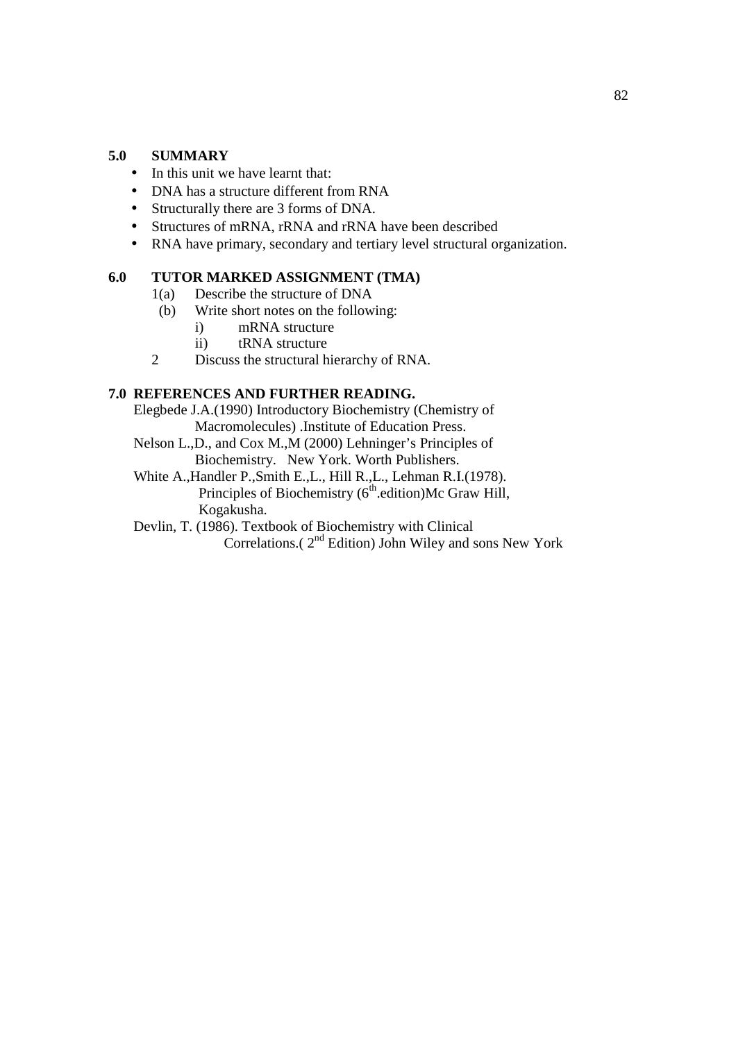## 5.0 SUMMARY

- In this unit we have learnt that:
- DNA has a structure different from RNA
- Structurally there are 3 forms of DNA.
- Structures of mRNA, rRNA and rRNA have been described
- RNA have primary, secondary and tertiary level structural organization.

## 6.0 TUTOR MARKED ASSIGNMENT (TMA)

1(a) Describe the structure of DNA

(b) Write short notes on the following:

i) mRNA structure

ii) tRNA structure

2 Discuss the structural hierarchy of RNA.

## 7.0 REFERENCES AND FURTHER READING.

Elegbede J.A.(1990) Introductory Biochemistry (Chemistry of Macromolecules) .Institute of Education Press.

Nelson L.,D., and Cox M.,M (2000) Lehninger's Principles of Biochemistry. New York. Worth Publishers.

White A.,Handler P.,Smith E.,L., Hill R.,L., Lehman R.I.(1978). Principles of Biochemistry (6th.edition)Mc Graw Hill, Kogakusha.

Devlin, T. (1986). Textbook of Biochemistry with Clinical Correlations.( 2nd Edition) John Wiley and sons New York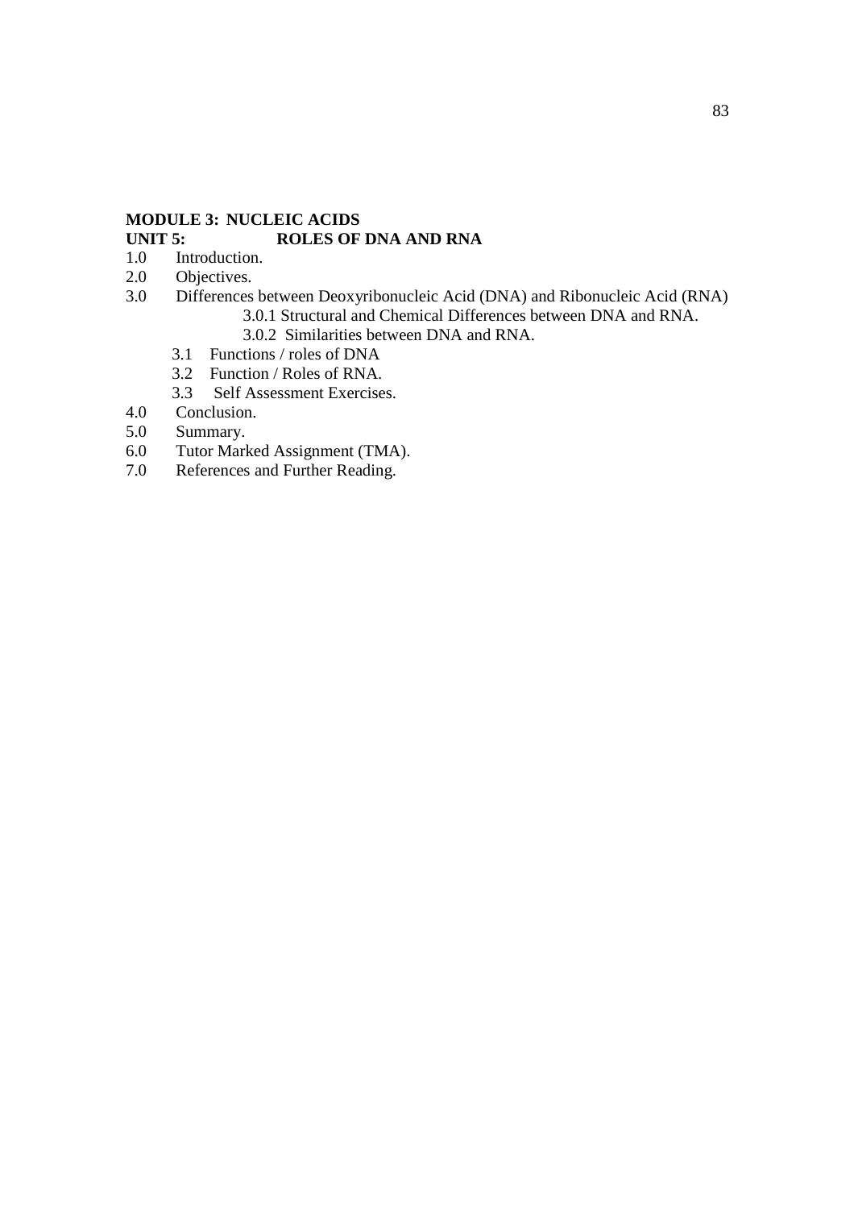**MODULE 3: NUCLEIC ACIDS**
**UNIT 5: ROLES OF DNA AND RNA**

1.0 Introduction.
2.0 Objectives.
3.0 Differences between Deoxyribonucleic Acid (DNA) and Ribonucleic Acid (RNA)
    3.0.1 Structural and Chemical Differences between DNA and RNA.
    3.0.2 Similarities between DNA and RNA.
  3.1 Functions / roles of DNA
  3.2 Function / Roles of RNA.
  3.3 Self Assessment Exercises.
4.0 Conclusion.
5.0 Summary.
6.0 Tutor Marked Assignment (TMA).
7.0 References and Further Reading.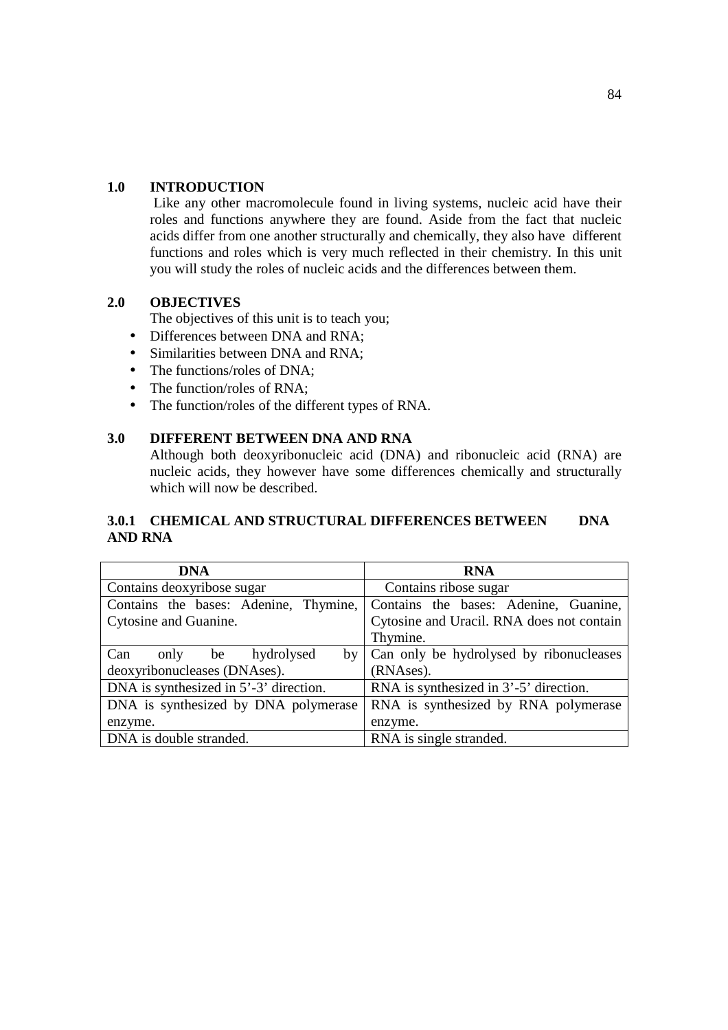## 1.0 INTRODUCTION

Like any other macromolecule found in living systems, nucleic acid have their roles and functions anywhere they are found. Aside from the fact that nucleic acids differ from one another structurally and chemically, they also have different functions and roles which is very much reflected in their chemistry. In this unit you will study the roles of nucleic acids and the differences between them.

## 2.0 OBJECTIVES

The objectives of this unit is to teach you;

- Differences between DNA and RNA;
- Similarities between DNA and RNA;
- The functions/roles of DNA;
- The function/roles of RNA;
- The function/roles of the different types of RNA.

## 3.0 DIFFERENT BETWEEN DNA AND RNA

Although both deoxyribonucleic acid (DNA) and ribonucleic acid (RNA) are nucleic acids, they however have some differences chemically and structurally which will now be described.

### 3.0.1 CHEMICAL AND STRUCTURAL DIFFERENCES BETWEEN DNA AND RNA

| DNA | RNA |
|---|---|
| Contains deoxyribose sugar | Contains ribose sugar |
| Contains the bases: Adenine, Thymine, Cytosine and Guanine. | Contains the bases: Adenine, Guanine, Cytosine and Uracil. RNA does not contain Thymine. |
| Can only be hydrolysed by deoxyribonucleases (DNAses). | Can only be hydrolysed by ribonucleases (RNAses). |
| DNA is synthesized in 5'-3' direction. | RNA is synthesized in 3'-5' direction. |
| DNA is synthesized by DNA polymerase enzyme. | RNA is synthesized by RNA polymerase enzyme. |
| DNA is double stranded. | RNA is single stranded. |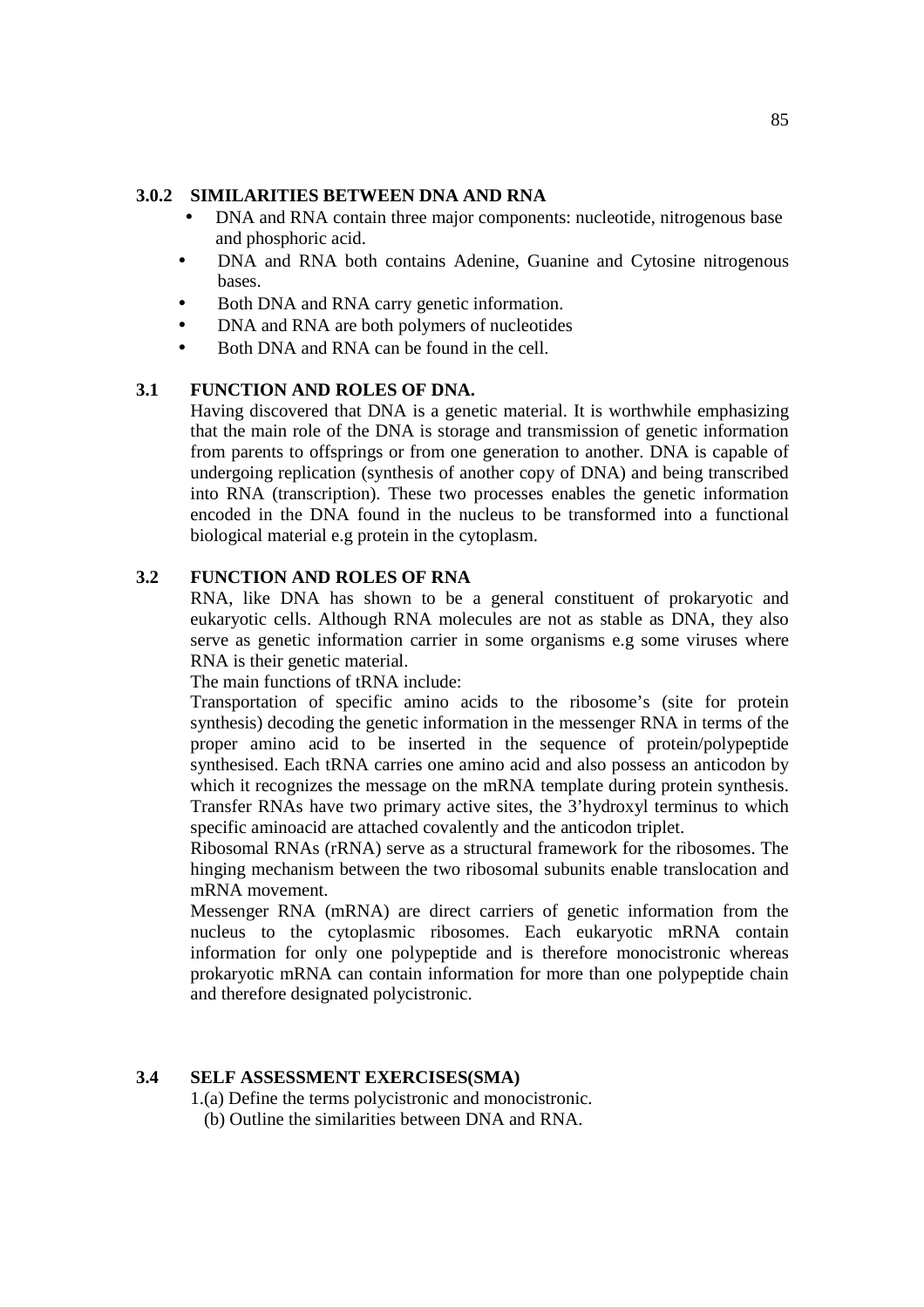### 3.0.2 SIMILARITIES BETWEEN DNA AND RNA

- DNA and RNA contain three major components: nucleotide, nitrogenous base and phosphoric acid.
- DNA and RNA both contains Adenine, Guanine and Cytosine nitrogenous bases.
- Both DNA and RNA carry genetic information.
- DNA and RNA are both polymers of nucleotides
- Both DNA and RNA can be found in the cell.

### 3.1 FUNCTION AND ROLES OF DNA.

Having discovered that DNA is a genetic material. It is worthwhile emphasizing that the main role of the DNA is storage and transmission of genetic information from parents to offsprings or from one generation to another. DNA is capable of undergoing replication (synthesis of another copy of DNA) and being transcribed into RNA (transcription). These two processes enables the genetic information encoded in the DNA found in the nucleus to be transformed into a functional biological material e.g protein in the cytoplasm.

### 3.2 FUNCTION AND ROLES OF RNA

RNA, like DNA has shown to be a general constituent of prokaryotic and eukaryotic cells. Although RNA molecules are not as stable as DNA, they also serve as genetic information carrier in some organisms e.g some viruses where RNA is their genetic material.

The main functions of tRNA include:

Transportation of specific amino acids to the ribosome's (site for protein synthesis) decoding the genetic information in the messenger RNA in terms of the proper amino acid to be inserted in the sequence of protein/polypeptide synthesised. Each tRNA carries one amino acid and also possess an anticodon by which it recognizes the message on the mRNA template during protein synthesis. Transfer RNAs have two primary active sites, the 3'hydroxyl terminus to which specific aminoacid are attached covalently and the anticodon triplet.

Ribosomal RNAs (rRNA) serve as a structural framework for the ribosomes. The hinging mechanism between the two ribosomal subunits enable translocation and mRNA movement.

Messenger RNA (mRNA) are direct carriers of genetic information from the nucleus to the cytoplasmic ribosomes. Each eukaryotic mRNA contain information for only one polypeptide and is therefore monocistronic whereas prokaryotic mRNA can contain information for more than one polypeptide chain and therefore designated polycistronic.

### 3.4 SELF ASSESSMENT EXERCISES(SMA)

1.(a) Define the terms polycistronic and monocistronic.

(b) Outline the similarities between DNA and RNA.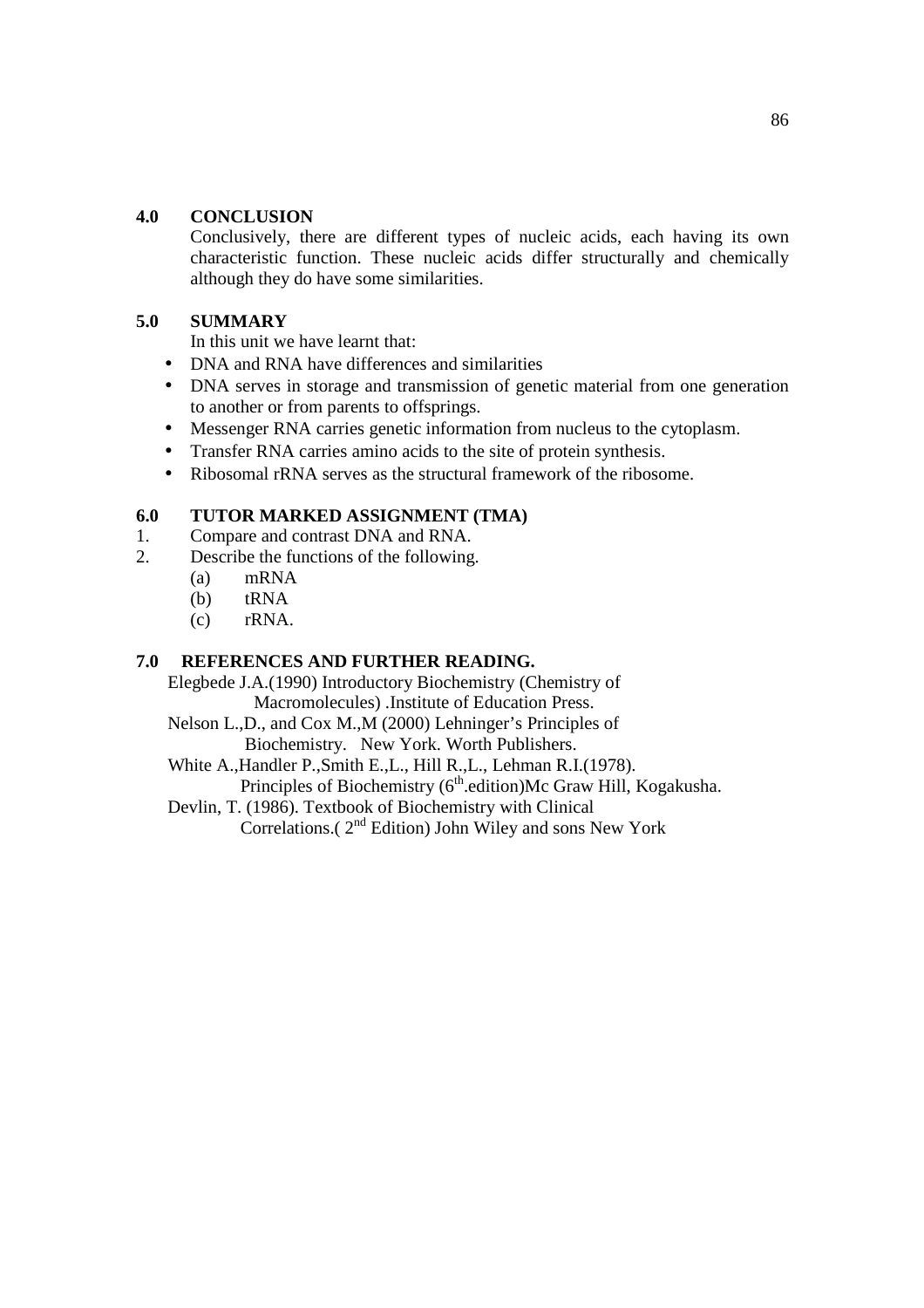## 4.0 CONCLUSION

Conclusively, there are different types of nucleic acids, each having its own characteristic function. These nucleic acids differ structurally and chemically although they do have some similarities.

## 5.0 SUMMARY

In this unit we have learnt that:

- DNA and RNA have differences and similarities
- DNA serves in storage and transmission of genetic material from one generation to another or from parents to offsprings.
- Messenger RNA carries genetic information from nucleus to the cytoplasm.
- Transfer RNA carries amino acids to the site of protein synthesis.
- Ribosomal rRNA serves as the structural framework of the ribosome.

## 6.0 TUTOR MARKED ASSIGNMENT (TMA)

1. Compare and contrast DNA and RNA.
2. Describe the functions of the following.
   (a) mRNA
   (b) tRNA
   (c) rRNA.

## 7.0 REFERENCES AND FURTHER READING.

Elegbede J.A.(1990) Introductory Biochemistry (Chemistry of Macromolecules) .Institute of Education Press.

Nelson L.,D., and Cox M.,M (2000) Lehninger's Principles of Biochemistry. New York. Worth Publishers.

White A.,Handler P.,Smith E.,L., Hill R.,L., Lehman R.I.(1978). Principles of Biochemistry (6th.edition)Mc Graw Hill, Kogakusha.

Devlin, T. (1986). Textbook of Biochemistry with Clinical Correlations.( 2nd Edition) John Wiley and sons New York